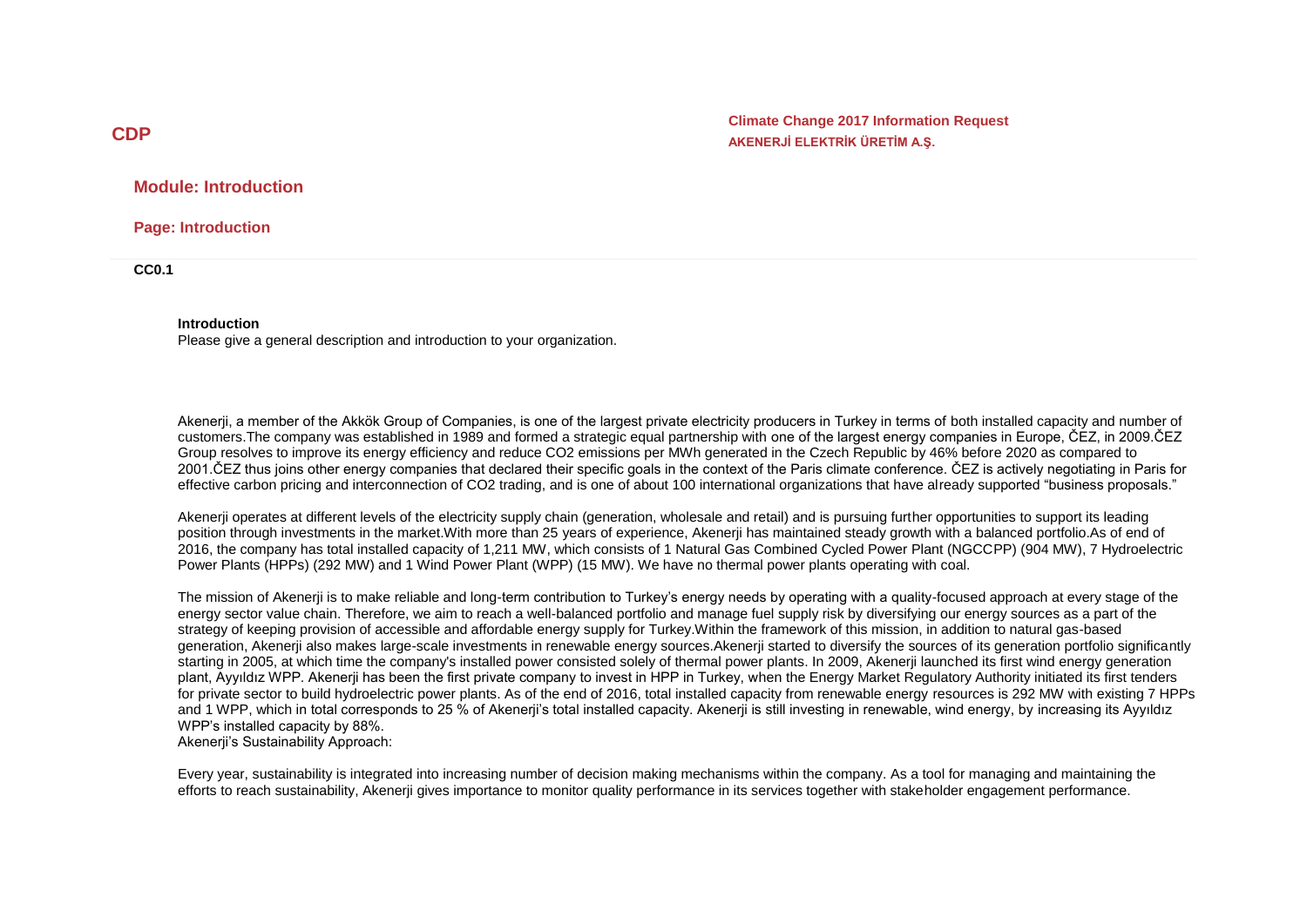# CDP

**Climate Change 2017 Information Request**
**AKENERJİ ELEKTRİK ÜRETİM A.Ş.**

## Module: Introduction

### Page: Introduction

**CC0.1**

**Introduction**

Please give a general description and introduction to your organization.

Akenerji, a member of the Akkök Group of Companies, is one of the largest private electricity producers in Turkey in terms of both installed capacity and number of customers.The company was established in 1989 and formed a strategic equal partnership with one of the largest energy companies in Europe, ČEZ, in 2009.ČEZ Group resolves to improve its energy efficiency and reduce $CO_2$ emissions per MWh generated in the Czech Republic by 46% before 2020 as compared to 2001.ČEZ thus joins other energy companies that declared their specific goals in the context of the Paris climate conference. ČEZ is actively negotiating in Paris for effective carbon pricing and interconnection of $CO_2$ trading, and is one of about 100 international organizations that have already supported "business proposals."

Akenerji operates at different levels of the electricity supply chain (generation, wholesale and retail) and is pursuing further opportunities to support its leading position through investments in the market.With more than 25 years of experience, Akenerji has maintained steady growth with a balanced portfolio.As of end of 2016, the company has total installed capacity of 1,211 MW, which consists of 1 Natural Gas Combined Cycled Power Plant (NGCCPP) (904 MW), 7 Hydroelectric Power Plants (HPPs) (292 MW) and 1 Wind Power Plant (WPP) (15 MW). We have no thermal power plants operating with coal.

The mission of Akenerji is to make reliable and long-term contribution to Turkey's energy needs by operating with a quality-focused approach at every stage of the energy sector value chain. Therefore, we aim to reach a well-balanced portfolio and manage fuel supply risk by diversifying our energy sources as a part of the strategy of keeping provision of accessible and affordable energy supply for Turkey.Within the framework of this mission, in addition to natural gas-based generation, Akenerji also makes large-scale investments in renewable energy sources.Akenerji started to diversify the sources of its generation portfolio significantly starting in 2005, at which time the company's installed power consisted solely of thermal power plants. In 2009, Akenerji launched its first wind energy generation plant, Ayyıldız WPP. Akenerji has been the first private company to invest in HPP in Turkey, when the Energy Market Regulatory Authority initiated its first tenders for private sector to build hydroelectric power plants. As of the end of 2016, total installed capacity from renewable energy resources is 292 MW with existing 7 HPPs and 1 WPP, which in total corresponds to 25 % of Akenerji's total installed capacity. Akenerji is still investing in renewable, wind energy, by increasing its Ayyıldız WPP's installed capacity by 88%.

Akenerji's Sustainability Approach:

Every year, sustainability is integrated into increasing number of decision making mechanisms within the company. As a tool for managing and maintaining the efforts to reach sustainability, Akenerji gives importance to monitor quality performance in its services together with stakeholder engagement performance.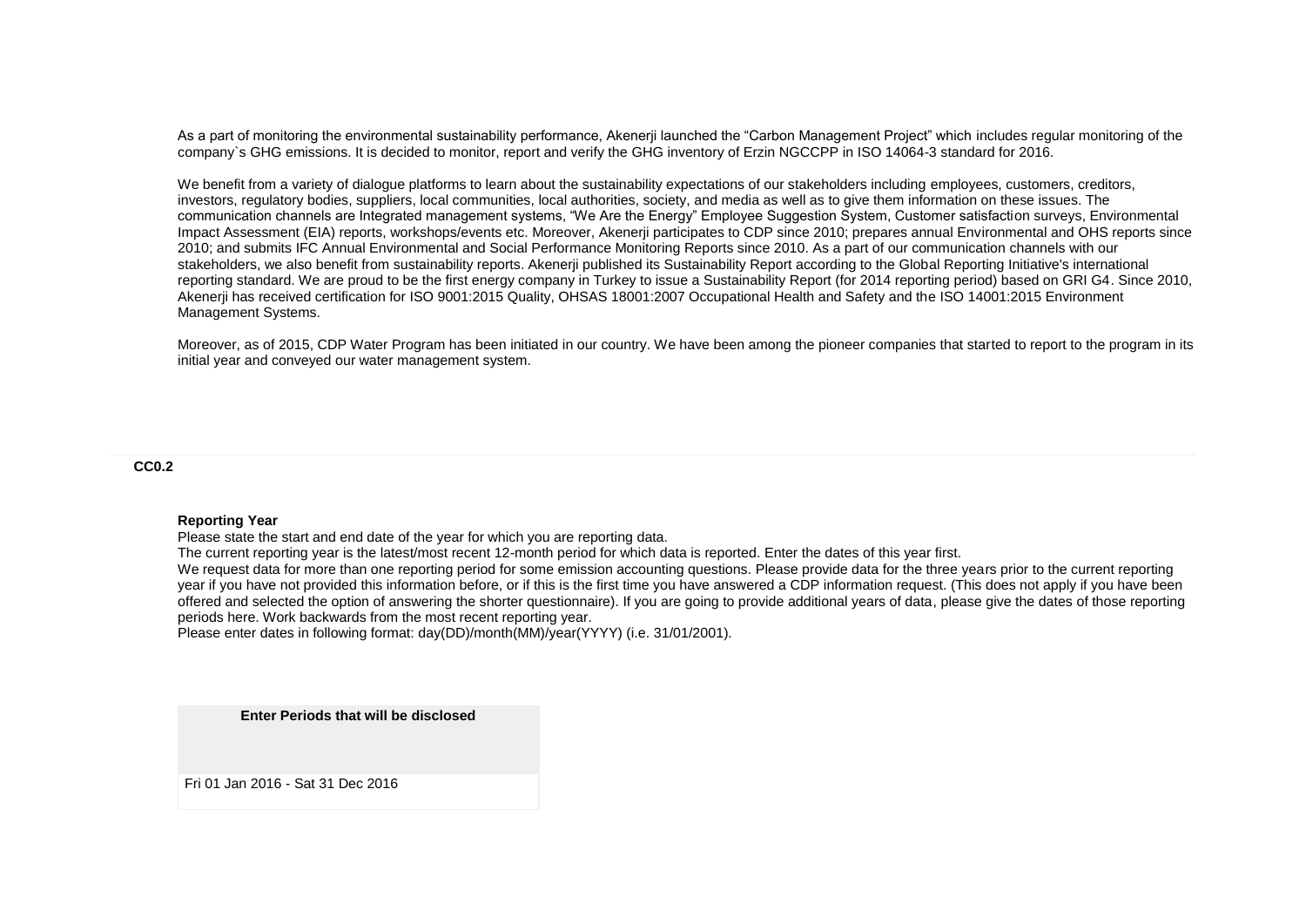As a part of monitoring the environmental sustainability performance, Akenerji launched the “Carbon Management Project” which includes regular monitoring of the company`s GHG emissions. It is decided to monitor, report and verify the GHG inventory of Erzin NGCCPP in ISO 14064-3 standard for 2016.

We benefit from a variety of dialogue platforms to learn about the sustainability expectations of our stakeholders including employees, customers, creditors, investors, regulatory bodies, suppliers, local communities, local authorities, society, and media as well as to give them information on these issues. The communication channels are Integrated management systems, “We Are the Energy” Employee Suggestion System, Customer satisfaction surveys, Environmental Impact Assessment (EIA) reports, workshops/events etc. Moreover, Akenerji participates to CDP since 2010; prepares annual Environmental and OHS reports since 2010; and submits IFC Annual Environmental and Social Performance Monitoring Reports since 2010. As a part of our communication channels with our stakeholders, we also benefit from sustainability reports. Akenerji published its Sustainability Report according to the Global Reporting Initiative's international reporting standard. We are proud to be the first energy company in Turkey to issue a Sustainability Report (for 2014 reporting period) based on GRI G4. Since 2010, Akenerji has received certification for ISO 9001:2015 Quality, OHSAS 18001:2007 Occupational Health and Safety and the ISO 14001:2015 Environment Management Systems.

Moreover, as of 2015, CDP Water Program has been initiated in our country. We have been among the pioneer companies that started to report to the program in its initial year and conveyed our water management system.

## CC0.2

**Reporting Year**

Please state the start and end date of the year for which you are reporting data.

The current reporting year is the latest/most recent 12-month period for which data is reported. Enter the dates of this year first.

We request data for more than one reporting period for some emission accounting questions. Please provide data for the three years prior to the current reporting year if you have not provided this information before, or if this is the first time you have answered a CDP information request. (This does not apply if you have been offered and selected the option of answering the shorter questionnaire). If you are going to provide additional years of data, please give the dates of those reporting periods here. Work backwards from the most recent reporting year.

Please enter dates in following format: day(DD)/month(MM)/year(YYYY) (i.e. 31/01/2001).

| Enter Periods that will be disclosed |
|---|
| Fri 01 Jan 2016 - Sat 31 Dec 2016 |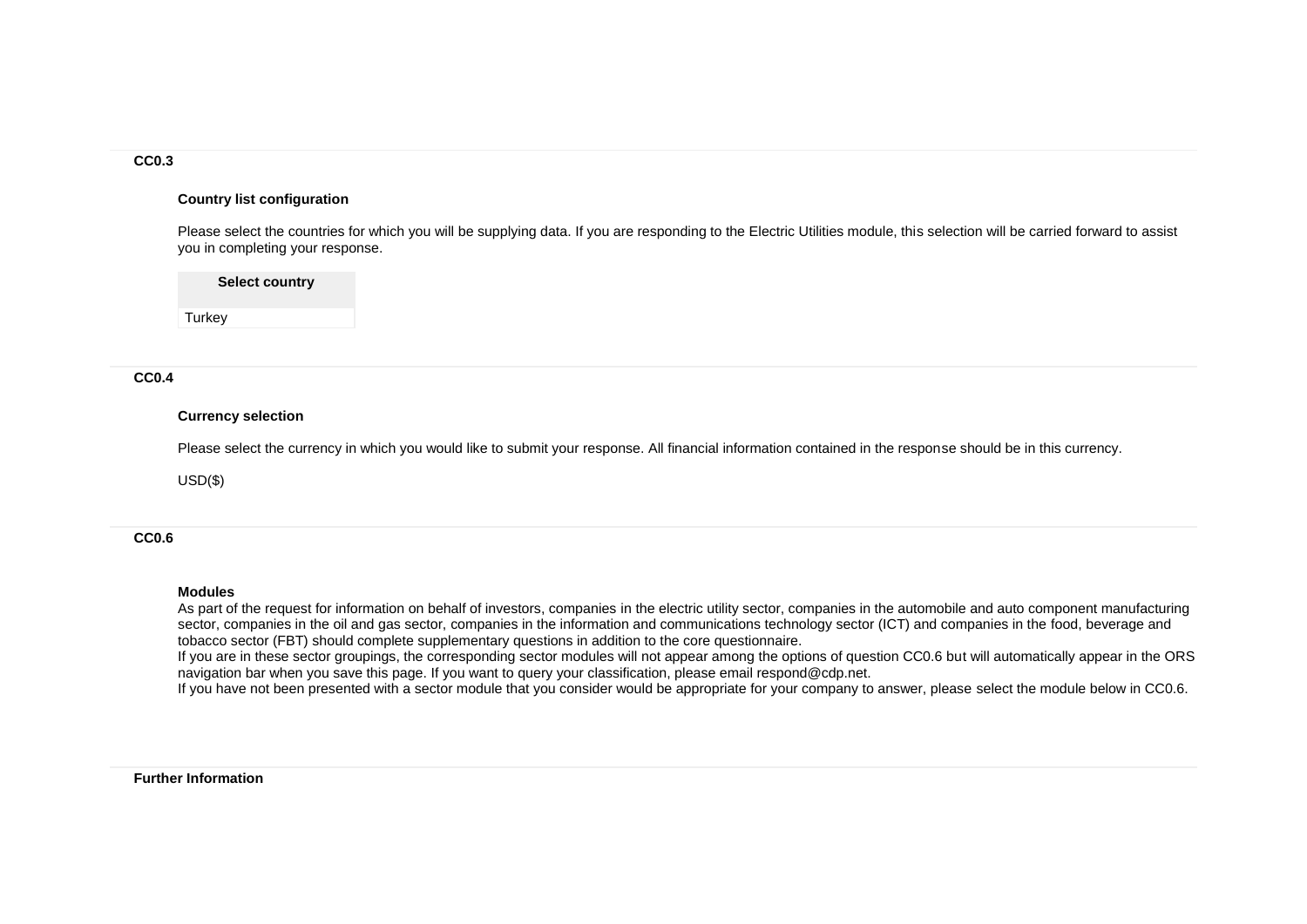### CC0.3

**Country list configuration**

Please select the countries for which you will be supplying data. If you are responding to the Electric Utilities module, this selection will be carried forward to assist you in completing your response.

| Select country |
|---|
| Turkey |

### CC0.4

**Currency selection**

Please select the currency in which you would like to submit your response. All financial information contained in the response should be in this currency.

USD($)

### CC0.6

**Modules**

As part of the request for information on behalf of investors, companies in the electric utility sector, companies in the automobile and auto component manufacturing sector, companies in the oil and gas sector, companies in the information and communications technology sector (ICT) and companies in the food, beverage and tobacco sector (FBT) should complete supplementary questions in addition to the core questionnaire.

If you are in these sector groupings, the corresponding sector modules will not appear among the options of question CC0.6 but will automatically appear in the ORS navigation bar when you save this page. If you want to query your classification, please email respond@cdp.net.

If you have not been presented with a sector module that you consider would be appropriate for your company to answer, please select the module below in CC0.6.

**Further Information**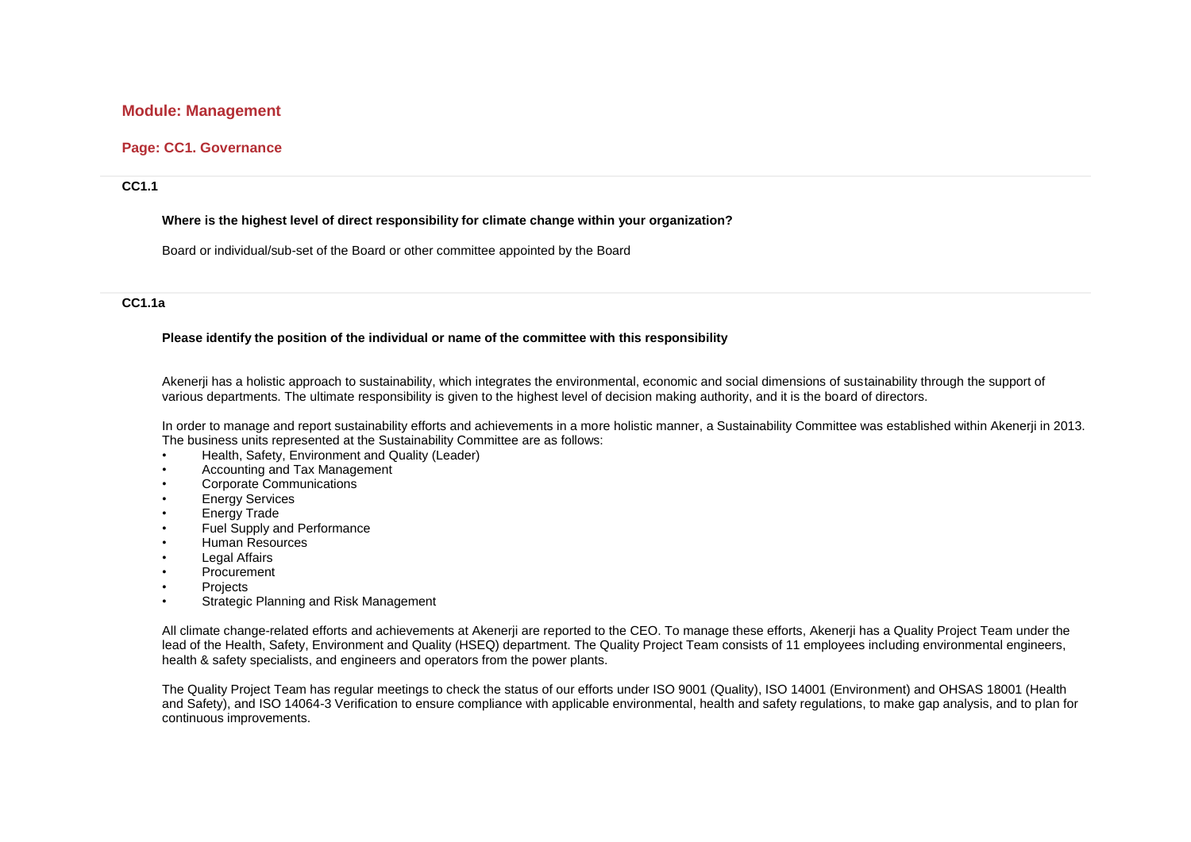## Module: Management

### Page: CC1. Governance

**CC1.1**

**Where is the highest level of direct responsibility for climate change within your organization?**

Board or individual/sub-set of the Board or other committee appointed by the Board

**CC1.1a**

**Please identify the position of the individual or name of the committee with this responsibility**

Akenerji has a holistic approach to sustainability, which integrates the environmental, economic and social dimensions of sustainability through the support of various departments. The ultimate responsibility is given to the highest level of decision making authority, and it is the board of directors.

In order to manage and report sustainability efforts and achievements in a more holistic manner, a Sustainability Committee was established within Akenerji in 2013. The business units represented at the Sustainability Committee are as follows:

- Health, Safety, Environment and Quality (Leader)
- Accounting and Tax Management
- Corporate Communications
- Energy Services
- Energy Trade
- Fuel Supply and Performance
- Human Resources
- Legal Affairs
- Procurement
- Projects
- Strategic Planning and Risk Management

All climate change-related efforts and achievements at Akenerji are reported to the CEO. To manage these efforts, Akenerji has a Quality Project Team under the lead of the Health, Safety, Environment and Quality (HSEQ) department. The Quality Project Team consists of 11 employees including environmental engineers, health & safety specialists, and engineers and operators from the power plants.

The Quality Project Team has regular meetings to check the status of our efforts under ISO 9001 (Quality), ISO 14001 (Environment) and OHSAS 18001 (Health and Safety), and ISO 14064-3 Verification to ensure compliance with applicable environmental, health and safety regulations, to make gap analysis, and to plan for continuous improvements.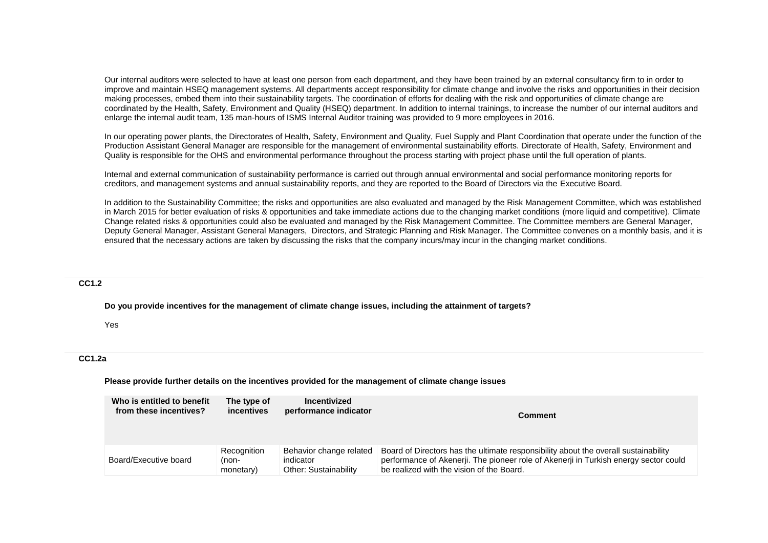Our internal auditors were selected to have at least one person from each department, and they have been trained by an external consultancy firm to in order to improve and maintain HSEQ management systems. All departments accept responsibility for climate change and involve the risks and opportunities in their decision making processes, embed them into their sustainability targets. The coordination of efforts for dealing with the risk and opportunities of climate change are coordinated by the Health, Safety, Environment and Quality (HSEQ) department. In addition to internal trainings, to increase the number of our internal auditors and enlarge the internal audit team, 135 man-hours of ISMS Internal Auditor training was provided to 9 more employees in 2016.

In our operating power plants, the Directorates of Health, Safety, Environment and Quality, Fuel Supply and Plant Coordination that operate under the function of the Production Assistant General Manager are responsible for the management of environmental sustainability efforts. Directorate of Health, Safety, Environment and Quality is responsible for the OHS and environmental performance throughout the process starting with project phase until the full operation of plants.

Internal and external communication of sustainability performance is carried out through annual environmental and social performance monitoring reports for creditors, and management systems and annual sustainability reports, and they are reported to the Board of Directors via the Executive Board.

In addition to the Sustainability Committee; the risks and opportunities are also evaluated and managed by the Risk Management Committee, which was established in March 2015 for better evaluation of risks & opportunities and take immediate actions due to the changing market conditions (more liquid and competitive). Climate Change related risks & opportunities could also be evaluated and managed by the Risk Management Committee. The Committee members are General Manager, Deputy General Manager, Assistant General Managers, Directors, and Strategic Planning and Risk Manager. The Committee convenes on a monthly basis, and it is ensured that the necessary actions are taken by discussing the risks that the company incurs/may incur in the changing market conditions.

### CC1.2

**Do you provide incentives for the management of climate change issues, including the attainment of targets?**

Yes

### CC1.2a

**Please provide further details on the incentives provided for the management of climate change issues**

| Who is entitled to benefit from these incentives? | The type of incentives | Incentivized performance indicator | Comment |
|---|---|---|---|
| Board/Executive board | Recognition (non-monetary) | Behavior change related indicator Other: Sustainability | Board of Directors has the ultimate responsibility about the overall sustainability performance of Akenerji. The pioneer role of Akenerji in Turkish energy sector could be realized with the vision of the Board. |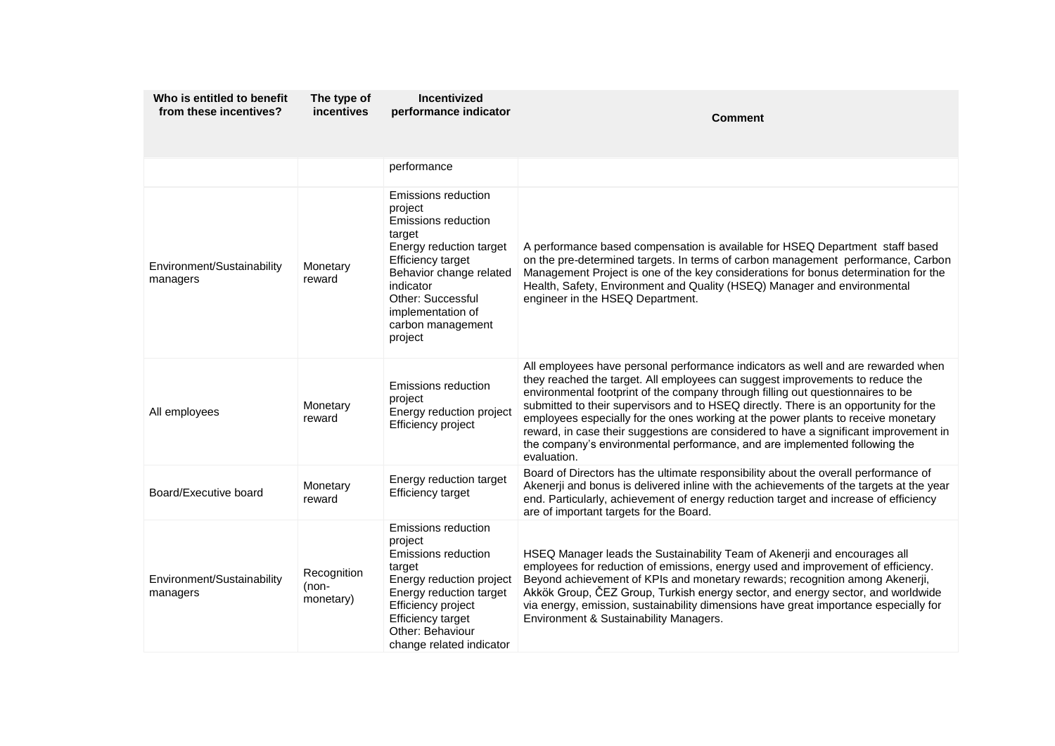| Who is entitled to benefit from these incentives? | The type of incentives | Incentivized performance indicator | Comment |
|---|---|---|---|
| | | performance | |
| Environment/Sustainability managers | Monetary reward | Emissions reduction project<br>Emissions reduction target<br>Energy reduction target<br>Efficiency target<br>Behavior change related indicator<br>Other: Successful implementation of carbon management project | A performance based compensation is available for HSEQ Department staff based on the pre-determined targets. In terms of carbon management performance, Carbon Management Project is one of the key considerations for bonus determination for the Health, Safety, Environment and Quality (HSEQ) Manager and environmental engineer in the HSEQ Department. |
| All employees | Monetary reward | Emissions reduction project<br>Energy reduction project<br>Efficiency project | All employees have personal performance indicators as well and are rewarded when they reached the target. All employees can suggest improvements to reduce the environmental footprint of the company through filling out questionnaires to be submitted to their supervisors and to HSEQ directly. There is an opportunity for the employees especially for the ones working at the power plants to receive monetary reward, in case their suggestions are considered to have a significant improvement in the company's environmental performance, and are implemented following the evaluation. |
| Board/Executive board | Monetary reward | Energy reduction target<br>Efficiency target | Board of Directors has the ultimate responsibility about the overall performance of Akenerji and bonus is delivered inline with the achievements of the targets at the year end. Particularly, achievement of energy reduction target and increase of efficiency are of important targets for the Board. |
| Environment/Sustainability managers | Recognition (non-monetary) | Emissions reduction project<br>Emissions reduction target<br>Energy reduction project<br>Energy reduction target<br>Efficiency project<br>Efficiency target<br>Other: Behaviour change related indicator | HSEQ Manager leads the Sustainability Team of Akenerji and encourages all employees for reduction of emissions, energy used and improvement of efficiency. Beyond achievement of KPIs and monetary rewards; recognition among Akenerji, Akkök Group, ČEZ Group, Turkish energy sector, and energy sector, and worldwide via energy, emission, sustainability dimensions have great importance especially for Environment & Sustainability Managers. |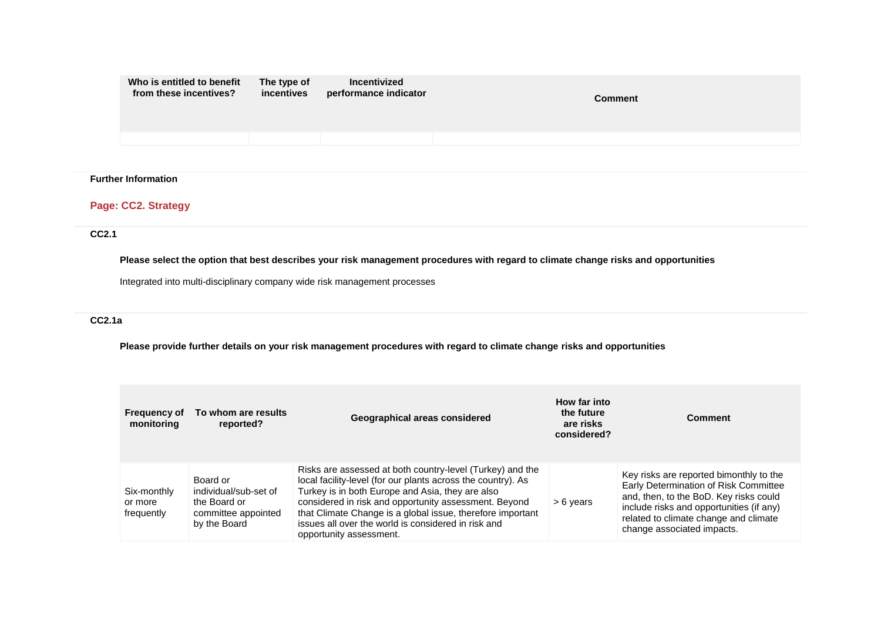| Who is entitled to benefit from these incentives? | The type of incentives | Incentivized performance indicator | Comment |
| --- | --- | --- | --- |
| | | | |

**Further Information**

## Page: CC2. Strategy

### CC2.1

**Please select the option that best describes your risk management procedures with regard to climate change risks and opportunities**

Integrated into multi-disciplinary company wide risk management processes

### CC2.1a

**Please provide further details on your risk management procedures with regard to climate change risks and opportunities**

| Frequency of monitoring | To whom are results reported? | Geographical areas considered | How far into the future are risks considered? | Comment |
| --- | --- | --- | --- | --- |
| Six-monthly or more frequently | Board or individual/sub-set of the Board or committee appointed by the Board | Risks are assessed at both country-level (Turkey) and the local facility-level (for our plants across the country). As Turkey is in both Europe and Asia, they are also considered in risk and opportunity assessment. Beyond that Climate Change is a global issue, therefore important issues all over the world is considered in risk and opportunity assessment. | > 6 years | Key risks are reported bimonthly to the Early Determination of Risk Committee and, then, to the BoD. Key risks could include risks and opportunities (if any) related to climate change and climate change associated impacts. |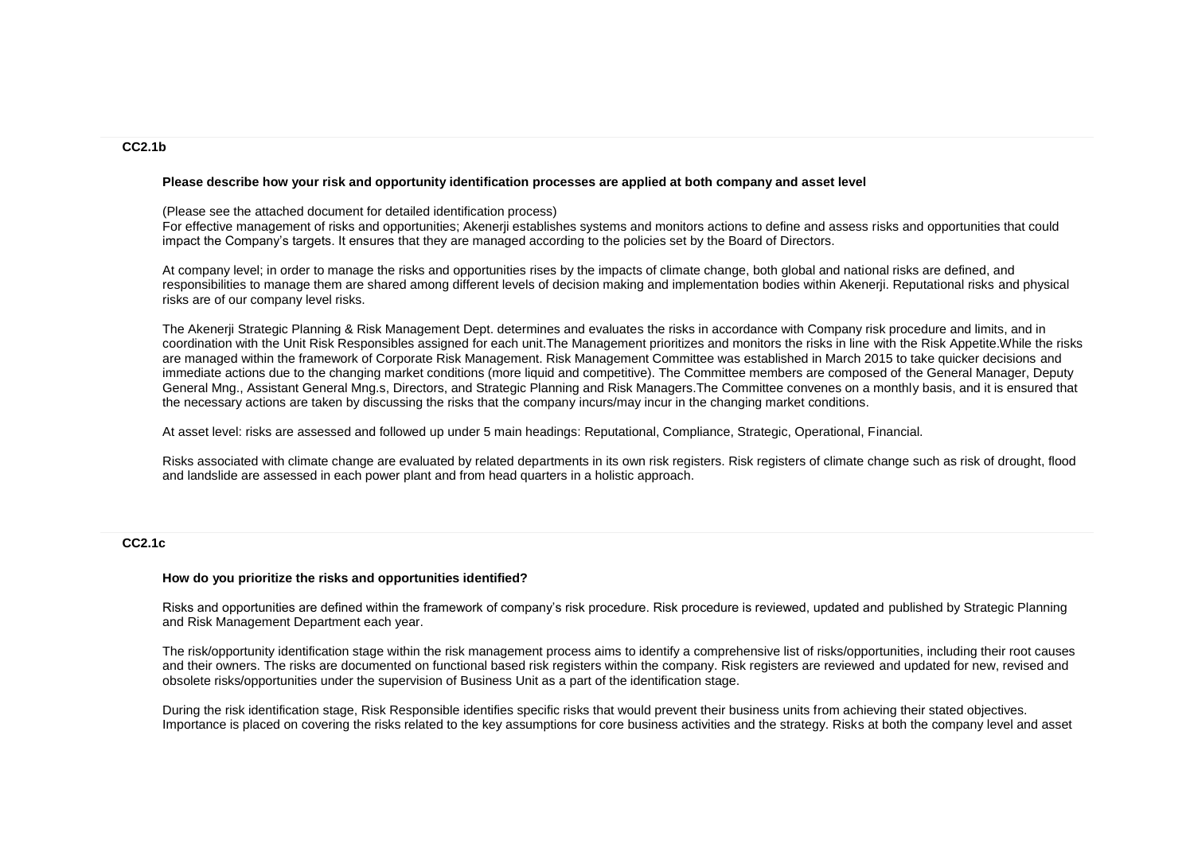## CC2.1b

**Please describe how your risk and opportunity identification processes are applied at both company and asset level**

(Please see the attached document for detailed identification process)
For effective management of risks and opportunities; Akenerji establishes systems and monitors actions to define and assess risks and opportunities that could impact the Company's targets. It ensures that they are managed according to the policies set by the Board of Directors.

At company level; in order to manage the risks and opportunities rises by the impacts of climate change, both global and national risks are defined, and responsibilities to manage them are shared among different levels of decision making and implementation bodies within Akenerji. Reputational risks and physical risks are of our company level risks.

The Akenerji Strategic Planning & Risk Management Dept. determines and evaluates the risks in accordance with Company risk procedure and limits, and in coordination with the Unit Risk Responsibles assigned for each unit.The Management prioritizes and monitors the risks in line with the Risk Appetite.While the risks are managed within the framework of Corporate Risk Management. Risk Management Committee was established in March 2015 to take quicker decisions and immediate actions due to the changing market conditions (more liquid and competitive). The Committee members are composed of the General Manager, Deputy General Mng., Assistant General Mng.s, Directors, and Strategic Planning and Risk Managers.The Committee convenes on a monthly basis, and it is ensured that the necessary actions are taken by discussing the risks that the company incurs/may incur in the changing market conditions.

At asset level: risks are assessed and followed up under 5 main headings: Reputational, Compliance, Strategic, Operational, Financial.

Risks associated with climate change are evaluated by related departments in its own risk registers. Risk registers of climate change such as risk of drought, flood and landslide are assessed in each power plant and from head quarters in a holistic approach.

## CC2.1c

**How do you prioritize the risks and opportunities identified?**

Risks and opportunities are defined within the framework of company's risk procedure. Risk procedure is reviewed, updated and published by Strategic Planning and Risk Management Department each year.

The risk/opportunity identification stage within the risk management process aims to identify a comprehensive list of risks/opportunities, including their root causes and their owners. The risks are documented on functional based risk registers within the company. Risk registers are reviewed and updated for new, revised and obsolete risks/opportunities under the supervision of Business Unit as a part of the identification stage.

During the risk identification stage, Risk Responsible identifies specific risks that would prevent their business units from achieving their stated objectives. Importance is placed on covering the risks related to the key assumptions for core business activities and the strategy. Risks at both the company level and asset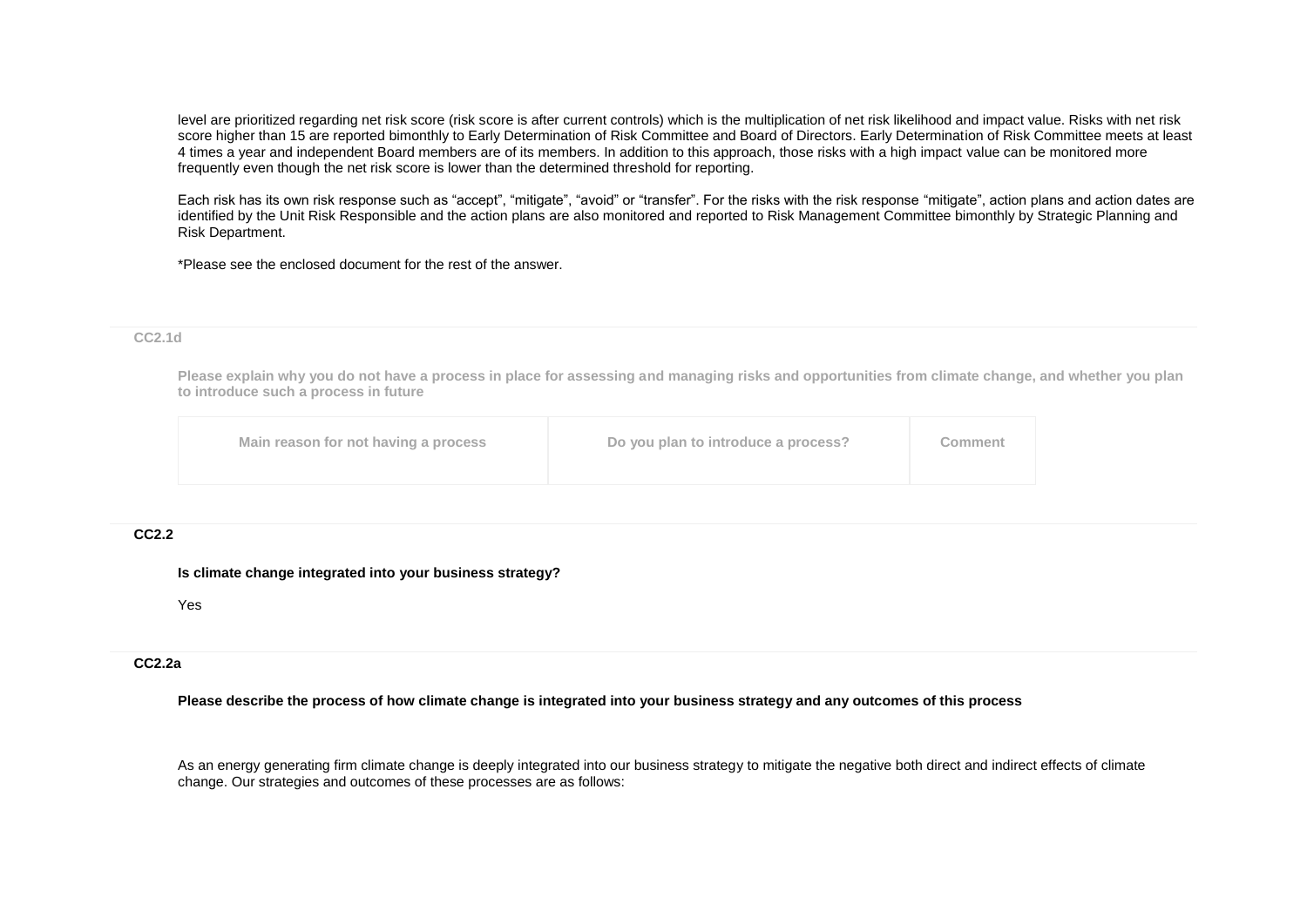level are prioritized regarding net risk score (risk score is after current controls) which is the multiplication of net risk likelihood and impact value. Risks with net risk score higher than 15 are reported bimonthly to Early Determination of Risk Committee and Board of Directors. Early Determination of Risk Committee meets at least 4 times a year and independent Board members are of its members. In addition to this approach, those risks with a high impact value can be monitored more frequently even though the net risk score is lower than the determined threshold for reporting.

Each risk has its own risk response such as “accept”, “mitigate”, “avoid” or “transfer”. For the risks with the risk response “mitigate”, action plans and action dates are identified by the Unit Risk Responsible and the action plans are also monitored and reported to Risk Management Committee bimonthly by Strategic Planning and Risk Department.

*Please see the enclosed document for the rest of the answer.

### CC2.1d

**Please explain why you do not have a process in place for assessing and managing risks and opportunities from climate change, and whether you plan to introduce such a process in future**

| Main reason for not having a process | Do you plan to introduce a process? | Comment |
|---|---|---|
| | | |

### CC2.2

**Is climate change integrated into your business strategy?**

Yes

### CC2.2a

**Please describe the process of how climate change is integrated into your business strategy and any outcomes of this process**

As an energy generating firm climate change is deeply integrated into our business strategy to mitigate the negative both direct and indirect effects of climate change. Our strategies and outcomes of these processes are as follows: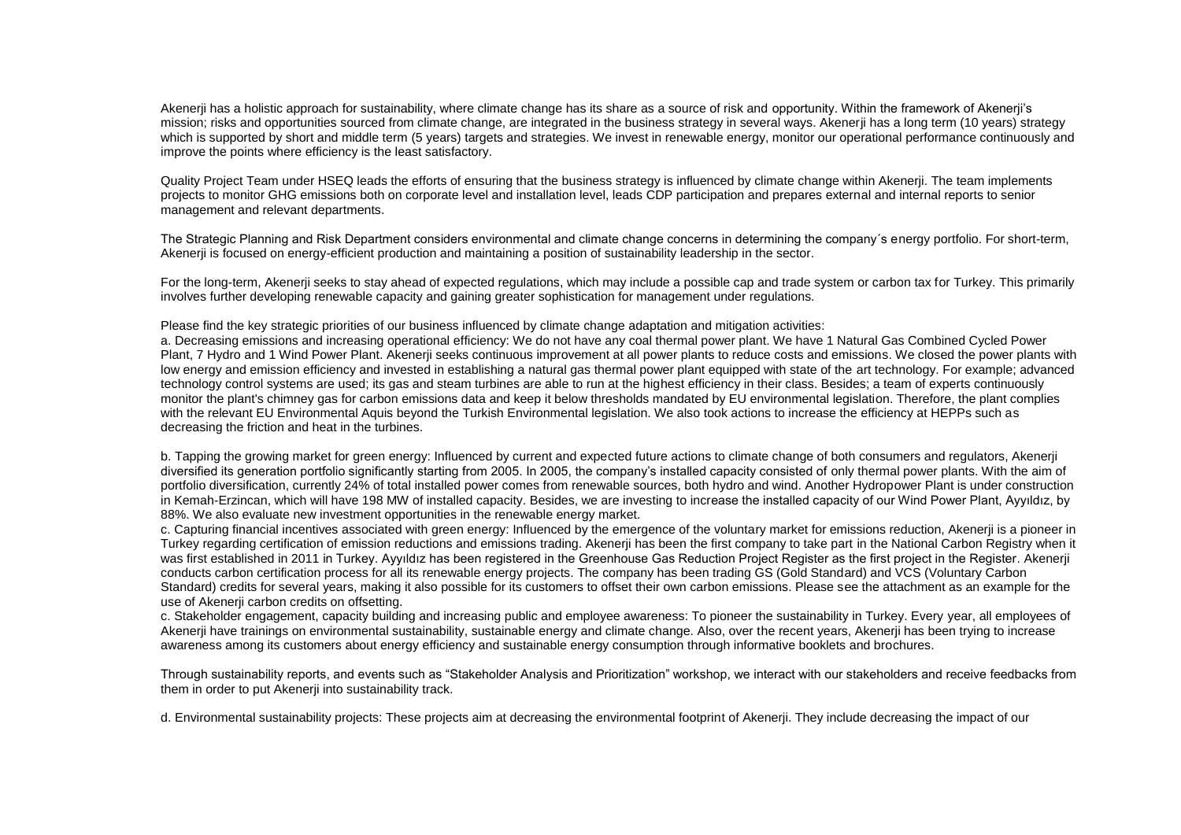Akenerji has a holistic approach for sustainability, where climate change has its share as a source of risk and opportunity. Within the framework of Akenerji's mission; risks and opportunities sourced from climate change, are integrated in the business strategy in several ways. Akenerji has a long term (10 years) strategy which is supported by short and middle term (5 years) targets and strategies. We invest in renewable energy, monitor our operational performance continuously and improve the points where efficiency is the least satisfactory.

Quality Project Team under HSEQ leads the efforts of ensuring that the business strategy is influenced by climate change within Akenerji. The team implements projects to monitor GHG emissions both on corporate level and installation level, leads CDP participation and prepares external and internal reports to senior management and relevant departments.

The Strategic Planning and Risk Department considers environmental and climate change concerns in determining the company´s energy portfolio. For short-term, Akenerji is focused on energy-efficient production and maintaining a position of sustainability leadership in the sector.

For the long-term, Akenerji seeks to stay ahead of expected regulations, which may include a possible cap and trade system or carbon tax for Turkey. This primarily involves further developing renewable capacity and gaining greater sophistication for management under regulations.

Please find the key strategic priorities of our business influenced by climate change adaptation and mitigation activities:

a. Decreasing emissions and increasing operational efficiency: We do not have any coal thermal power plant. We have 1 Natural Gas Combined Cycled Power Plant, 7 Hydro and 1 Wind Power Plant. Akenerji seeks continuous improvement at all power plants to reduce costs and emissions. We closed the power plants with low energy and emission efficiency and invested in establishing a natural gas thermal power plant equipped with state of the art technology. For example; advanced technology control systems are used; its gas and steam turbines are able to run at the highest efficiency in their class. Besides; a team of experts continuously monitor the plant's chimney gas for carbon emissions data and keep it below thresholds mandated by EU environmental legislation. Therefore, the plant complies with the relevant EU Environmental Aquis beyond the Turkish Environmental legislation. We also took actions to increase the efficiency at HEPPs such as decreasing the friction and heat in the turbines.

b. Tapping the growing market for green energy: Influenced by current and expected future actions to climate change of both consumers and regulators, Akenerji diversified its generation portfolio significantly starting from 2005. In 2005, the company's installed capacity consisted of only thermal power plants. With the aim of portfolio diversification, currently 24% of total installed power comes from renewable sources, both hydro and wind. Another Hydropower Plant is under construction in Kemah-Erzincan, which will have 198 MW of installed capacity. Besides, we are investing to increase the installed capacity of our Wind Power Plant, Ayyıldız, by 88%. We also evaluate new investment opportunities in the renewable energy market.

c. Capturing financial incentives associated with green energy: Influenced by the emergence of the voluntary market for emissions reduction, Akenerji is a pioneer in Turkey regarding certification of emission reductions and emissions trading. Akenerji has been the first company to take part in the National Carbon Registry when it was first established in 2011 in Turkey. Ayyıldız has been registered in the Greenhouse Gas Reduction Project Register as the first project in the Register. Akenerji conducts carbon certification process for all its renewable energy projects. The company has been trading GS (Gold Standard) and VCS (Voluntary Carbon Standard) credits for several years, making it also possible for its customers to offset their own carbon emissions. Please see the attachment as an example for the use of Akenerji carbon credits on offsetting.

c. Stakeholder engagement, capacity building and increasing public and employee awareness: To pioneer the sustainability in Turkey. Every year, all employees of Akenerji have trainings on environmental sustainability, sustainable energy and climate change. Also, over the recent years, Akenerji has been trying to increase awareness among its customers about energy efficiency and sustainable energy consumption through informative booklets and brochures.

Through sustainability reports, and events such as "Stakeholder Analysis and Prioritization" workshop, we interact with our stakeholders and receive feedbacks from them in order to put Akenerji into sustainability track.

d. Environmental sustainability projects: These projects aim at decreasing the environmental footprint of Akenerji. They include decreasing the impact of our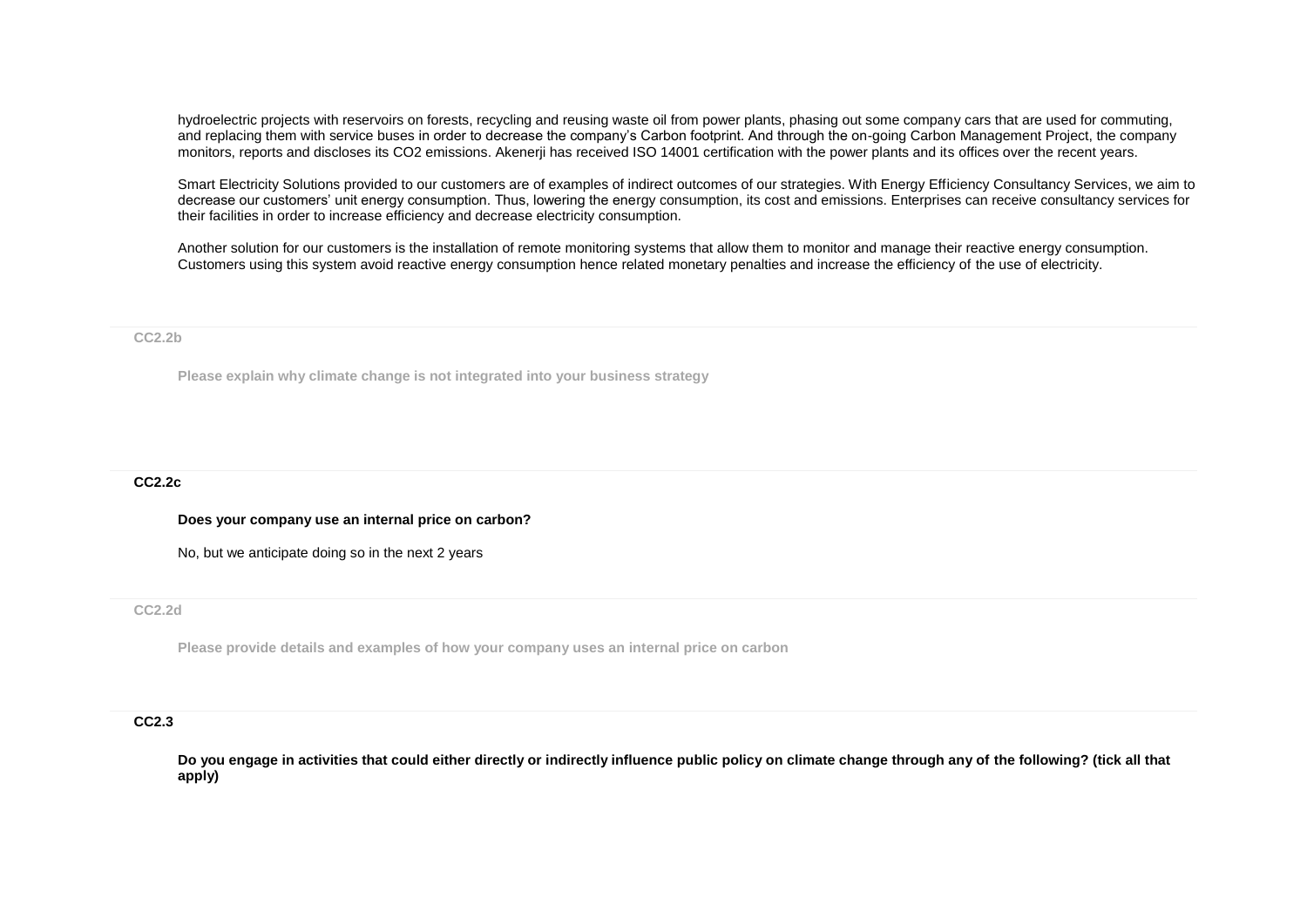hydroelectric projects with reservoirs on forests, recycling and reusing waste oil from power plants, phasing out some company cars that are used for commuting, and replacing them with service buses in order to decrease the company's Carbon footprint. And through the on-going Carbon Management Project, the company monitors, reports and discloses its CO2 emissions. Akenerji has received ISO 14001 certification with the power plants and its offices over the recent years.

Smart Electricity Solutions provided to our customers are of examples of indirect outcomes of our strategies. With Energy Efficiency Consultancy Services, we aim to decrease our customers' unit energy consumption. Thus, lowering the energy consumption, its cost and emissions. Enterprises can receive consultancy services for their facilities in order to increase efficiency and decrease electricity consumption.

Another solution for our customers is the installation of remote monitoring systems that allow them to monitor and manage their reactive energy consumption. Customers using this system avoid reactive energy consumption hence related monetary penalties and increase the efficiency of the use of electricity.

**CC2.2b**

**Please explain why climate change is not integrated into your business strategy**

**CC2.2c**

**Does your company use an internal price on carbon?**

No, but we anticipate doing so in the next 2 years

**CC2.2d**

**Please provide details and examples of how your company uses an internal price on carbon**

**CC2.3**

**Do you engage in activities that could either directly or indirectly influence public policy on climate change through any of the following? (tick all that apply)**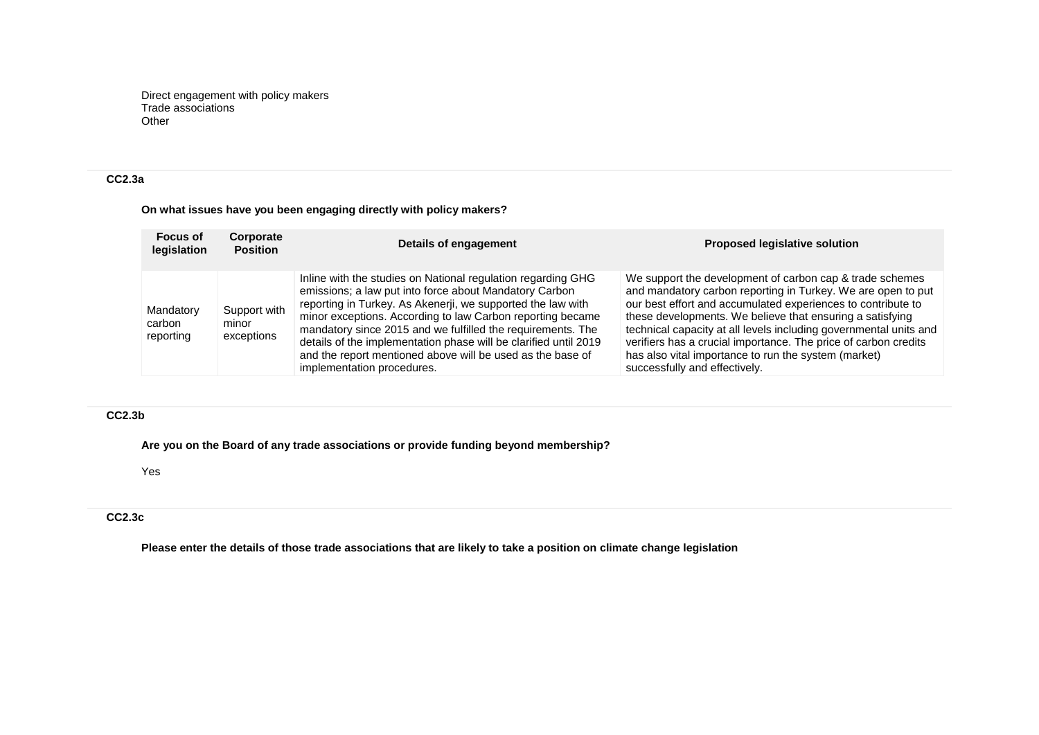Direct engagement with policy makers
Trade associations
Other

**CC2.3a**

**On what issues have you been engaging directly with policy makers?**

| Focus of legislation | Corporate Position | Details of engagement | Proposed legislative solution |
|---|---|---|---|
| Mandatory carbon reporting | Support with minor exceptions | Inline with the studies on National regulation regarding GHG emissions; a law put into force about Mandatory Carbon reporting in Turkey. As Akenerji, we supported the law with minor exceptions. According to law Carbon reporting became mandatory since 2015 and we fulfilled the requirements. The details of the implementation phase will be clarified until 2019 and the report mentioned above will be used as the base of implementation procedures. | We support the development of carbon cap & trade schemes and mandatory carbon reporting in Turkey. We are open to put our best effort and accumulated experiences to contribute to these developments. We believe that ensuring a satisfying technical capacity at all levels including governmental units and verifiers has a crucial importance. The price of carbon credits has also vital importance to run the system (market) successfully and effectively. |

**CC2.3b**

**Are you on the Board of any trade associations or provide funding beyond membership?**

Yes

**CC2.3c**

**Please enter the details of those trade associations that are likely to take a position on climate change legislation**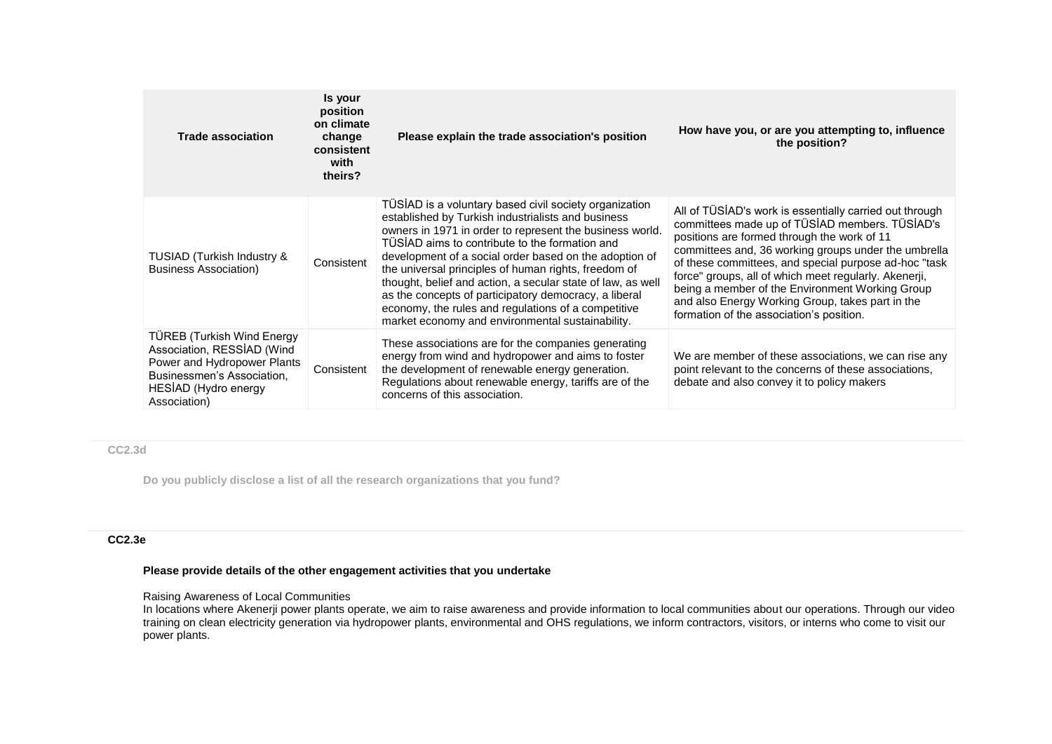| Trade association | Is your position on climate change consistent with theirs? | Please explain the trade association's position | How have you, or are you attempting to, influence the position? |
|---|---|---|---|
| TUSIAD (Turkish Industry & Business Association) | Consistent | TÜSİAD is a voluntary based civil society organization established by Turkish industrialists and business owners in 1971 in order to represent the business world. TÜSİAD aims to contribute to the formation and development of a social order based on the adoption of the universal principles of human rights, freedom of thought, belief and action, a secular state of law, as well as the concepts of participatory democracy, a liberal economy, the rules and regulations of a competitive market economy and environmental sustainability. | All of TÜSİAD's work is essentially carried out through committees made up of TÜSİAD members. TÜSİAD's positions are formed through the work of 11 committees and, 36 working groups under the umbrella of these committees, and special purpose ad-hoc "task force" groups, all of which meet regularly. Akenerji, being a member of the Environment Working Group and also Energy Working Group, takes part in the formation of the association's position. |
| TÜREB (Turkish Wind Energy Association, RESSİAD (Wind Power and Hydropower Plants Businessmen's Association, HESİAD (Hydro energy Association) | Consistent | These associations are for the companies generating energy from wind and hydropower and aims to foster the development of renewable energy generation. Regulations about renewable energy, tariffs are of the concerns of this association. | We are member of these associations, we can rise any point relevant to the concerns of these associations, debate and also convey it to policy makers |

**CC2.3d**

**Do you publicly disclose a list of all the research organizations that you fund?**

**CC2.3e**

**Please provide details of the other engagement activities that you undertake**

Raising Awareness of Local Communities
In locations where Akenerji power plants operate, we aim to raise awareness and provide information to local communities about our operations. Through our video training on clean electricity generation via hydropower plants, environmental and OHS regulations, we inform contractors, visitors, or interns who come to visit our power plants.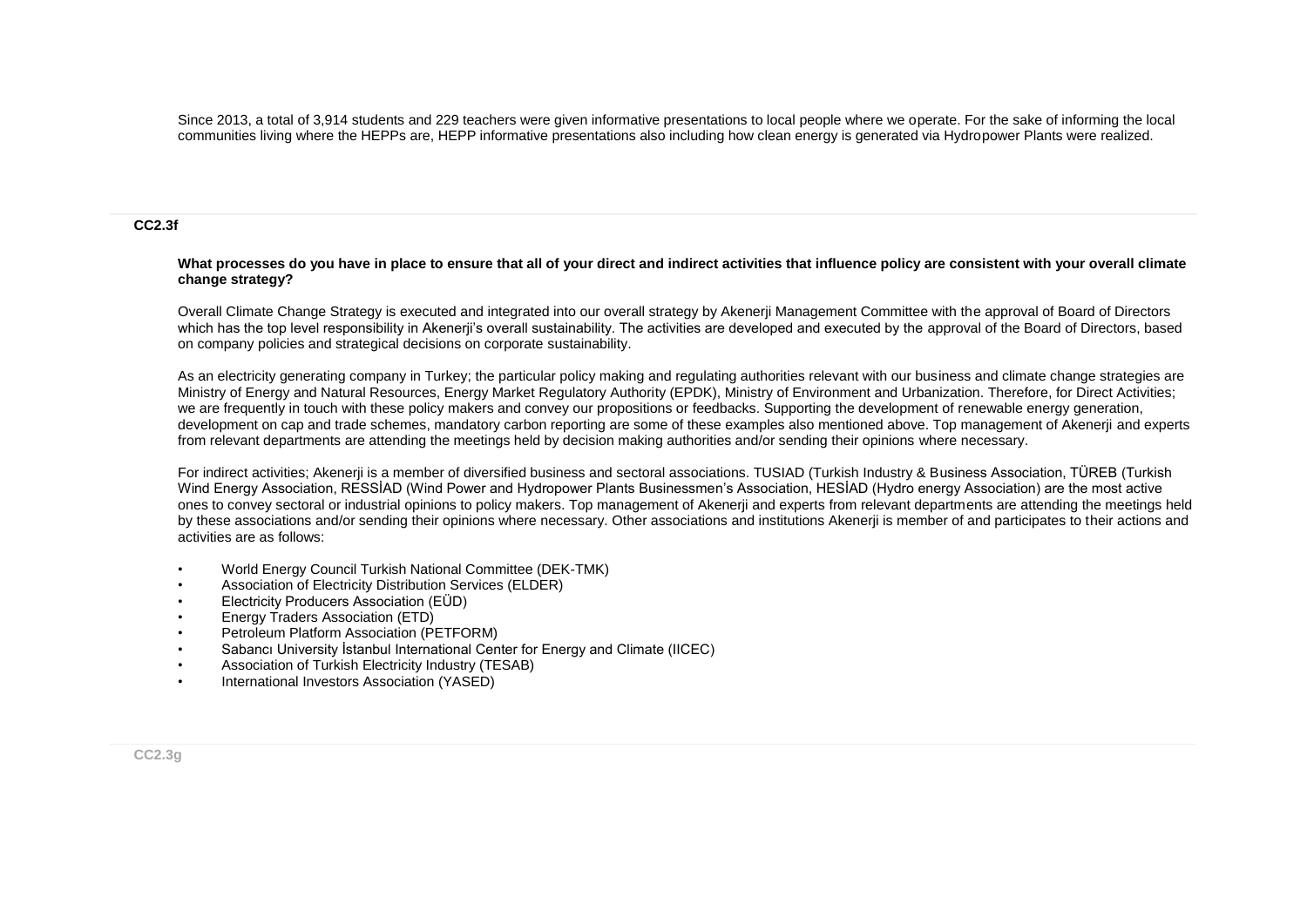Since 2013, a total of 3,914 students and 229 teachers were given informative presentations to local people where we operate. For the sake of informing the local communities living where the HEPPs are, HEPP informative presentations also including how clean energy is generated via Hydropower Plants were realized.

**CC2.3f**

**What processes do you have in place to ensure that all of your direct and indirect activities that influence policy are consistent with your overall climate change strategy?**

Overall Climate Change Strategy is executed and integrated into our overall strategy by Akenerji Management Committee with the approval of Board of Directors which has the top level responsibility in Akenerji's overall sustainability. The activities are developed and executed by the approval of the Board of Directors, based on company policies and strategical decisions on corporate sustainability.

As an electricity generating company in Turkey; the particular policy making and regulating authorities relevant with our business and climate change strategies are Ministry of Energy and Natural Resources, Energy Market Regulatory Authority (EPDK), Ministry of Environment and Urbanization. Therefore, for Direct Activities; we are frequently in touch with these policy makers and convey our propositions or feedbacks. Supporting the development of renewable energy generation, development on cap and trade schemes, mandatory carbon reporting are some of these examples also mentioned above. Top management of Akenerji and experts from relevant departments are attending the meetings held by decision making authorities and/or sending their opinions where necessary.

For indirect activities; Akenerji is a member of diversified business and sectoral associations. TUSIAD (Turkish Industry & Business Association, TÜREB (Turkish Wind Energy Association, RESSİAD (Wind Power and Hydropower Plants Businessmen's Association, HESİAD (Hydro energy Association) are the most active ones to convey sectoral or industrial opinions to policy makers. Top management of Akenerji and experts from relevant departments are attending the meetings held by these associations and/or sending their opinions where necessary. Other associations and institutions Akenerji is member of and participates to their actions and activities are as follows:

- World Energy Council Turkish National Committee (DEK-TMK)
- Association of Electricity Distribution Services (ELDER)
- Electricity Producers Association (EÜD)
- Energy Traders Association (ETD)
- Petroleum Platform Association (PETFORM)
- Sabancı University İstanbul International Center for Energy and Climate (IICEC)
- Association of Turkish Electricity Industry (TESAB)
- International Investors Association (YASED)

**CC2.3g**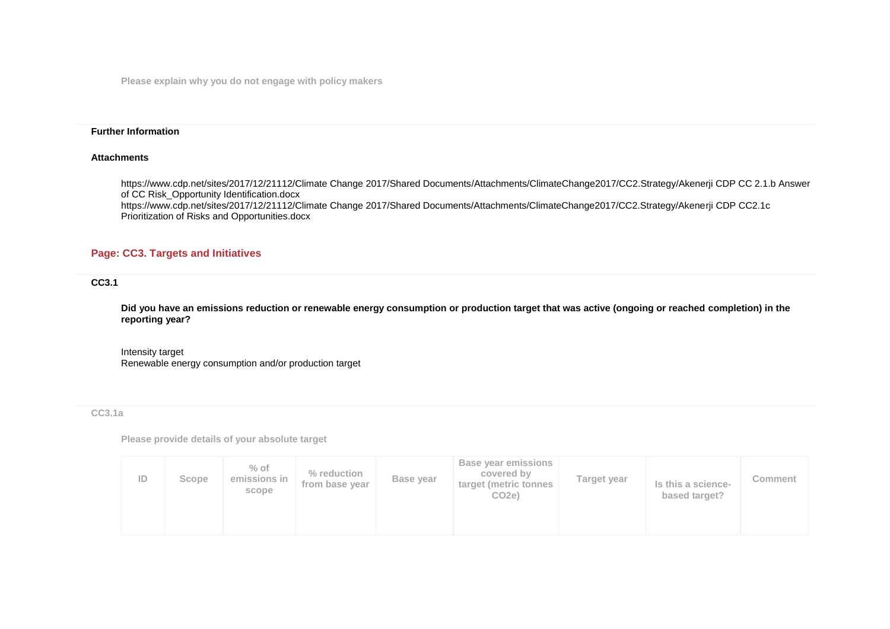Please explain why you do not engage with policy makers

**Further Information**

**Attachments**

https://www.cdp.net/sites/2017/12/21112/Climate Change 2017/Shared Documents/Attachments/ClimateChange2017/CC2.Strategy/Akenerji CDP CC 2.1.b Answer of CC Risk_Opportunity Identification.docx
https://www.cdp.net/sites/2017/12/21112/Climate Change 2017/Shared Documents/Attachments/ClimateChange2017/CC2.Strategy/Akenerji CDP CC2.1c Prioritization of Risks and Opportunities.docx

## Page: CC3. Targets and Initiatives

### CC3.1

**Did you have an emissions reduction or renewable energy consumption or production target that was active (ongoing or reached completion) in the reporting year?**

Intensity target
Renewable energy consumption and/or production target

### CC3.1a

Please provide details of your absolute target

| ID | Scope | % of emissions in scope | % reduction from base year | Base year | Base year emissions covered by target (metric tonnes CO2e) | Target year | Is this a science-based target? | Comment |
|---|---|---|---|---|---|---|---|---|
| | | | | | | | | |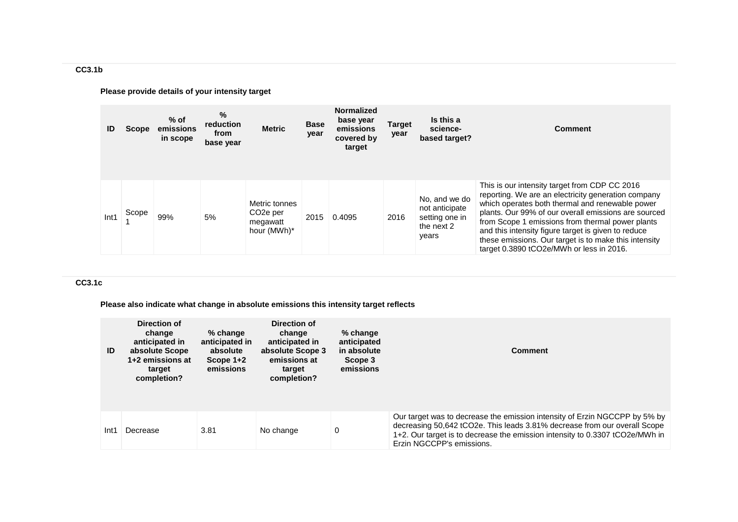### CC3.1b

**Please provide details of your intensity target**

| ID | Scope | % of emissions in scope | % reduction from base year | Metric | Base year | Normalized base year emissions covered by target | Target year | Is this a science-based target? | Comment |
|---|---|---|---|---|---|---|---|---|---|
| Int1 | Scope 1 | 99% | 5% | Metric tonnes $CO_2e$ per megawatt hour (MWh)* | 2015 | 0.4095 | 2016 | No, and we do not anticipate setting one in the next 2 years | This is our intensity target from CDP CC 2016 reporting. We are an electricity generation company which operates both thermal and renewable power plants. Our 99% of our overall emissions are sourced from Scope 1 emissions from thermal power plants and this intensity figure target is given to reduce these emissions. Our target is to make this intensity target 0.3890 $tCO_2e$/MWh or less in 2016. |

### CC3.1c

**Please also indicate what change in absolute emissions this intensity target reflects**

| ID | Direction of change anticipated in absolute Scope 1+2 emissions at target completion? | % change anticipated in absolute Scope 1+2 emissions | Direction of change anticipated in absolute Scope 3 emissions at target completion? | % change anticipated in absolute Scope 3 emissions | Comment |
|---|---|---|---|---|---|
| Int1 | Decrease | 3.81 | No change | 0 | Our target was to decrease the emission intensity of Erzin NGCCPP by 5% by decreasing 50,642 $tCO_2e$. This leads 3.81% decrease from our overall Scope 1+2. Our target is to decrease the emission intensity to 0.3307 $tCO_2e$/MWh in Erzin NGCCPP's emissions. |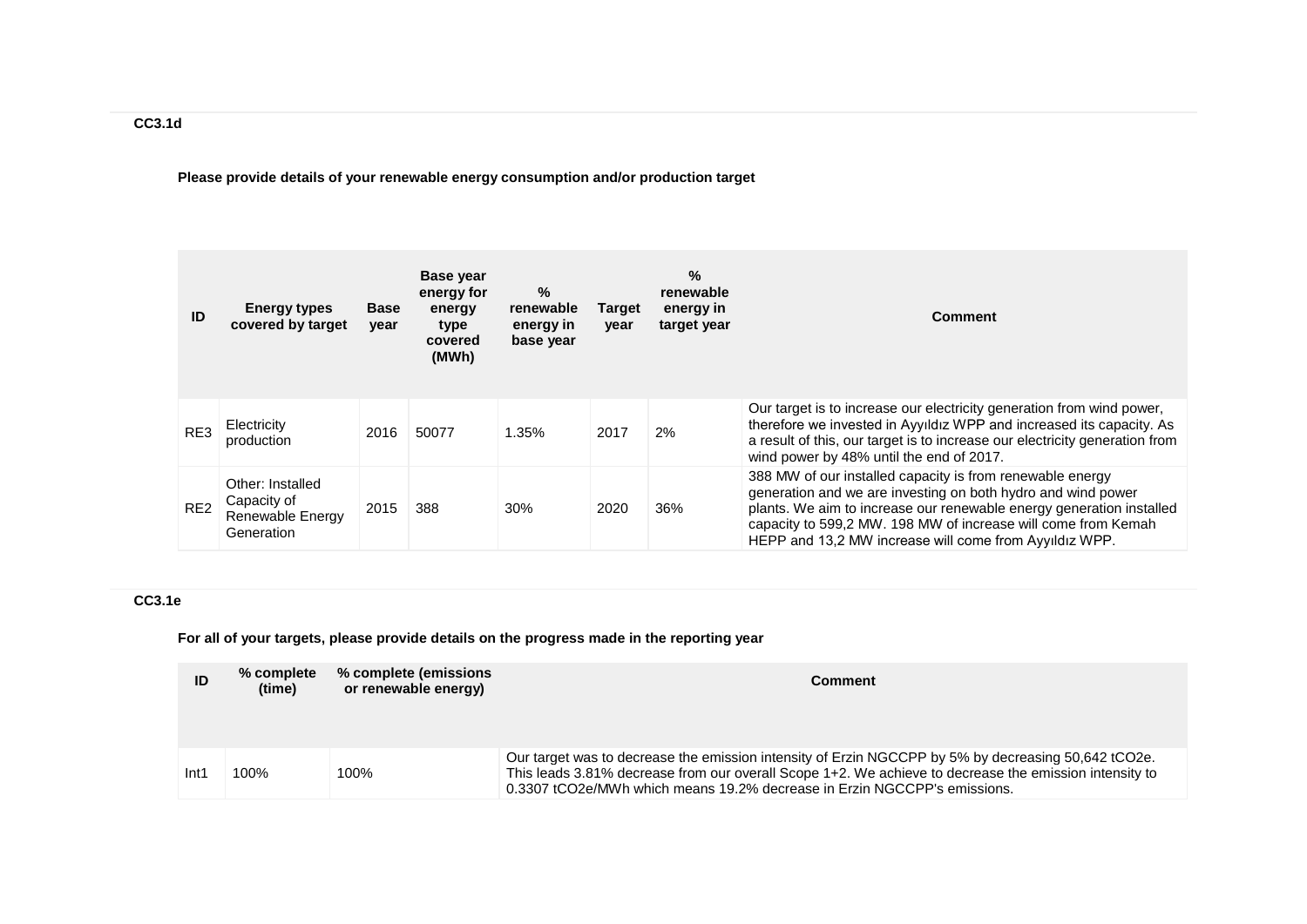### CC3.1d

**Please provide details of your renewable energy consumption and/or production target**

| ID | Energy types covered by target | Base year | Base year energy for energy type covered (MWh) | % renewable energy in base year | Target year | % renewable energy in target year | Comment |
|---|---|---|---|---|---|---|---|
| RE3 | Electricity production | 2016 | 50077 | 1.35% | 2017 | 2% | Our target is to increase our electricity generation from wind power, therefore we invested in Ayyıldız WPP and increased its capacity. As a result of this, our target is to increase our electricity generation from wind power by 48% until the end of 2017. |
| RE2 | Other: Installed Capacity of Renewable Energy Generation | 2015 | 388 | 30% | 2020 | 36% | 388 MW of our installed capacity is from renewable energy generation and we are investing on both hydro and wind power plants. We aim to increase our renewable energy generation installed capacity to 599,2 MW. 198 MW of increase will come from Kemah HEPP and 13,2 MW increase will come from Ayyıldız WPP. |

### CC3.1e

**For all of your targets, please provide details on the progress made in the reporting year**

| ID | % complete (time) | % complete (emissions or renewable energy) | Comment |
|---|---|---|---|
| Int1 | 100% | 100% | Our target was to decrease the emission intensity of Erzin NGCCPP by 5% by decreasing 50,642 tCO2e. This leads 3.81% decrease from our overall Scope 1+2. We achieve to decrease the emission intensity to 0.3307 tCO2e/MWh which means 19.2% decrease in Erzin NGCCPP's emissions. |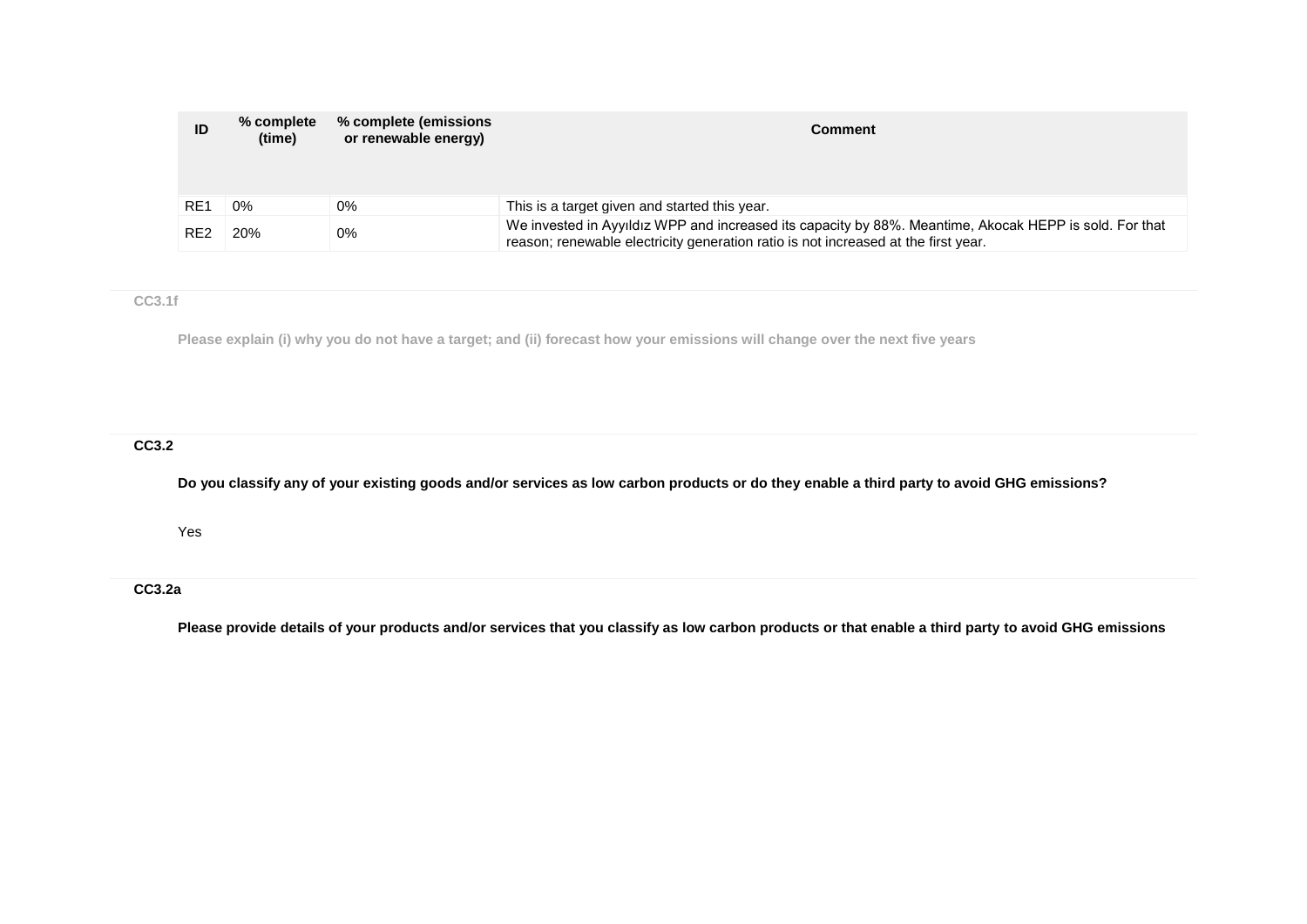| ID | % complete (time) | % complete (emissions or renewable energy) | Comment |
|---|---|---|---|
| RE1 | 0% | 0% | This is a target given and started this year. |
| RE2 | 20% | 0% | We invested in Ayyıldız WPP and increased its capacity by 88%. Meantime, Akocak HEPP is sold. For that reason; renewable electricity generation ratio is not increased at the first year. |

**CC3.1f**

**Please explain (i) why you do not have a target; and (ii) forecast how your emissions will change over the next five years**

**CC3.2**

**Do you classify any of your existing goods and/or services as low carbon products or do they enable a third party to avoid GHG emissions?**

Yes

**CC3.2a**

**Please provide details of your products and/or services that you classify as low carbon products or that enable a third party to avoid GHG emissions**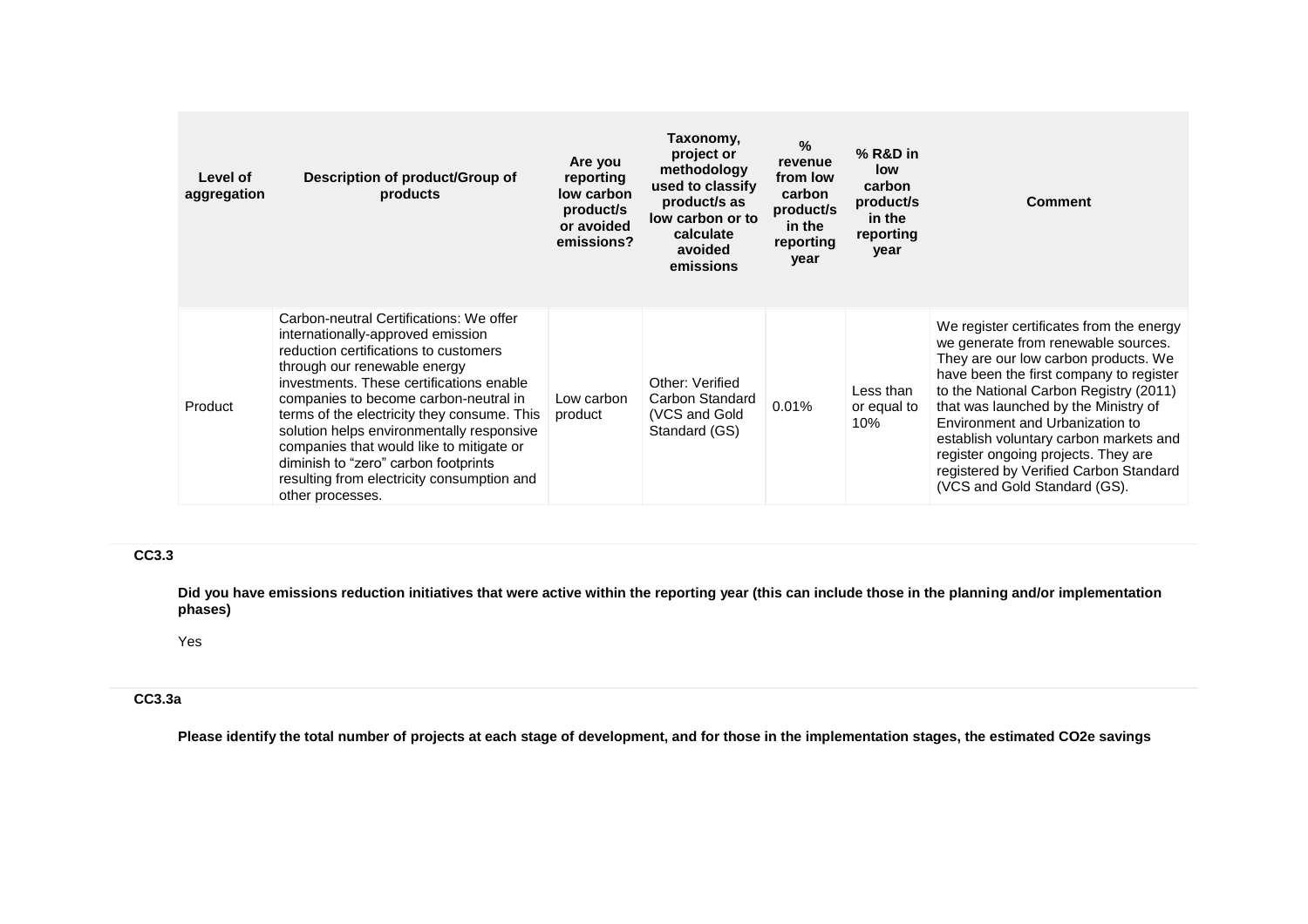| Level of aggregation | Description of product/Group of products | Are you reporting low carbon product/s or avoided emissions? | Taxonomy, project or methodology used to classify product/s as low carbon or to calculate avoided emissions | % revenue from low carbon product/s in the reporting year | % R&D in low carbon product/s in the reporting year | Comment |
|---|---|---|---|---|---|---|
| Product | Carbon-neutral Certifications: We offer internationally-approved emission reduction certifications to customers through our renewable energy investments. These certifications enable companies to become carbon-neutral in terms of the electricity they consume. This solution helps environmentally responsive companies that would like to mitigate or diminish to "zero" carbon footprints resulting from electricity consumption and other processes. | Low carbon product | Other: Verified Carbon Standard (VCS and Gold Standard (GS) | 0.01% | Less than or equal to 10% | We register certificates from the energy we generate from renewable sources. They are our low carbon products. We have been the first company to register to the National Carbon Registry (2011) that was launched by the Ministry of Environment and Urbanization to establish voluntary carbon markets and register ongoing projects. They are registered by Verified Carbon Standard (VCS and Gold Standard (GS). |

### CC3.3

**Did you have emissions reduction initiatives that were active within the reporting year (this can include those in the planning and/or implementation phases)**

Yes

### CC3.3a

**Please identify the total number of projects at each stage of development, and for those in the implementation stages, the estimated CO2e savings**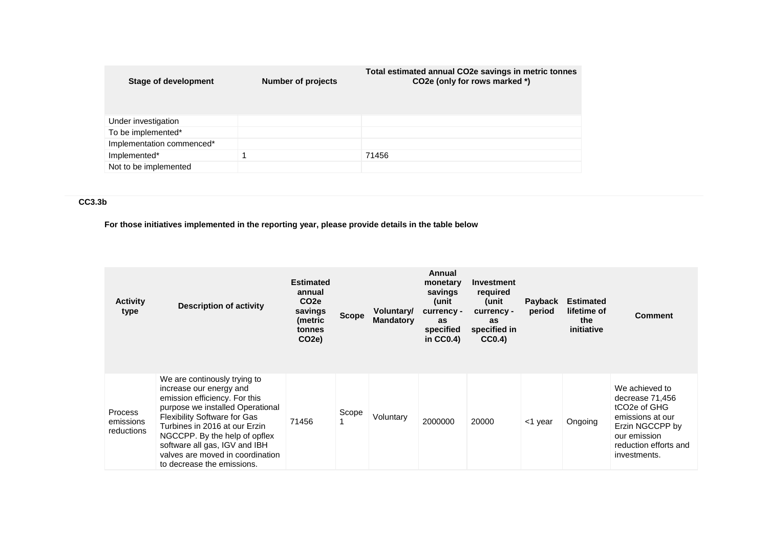| Stage of development | Number of projects | Total estimated annual CO2e savings in metric tonnes CO2e (only for rows marked *) |
|---|---|---|
| Under investigation | | |
| To be implemented* | | |
| Implementation commenced* | | |
| Implemented* | 1 | 71456 |
| Not to be implemented | | |

**CC3.3b**

**For those initiatives implemented in the reporting year, please provide details in the table below**

| Activity type | Description of activity | Estimated annual CO2e savings (metric tonnes CO2e) | Scope | Voluntary/ Mandatory | Annual monetary savings (unit currency - as specified in CC0.4) | Investment required (unit currency - as specified in CC0.4) | Payback period | Estimated lifetime of the initiative | Comment |
|---|---|---|---|---|---|---|---|---|---|
| Process emissions reductions | We are continously trying to increase our energy and emission efficiency. For this purpose we installed Operational Flexibility Software for Gas Turbines in 2016 at our Erzin NGCCPP. By the help of opflex software all gas, IGV and IBH valves are moved in coordination to decrease the emissions. | 71456 | Scope 1 | Voluntary | 2000000 | 20000 | <1 year | Ongoing | We achieved to decrease 71,456 tCO2e of GHG emissions at our Erzin NGCCPP by our emission reduction efforts and investments. |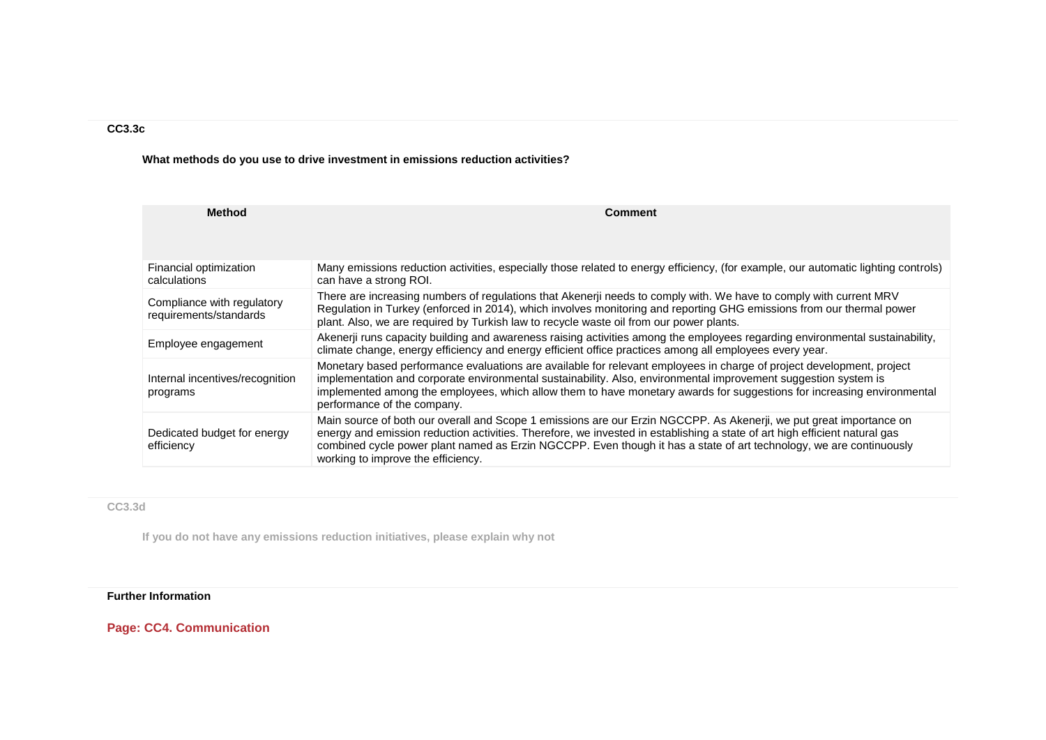**CC3.3c**

**What methods do you use to drive investment in emissions reduction activities?**

| Method | Comment |
|---|---|
| Financial optimization calculations | Many emissions reduction activities, especially those related to energy efficiency, (for example, our automatic lighting controls) can have a strong ROI. |
| Compliance with regulatory requirements/standards | There are increasing numbers of regulations that Akenerji needs to comply with. We have to comply with current MRV Regulation in Turkey (enforced in 2014), which involves monitoring and reporting GHG emissions from our thermal power plant. Also, we are required by Turkish law to recycle waste oil from our power plants. |
| Employee engagement | Akenerji runs capacity building and awareness raising activities among the employees regarding environmental sustainability, climate change, energy efficiency and energy efficient office practices among all employees every year. |
| Internal incentives/recognition programs | Monetary based performance evaluations are available for relevant employees in charge of project development, project implementation and corporate environmental sustainability. Also, environmental improvement suggestion system is implemented among the employees, which allow them to have monetary awards for suggestions for increasing environmental performance of the company. |
| Dedicated budget for energy efficiency | Main source of both our overall and Scope 1 emissions are our Erzin NGCCPP. As Akenerji, we put great importance on energy and emission reduction activities. Therefore, we invested in establishing a state of art high efficient natural gas combined cycle power plant named as Erzin NGCCPP. Even though it has a state of art technology, we are continuously working to improve the efficiency. |

**CC3.3d**

**If you do not have any emissions reduction initiatives, please explain why not**

**Further Information**

## Page: CC4. Communication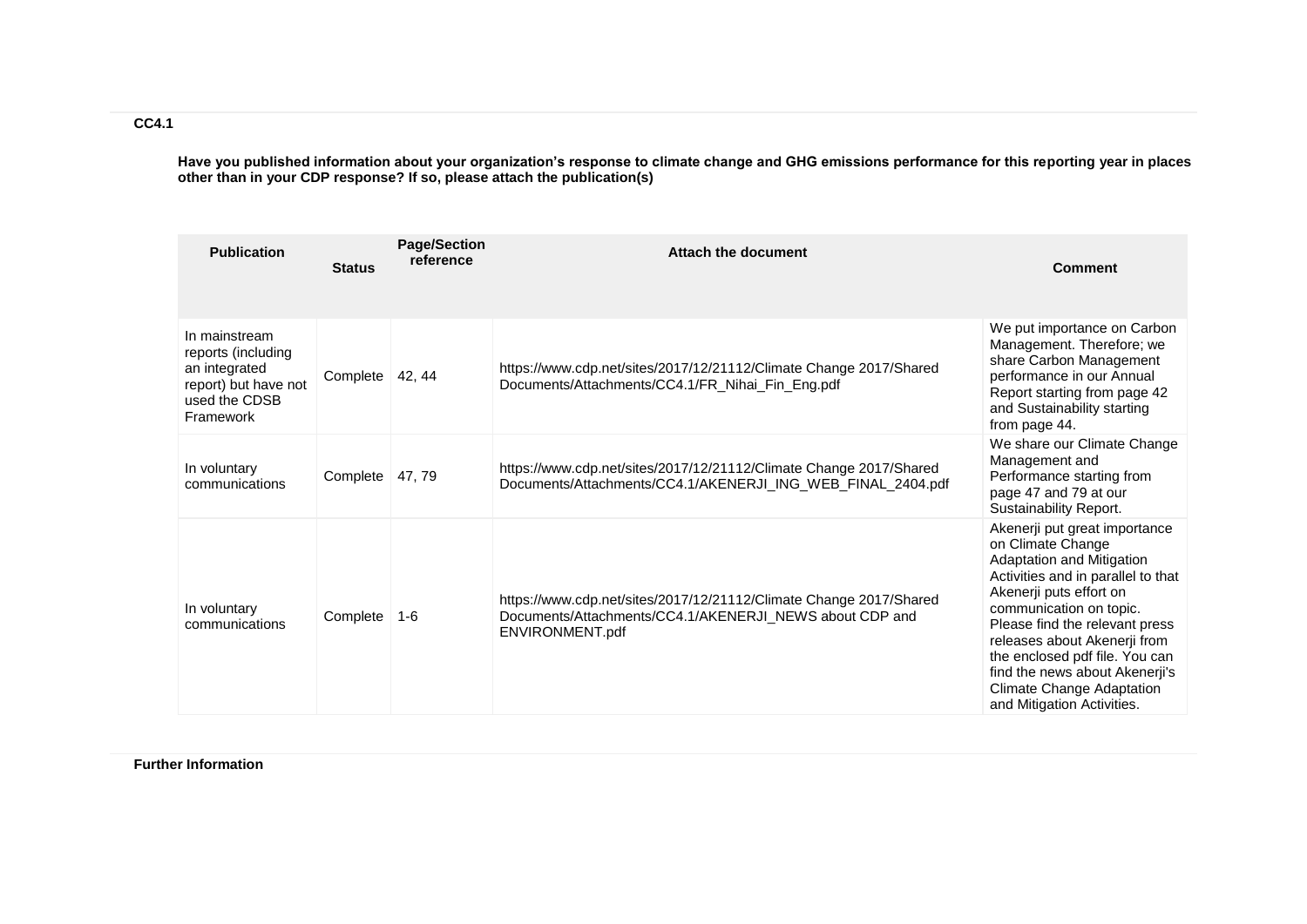**CC4.1**

**Have you published information about your organization's response to climate change and GHG emissions performance for this reporting year in places other than in your CDP response? If so, please attach the publication(s)**

| Publication | Status | Page/Section reference | Attach the document | Comment |
|---|---|---|---|---|
| In mainstream reports (including an integrated report) but have not used the CDSB Framework | Complete | 42, 44 | https://www.cdp.net/sites/2017/12/21112/Climate Change 2017/Shared Documents/Attachments/CC4.1/FR_Nihai_Fin_Eng.pdf | We put importance on Carbon Management. Therefore; we share Carbon Management performance in our Annual Report starting from page 42 and Sustainability starting from page 44. |
| In voluntary communications | Complete | 47, 79 | https://www.cdp.net/sites/2017/12/21112/Climate Change 2017/Shared Documents/Attachments/CC4.1/AKENERJI_ING_WEB_FINAL_2404.pdf | We share our Climate Change Management and Performance starting from page 47 and 79 at our Sustainability Report. |
| In voluntary communications | Complete | 1-6 | https://www.cdp.net/sites/2017/12/21112/Climate Change 2017/Shared Documents/Attachments/CC4.1/AKENERJI_NEWS about CDP and ENVIRONMENT.pdf | Akenerji put great importance on Climate Change Adaptation and Mitigation Activities and in parallel to that Akenerji puts effort on communication on topic. Please find the relevant press releases about Akenerji from the enclosed pdf file. You can find the news about Akenerji's Climate Change Adaptation and Mitigation Activities. |

**Further Information**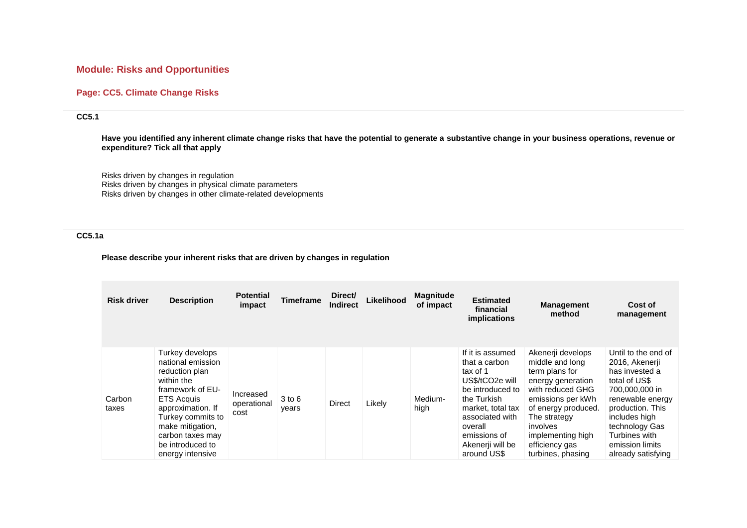## Module: Risks and Opportunities

### Page: CC5. Climate Change Risks

**CC5.1**

**Have you identified any inherent climate change risks that have the potential to generate a substantive change in your business operations, revenue or expenditure? Tick all that apply**

Risks driven by changes in regulation
Risks driven by changes in physical climate parameters
Risks driven by changes in other climate-related developments

**CC5.1a**

**Please describe your inherent risks that are driven by changes in regulation**

| Risk driver | Description | Potential impact | Timeframe | Direct/ Indirect | Likelihood | Magnitude of impact | Estimated financial implications | Management method | Cost of management |
|---|---|---|---|---|---|---|---|---|---|
| Carbon taxes | Turkey develops national emission reduction plan within the framework of EU-ETS Acquis approximation. If Turkey commits to make mitigation, carbon taxes may be introduced to energy intensive | Increased operational cost | 3 to 6 years | Direct | Likely | Medium-high | If it is assumed that a carbon tax of 1 US$/tCO2e will be introduced to the Turkish market, total tax associated with overall emissions of Akenerji will be around US$ | Akenerji develops middle and long term plans for energy generation with reduced GHG emissions per kWh of energy produced. The strategy involves implementing high efficiency gas turbines, phasing | Until to the end of 2016, Akenerji has invested a total of US$ 700,000,000 in renewable energy production. This includes high technology Gas Turbines with emission limits already satisfying |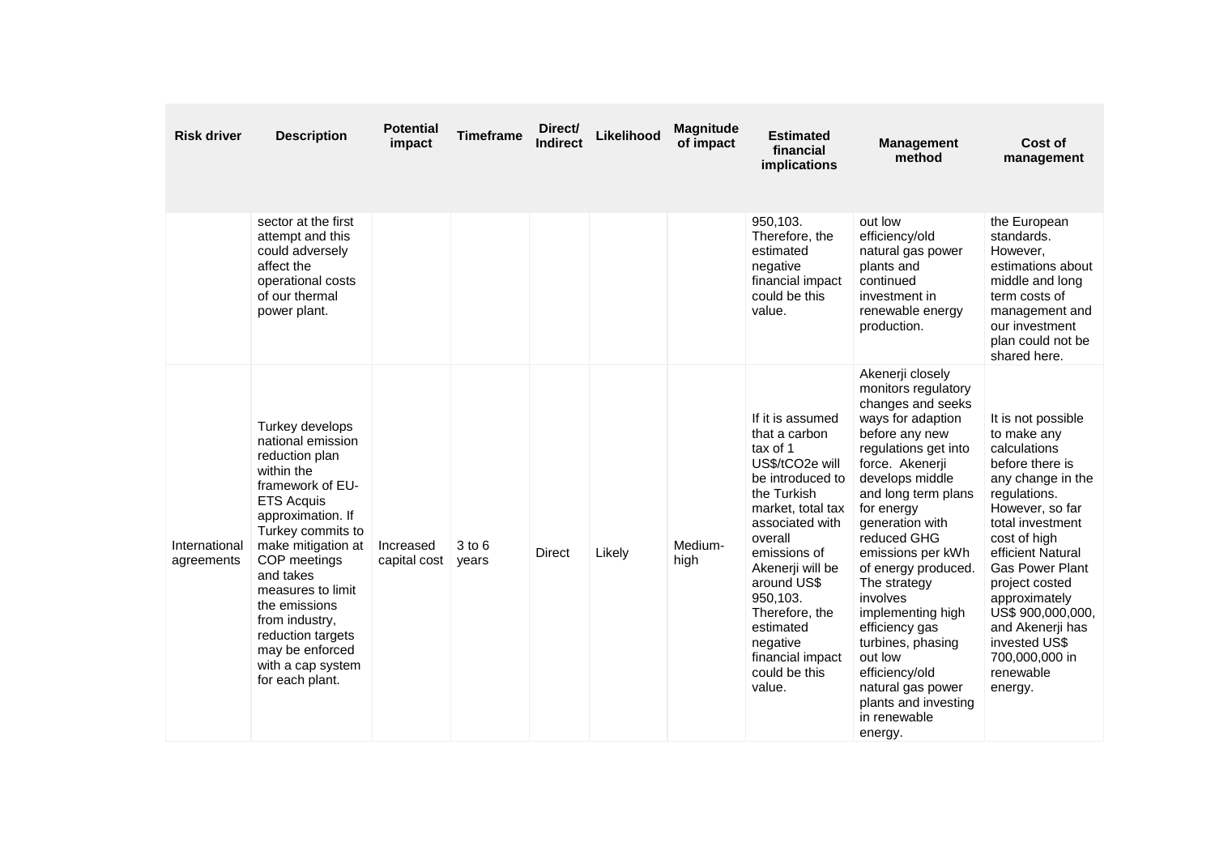| Risk driver | Description | Potential impact | Timeframe | Direct/ Indirect | Likelihood | Magnitude of impact | Estimated financial implications | Management method | Cost of management |
|---|---|---|---|---|---|---|---|---|---|
| | sector at the first attempt and this could adversely affect the operational costs of our thermal power plant. | | | | | | 950,103. Therefore, the estimated negative financial impact could be this value. | out low efficiency/old natural gas power plants and continued investment in renewable energy production. | the European standards. However, estimations about middle and long term costs of management and our investment plan could not be shared here. |
| International agreements | Turkey develops national emission reduction plan within the framework of EU-ETS Acquis approximation. If Turkey commits to make mitigation at COP meetings and takes measures to limit the emissions from industry, reduction targets may be enforced with a cap system for each plant. | Increased capital cost | 3 to 6 years | Direct | Likely | Medium-high | If it is assumed that a carbon tax of 1 US$/tCO2e will be introduced to the Turkish market, total tax associated with overall emissions of Akenerji will be around US$ 950,103. Therefore, the estimated negative financial impact could be this value. | Akenerji closely monitors regulatory changes and seeks ways for adaption before any new regulations get into force. Akenerji develops middle and long term plans for energy generation with reduced GHG emissions per kWh of energy produced. The strategy involves implementing high efficiency gas turbines, phasing out low efficiency/old natural gas power plants and investing in renewable energy. | It is not possible to make any calculations before there is any change in the regulations. However, so far total investment cost of high efficient Natural Gas Power Plant project costed approximately US$ 900,000,000, and Akenerji has invested US$ 700,000,000 in renewable energy. |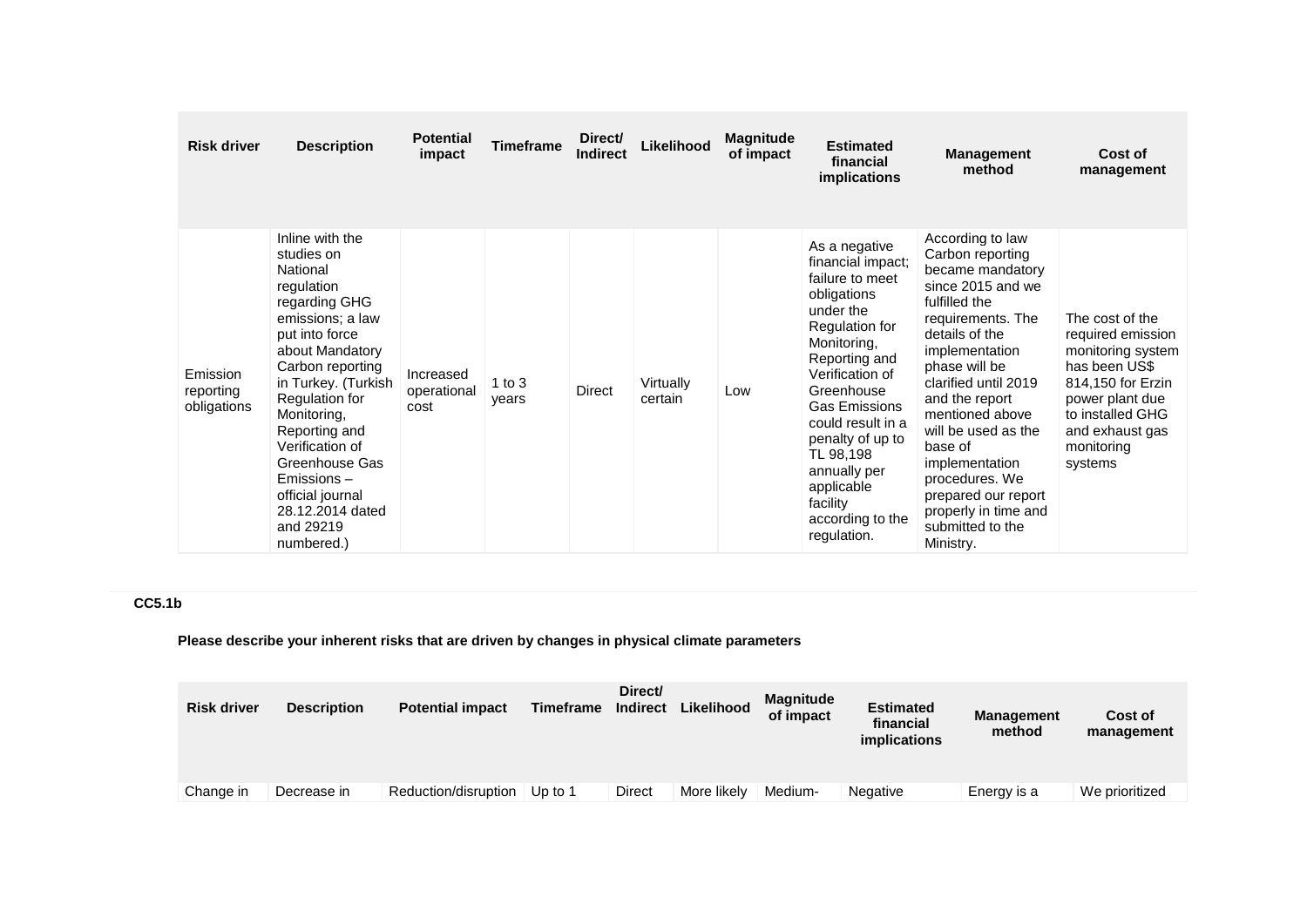| Risk driver | Description | Potential impact | Timeframe | Direct/ Indirect | Likelihood | Magnitude of impact | Estimated financial implications | Management method | Cost of management |
|---|---|---|---|---|---|---|---|---|---|
| Emission reporting obligations | Inline with the studies on National regulation regarding GHG emissions; a law put into force about Mandatory Carbon reporting in Turkey. (Turkish Regulation for Monitoring, Reporting and Verification of Greenhouse Gas Emissions – official journal 28.12.2014 dated and 29219 numbered.) | Increased operational cost | 1 to 3 years | Direct | Virtually certain | Low | As a negative financial impact; failure to meet obligations under the Regulation for Monitoring, Reporting and Verification of Greenhouse Gas Emissions could result in a penalty of up to TL 98,198 annually per applicable facility according to the regulation. | According to law Carbon reporting became mandatory since 2015 and we fulfilled the requirements. The details of the implementation phase will be clarified until 2019 and the report mentioned above will be used as the base of implementation procedures. We prepared our report properly in time and submitted to the Ministry. | The cost of the required emission monitoring system has been US$ 814,150 for Erzin power plant due to installed GHG and exhaust gas monitoring systems |

**CC5.1b**

**Please describe your inherent risks that are driven by changes in physical climate parameters**

| Risk driver | Description | Potential impact | Timeframe | Direct/ Indirect | Likelihood | Magnitude of impact | Estimated financial implications | Management method | Cost of management |
|---|---|---|---|---|---|---|---|---|---|
| Change in | Decrease in | Reduction/disruption | Up to 1 | Direct | More likely | Medium- | Negative | Energy is a | We prioritized |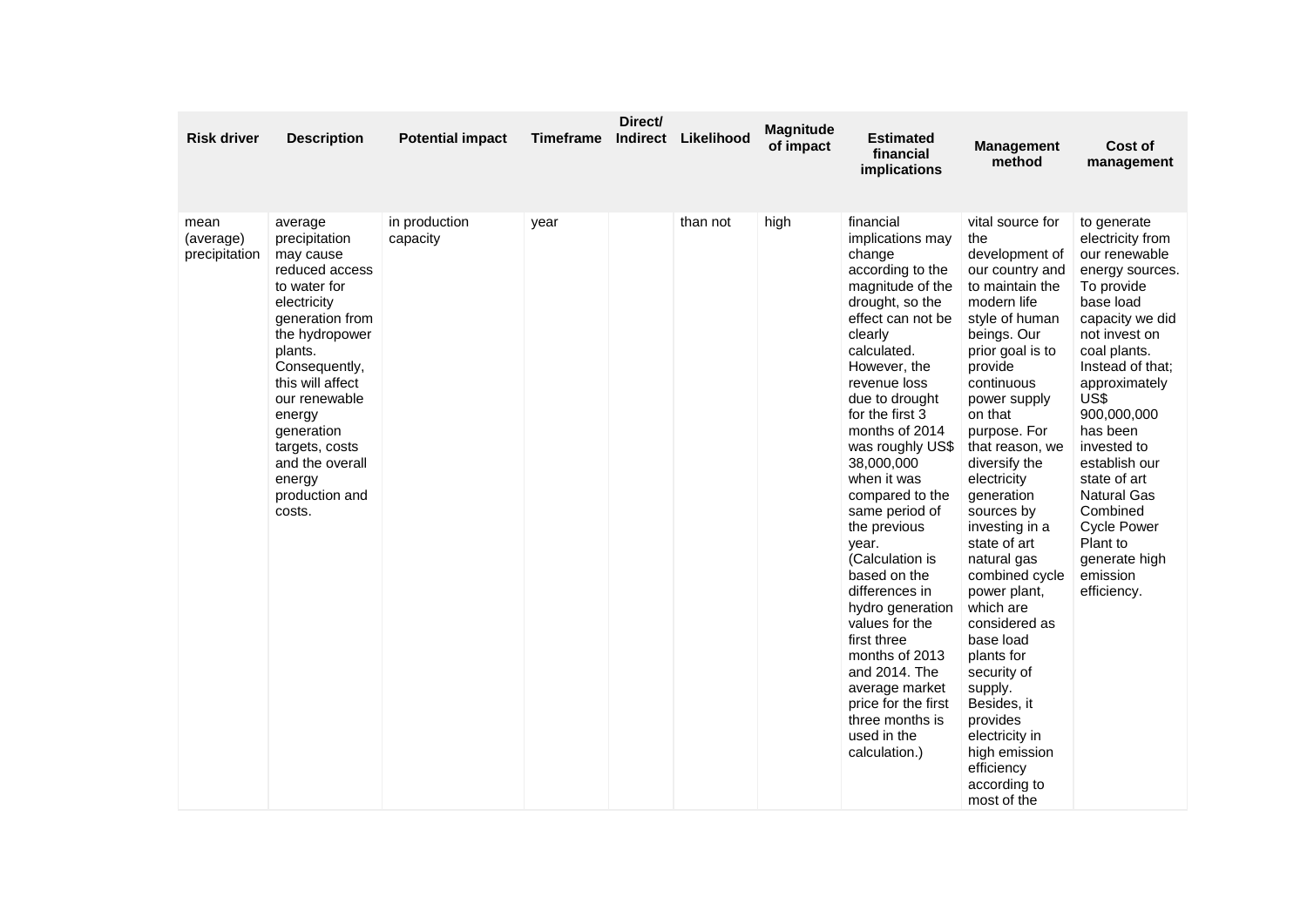| Risk driver | Description | Potential impact | Timeframe | Direct/ Indirect | Likelihood | Magnitude of impact | Estimated financial implications | Management method | Cost of management |
|---|---|---|---|---|---|---|---|---|---|
| mean (average) precipitation | average precipitation may cause reduced access to water for electricity generation from the hydropower plants. Consequently, this will affect our renewable energy generation targets, costs and the overall energy production and costs. | in production capacity | year | | than not | high | financial implications may change according to the magnitude of the drought, so the effect can not be clearly calculated. However, the revenue loss due to drought for the first 3 months of 2014 was roughly US$ 38,000,000 when it was compared to the same period of the previous year. (Calculation is based on the differences in hydro generation values for the first three months of 2013 and 2014. The average market price for the first three months is used in the calculation.) | vital source for the development of our country and to maintain the modern life style of human beings. Our prior goal is to provide continuous power supply on that purpose. For that reason, we diversify the electricity generation sources by investing in a state of art natural gas combined cycle power plant, which are considered as base load plants for security of supply. Besides, it provides electricity in high emission efficiency according to most of the | to generate electricity from our renewable energy sources. To provide base load capacity we did not invest on coal plants. Instead of that; approximately US$ 900,000,000 has been invested to establish our state of art Natural Gas Combined Cycle Power Plant to generate high emission efficiency. |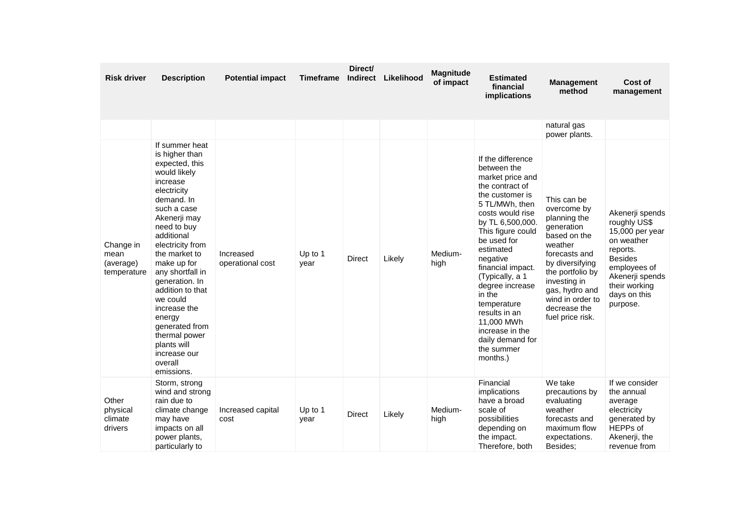| Risk driver | Description | Potential impact | Timeframe | Direct/ Indirect | Likelihood | Magnitude of impact | Estimated financial implications | Management method | Cost of management |
|---|---|---|---|---|---|---|---|---|---|
| | | | | | | | | natural gas power plants. | |
| Change in mean (average) temperature | If summer heat is higher than expected, this would likely increase electricity demand. In such a case Akenerji may need to buy additional electricity from the market to make up for any shortfall in generation. In addition to that we could increase the energy generated from thermal power plants will increase our overall emissions. | Increased operational cost | Up to 1 year | Direct | Likely | Medium-high | If the difference between the market price and the contract of the customer is 5 TL/MWh, then costs would rise by TL 6,500,000. This figure could be used for estimated negative financial impact. (Typically, a 1 degree increase in the temperature results in an 11,000 MWh increase in the daily demand for the summer months.) | This can be overcome by planning the generation based on the weather forecasts and by diversifying the portfolio by investing in gas, hydro and wind in order to decrease the fuel price risk. | Akenerji spends roughly US$ 15,000 per year on weather reports. Besides employees of Akenerji spends their working days on this purpose. |
| Other physical climate drivers | Storm, strong wind and strong rain due to climate change may have impacts on all power plants, particularly to | Increased capital cost | Up to 1 year | Direct | Likely | Medium-high | Financial implications have a broad scale of possibilities depending on the impact. Therefore, both | We take precautions by evaluating weather forecasts and maximum flow expectations. Besides; | If we consider the annual average electricity generated by HEPPs of Akenerji, the revenue from |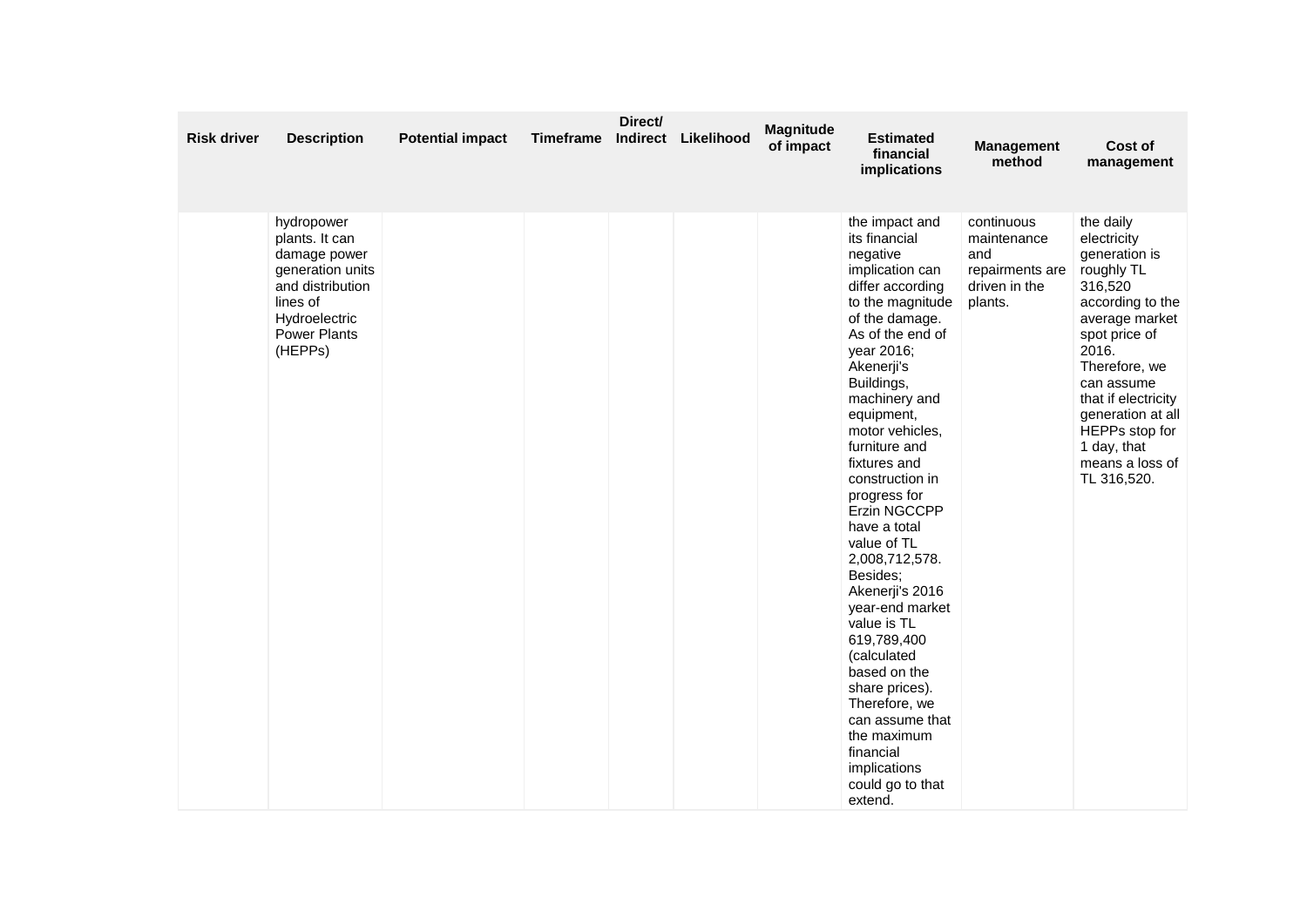| Risk driver | Description | Potential impact | Timeframe | Direct/ Indirect | Likelihood | Magnitude of impact | Estimated financial implications | Management method | Cost of management |
|---|---|---|---|---|---|---|---|---|---|
| | hydropower plants. It can damage power generation units and distribution lines of Hydroelectric Power Plants (HEPPs) | | | | | | the impact and its financial negative implication can differ according to the magnitude of the damage. As of the end of year 2016; Akenerji's Buildings, machinery and equipment, motor vehicles, furniture and fixtures and construction in progress for Erzin NGCCPP have a total value of TL 2,008,712,578. Besides; Akenerji's 2016 year-end market value is TL 619,789,400 (calculated based on the share prices). Therefore, we can assume that the maximum financial implications could go to that extend. | continuous maintenance and repairments are driven in the plants. | the daily electricity generation is roughly TL 316,520 according to the average market spot price of 2016. Therefore, we can assume that if electricity generation at all HEPPs stop for 1 day, that means a loss of TL 316,520. |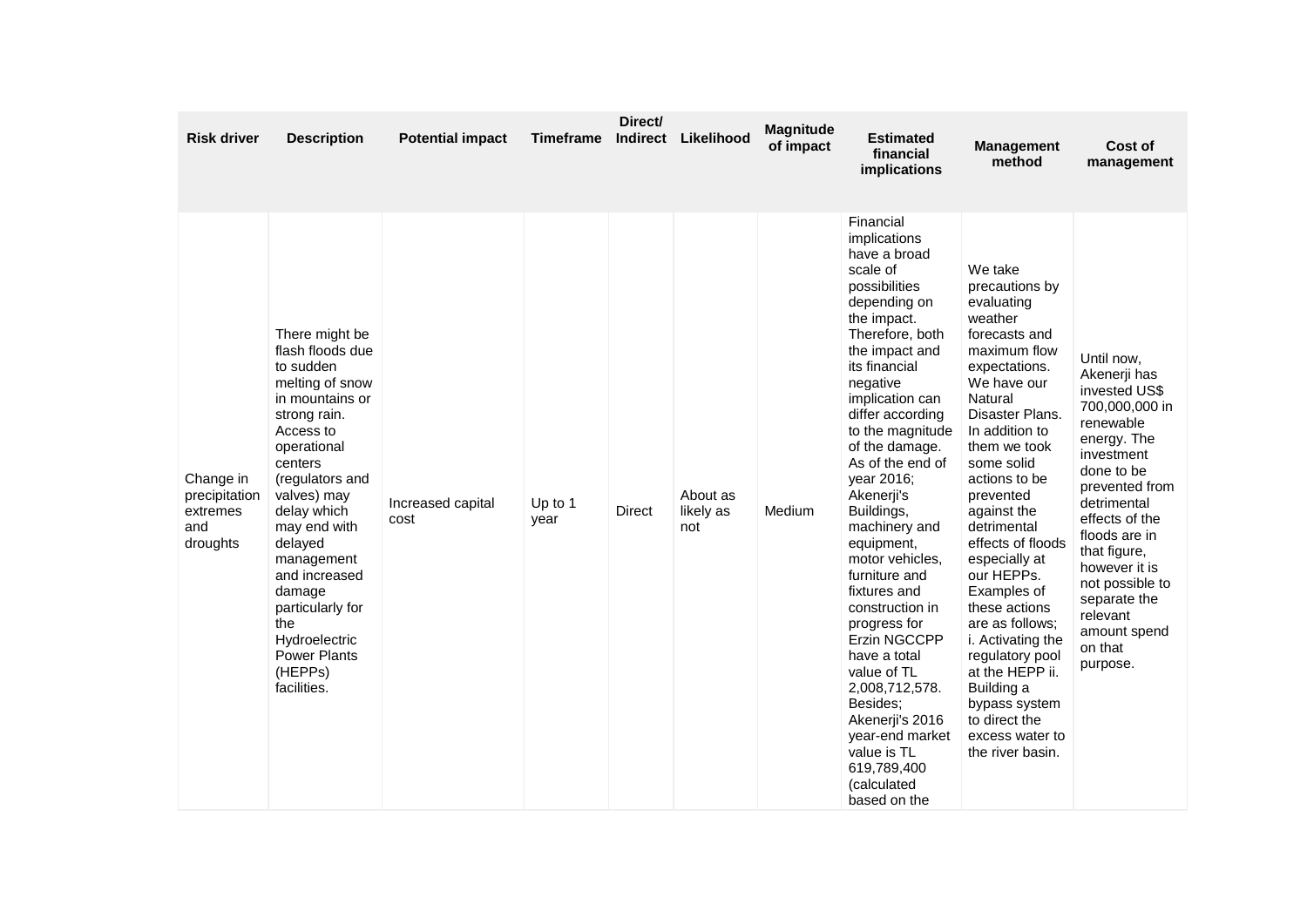| Risk driver | Description | Potential impact | Timeframe | Direct/ Indirect | Likelihood | Magnitude of impact | Estimated financial implications | Management method | Cost of management |
|---|---|---|---|---|---|---|---|---|---|
| Change in precipitation extremes and droughts | There might be flash floods due to sudden melting of snow in mountains or strong rain. Access to operational centers (regulators and valves) may delay which may end with delayed management and increased damage particularly for the Hydroelectric Power Plants (HEPPs) facilities. | Increased capital cost | Up to 1 year | Direct | About as likely as not | Medium | Financial implications have a broad scale of possibilities depending on the impact. Therefore, both the impact and its financial negative implication can differ according to the magnitude of the damage. As of the end of year 2016; Akenerji's Buildings, machinery and equipment, motor vehicles, furniture and fixtures and construction in progress for Erzin NGCCPP have a total value of TL 2,008,712,578. Besides; Akenerji's 2016 year-end market value is TL 619,789,400 (calculated based on the | We take precautions by evaluating weather forecasts and maximum flow expectations. We have our Natural Disaster Plans. In addition to them we took some solid actions to be prevented against the detrimental effects of floods especially at our HEPPs. Examples of these actions are as follows; i. Activating the regulatory pool at the HEPP ii. Building a bypass system to direct the excess water to the river basin. | Until now, Akenerji has invested US$ 700,000,000 in renewable energy. The investment done to be prevented from detrimental effects of the floods are in that figure, however it is not possible to separate the relevant amount spend on that purpose. |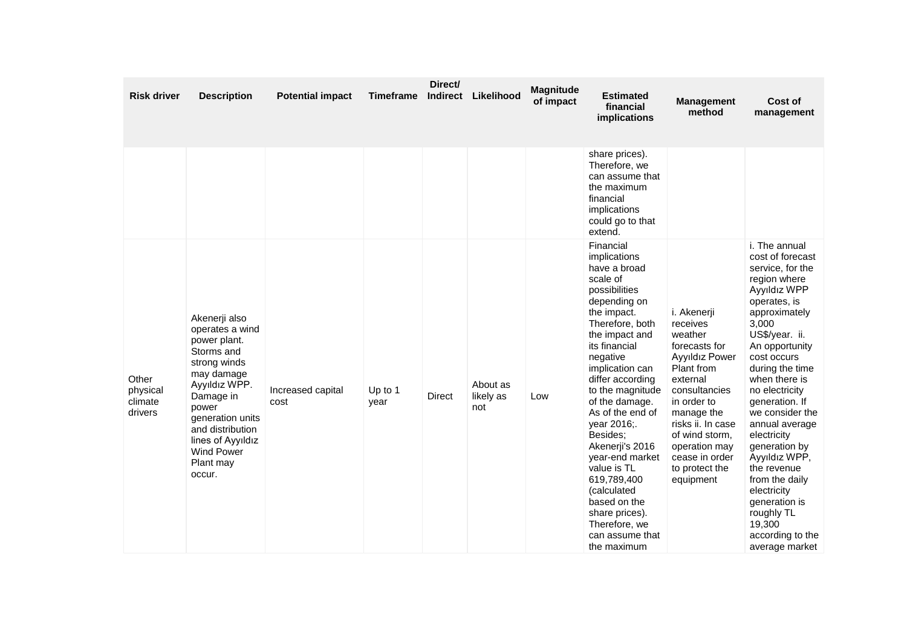| Risk driver | Description | Potential impact | Timeframe | Direct/ Indirect | Likelihood | Magnitude of impact | Estimated financial implications | Management method | Cost of management |
|---|---|---|---|---|---|---|---|---|---|
| | | | | | | | share prices). Therefore, we can assume that the maximum financial implications could go to that extend. | | |
| Other physical climate drivers | Akenerji also operates a wind power plant. Storms and strong winds may damage Ayyıldız WPP. Damage in power generation units and distribution lines of Ayyıldız Wind Power Plant may occur. | Increased capital cost | Up to 1 year | Direct | About as likely as not | Low | Financial implications have a broad scale of possibilities depending on the impact. Therefore, both the impact and its financial negative implication can differ according to the magnitude of the damage. As of the end of year 2016;. Besides; Akenerji's 2016 year-end market value is TL 619,789,400 (calculated based on the share prices). Therefore, we can assume that the maximum | i. Akenerji receives weather forecasts for Ayyıldız Power Plant from external consultancies in order to manage the risks ii. In case of wind storm, operation may cease in order to protect the equipment | i. The annual cost of forecast service, for the region where Ayyıldız WPP operates, is approximately 3,000 US$/year. ii. An opportunity cost occurs during the time when there is no electricity generation. If we consider the annual average electricity generation by Ayyıldız WPP, the revenue from the daily electricity generation is roughly TL 19,300 according to the average market |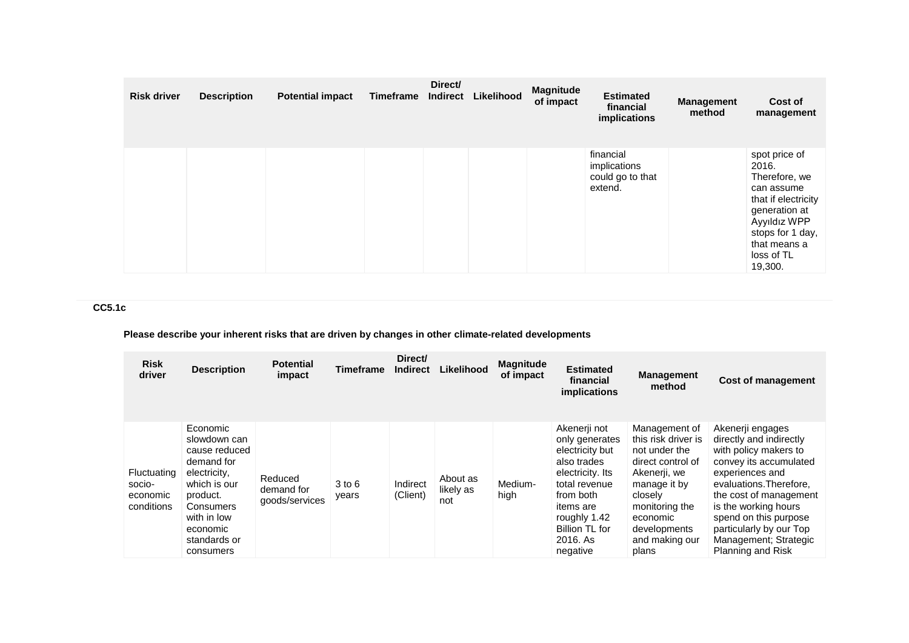| Risk driver | Description | Potential impact | Timeframe | Direct/ Indirect | Likelihood | Magnitude of impact | Estimated financial implications | Management method | Cost of management |
|---|---|---|---|---|---|---|---|---|---|
| | | | | | | | financial implications could go to that extend. | | spot price of 2016. Therefore, we can assume that if electricity generation at Ayyıldız WPP stops for 1 day, that means a loss of TL 19,300. |

**CC5.1c**

**Please describe your inherent risks that are driven by changes in other climate-related developments**

| Risk driver | Description | Potential impact | Timeframe | Direct/ Indirect | Likelihood | Magnitude of impact | Estimated financial implications | Management method | Cost of management |
|---|---|---|---|---|---|---|---|---|---|
| Fluctuating socio-economic conditions | Economic slowdown can cause reduced demand for electricity, which is our product. Consumers with in low economic standards or consumers | Reduced demand for goods/services | 3 to 6 years | Indirect (Client) | About as likely as not | Medium-high | Akenerji not only generates electricity but also trades electricity. Its total revenue from both items are roughly 1.42 Billion TL for 2016. As negative | Management of this risk driver is not under the direct control of Akenerji, we manage it by closely monitoring the economic developments and making our plans | Akenerji engages directly and indirectly with policy makers to convey its accumulated experiences and evaluations.Therefore, the cost of management is the working hours spend on this purpose particularly by our Top Management; Strategic Planning and Risk |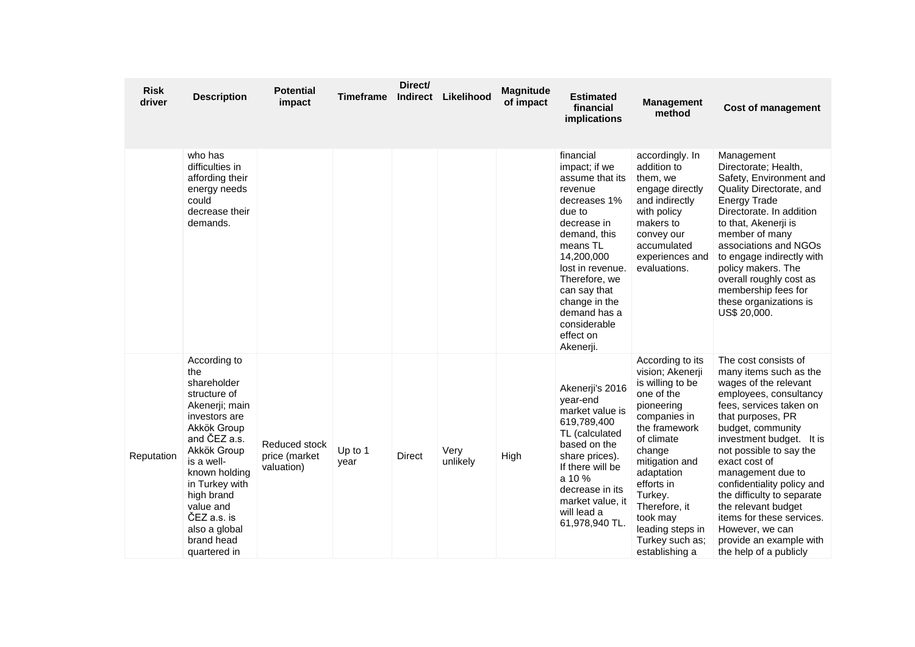| Risk driver | Description | Potential impact | Timeframe | Direct/ Indirect | Likelihood | Magnitude of impact | Estimated financial implications | Management method | Cost of management |
|---|---|---|---|---|---|---|---|---|---|
| | who has difficulties in affording their energy needs could decrease their demands. | | | | | | financial impact; if we assume that its revenue decreases 1% due to decrease in demand, this means TL 14,200,000 lost in revenue. Therefore, we can say that change in the demand has a considerable effect on Akenerji. | accordingly. In addition to them, we engage directly and indirectly with policy makers to convey our accumulated experiences and evaluations. | Management Directorate; Health, Safety, Environment and Quality Directorate, and Energy Trade Directorate. In addition to that, Akenerji is member of many associations and NGOs to engage indirectly with policy makers. The overall roughly cost as membership fees for these organizations is US$ 20,000. |
| Reputation | According to the shareholder structure of Akenerji; main investors are Akkök Group and ČEZ a.s. Akkök Group is a well-known holding in Turkey with high brand value and ČEZ a.s. is also a global brand head quartered in | Reduced stock price (market valuation) | Up to 1 year | Direct | Very unlikely | High | Akenerji's 2016 year-end market value is 619,789,400 TL (calculated based on the share prices). If there will be a 10 % decrease in its market value, it will lead a 61,978,940 TL. | According to its vision; Akenerji is willing to be one of the pioneering companies in the framework of climate change mitigation and adaptation efforts in Turkey. Therefore, it took may leading steps in Turkey such as; establishing a | The cost consists of many items such as the wages of the relevant employees, consultancy fees, services taken on that purposes, PR budget, community investment budget. It is not possible to say the exact cost of management due to confidentiality policy and the difficulty to separate the relevant budget items for these services. However, we can provide an example with the help of a publicly |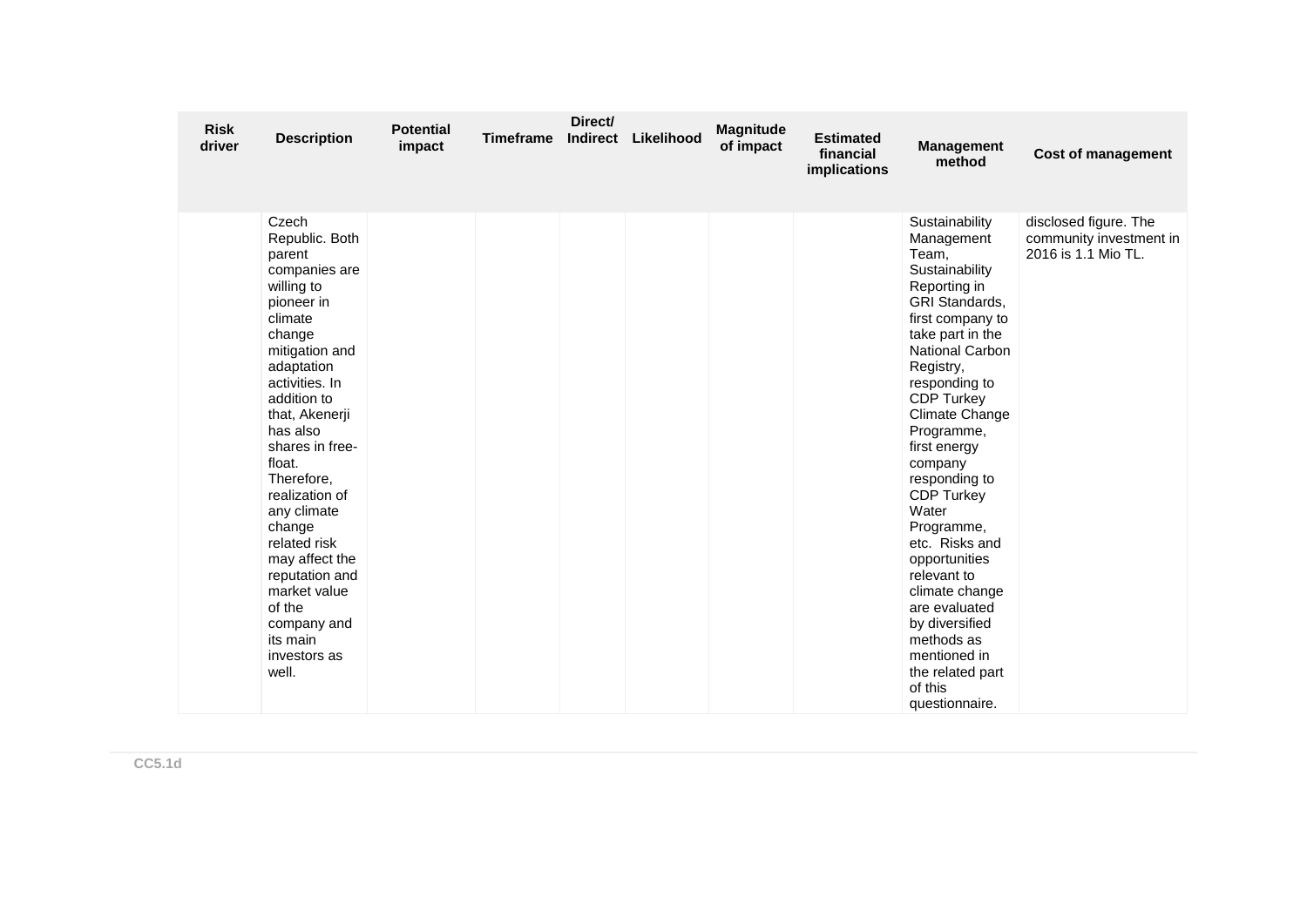| Risk driver | Description | Potential impact | Timeframe | Direct/ Indirect | Likelihood | Magnitude of impact | Estimated financial implications | Management method | Cost of management |
|---|---|---|---|---|---|---|---|---|---|
| | Czech Republic. Both parent companies are willing to pioneer in climate change mitigation and adaptation activities. In addition to that, Akenerji has also shares in free-float. Therefore, realization of any climate change related risk may affect the reputation and market value of the company and its main investors as well. | | | | | | | Sustainability Management Team, Sustainability Reporting in GRI Standards, first company to take part in the National Carbon Registry, responding to CDP Turkey Climate Change Programme, first energy company responding to CDP Turkey Water Programme, etc. Risks and opportunities relevant to climate change are evaluated by diversified methods as mentioned in the related part of this questionnaire. | disclosed figure. The community investment in 2016 is 1.1 Mio TL. |

CC5.1d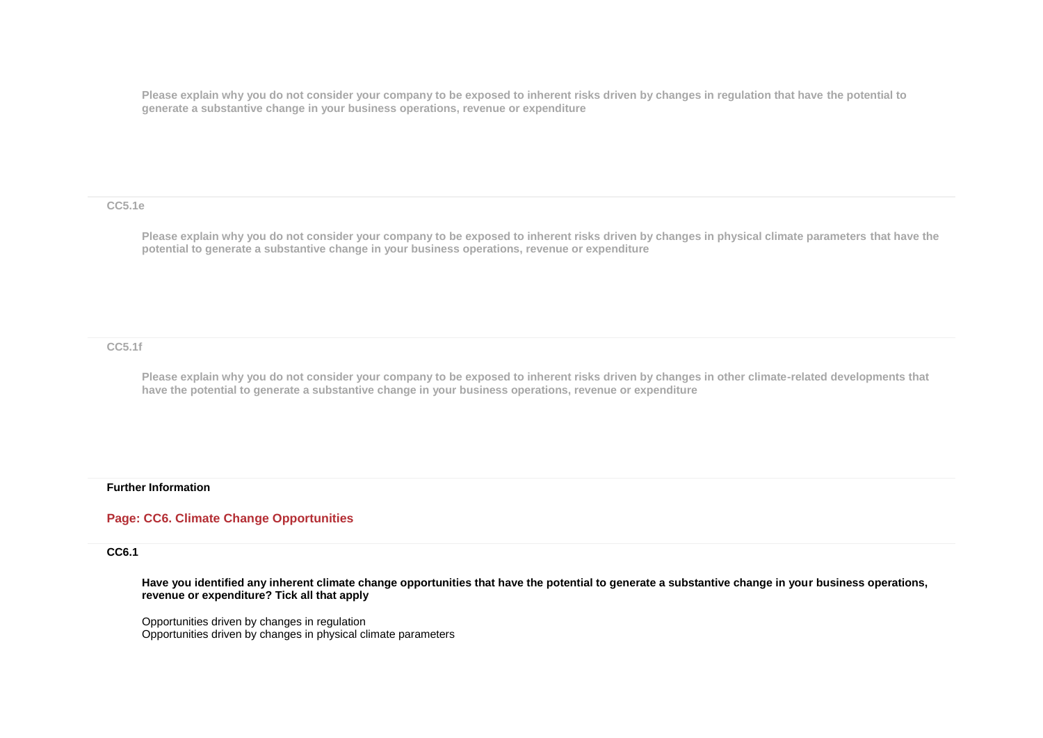**Please explain why you do not consider your company to be exposed to inherent risks driven by changes in regulation that have the potential to generate a substantive change in your business operations, revenue or expenditure**

**CC5.1e**

**Please explain why you do not consider your company to be exposed to inherent risks driven by changes in physical climate parameters that have the potential to generate a substantive change in your business operations, revenue or expenditure**

**CC5.1f**

**Please explain why you do not consider your company to be exposed to inherent risks driven by changes in other climate-related developments that have the potential to generate a substantive change in your business operations, revenue or expenditure**

**Further Information**

## Page: CC6. Climate Change Opportunities

**CC6.1**

**Have you identified any inherent climate change opportunities that have the potential to generate a substantive change in your business operations, revenue or expenditure? Tick all that apply**

Opportunities driven by changes in regulation
Opportunities driven by changes in physical climate parameters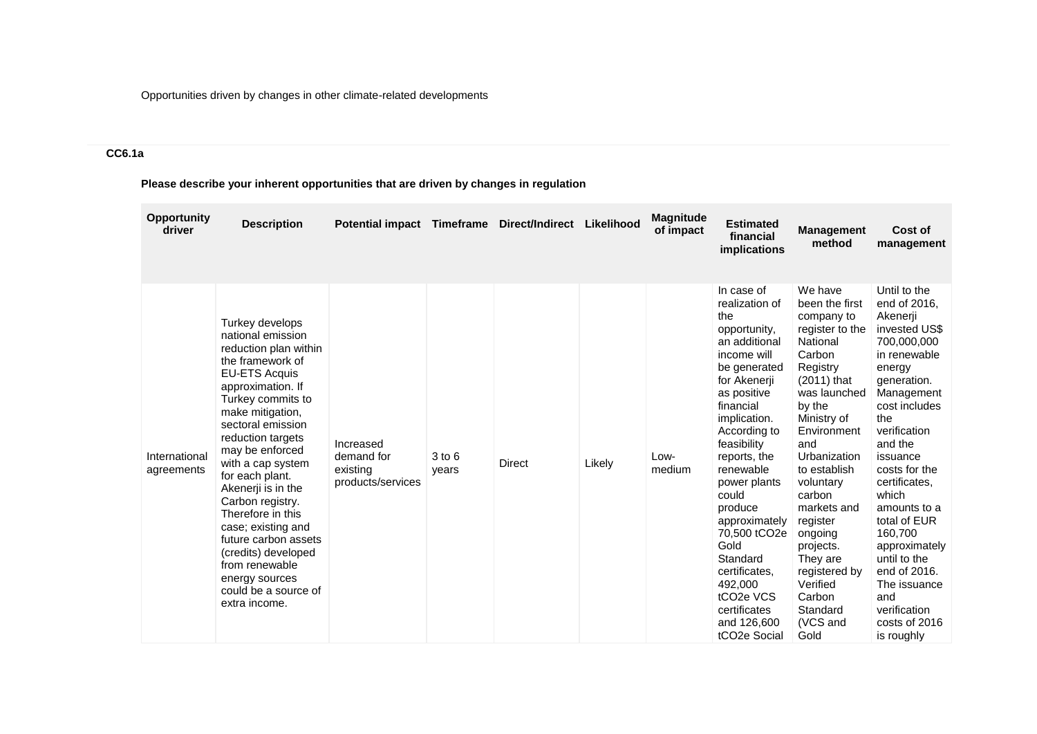Opportunities driven by changes in other climate-related developments

**CC6.1a**

**Please describe your inherent opportunities that are driven by changes in regulation**

| Opportunity driver | Description | Potential impact | Timeframe | Direct/Indirect | Likelihood | Magnitude of impact | Estimated financial implications | Management method | Cost of management |
|---|---|---|---|---|---|---|---|---|---|
| International agreements | Turkey develops national emission reduction plan within the framework of EU-ETS Acquis approximation. If Turkey commits to make mitigation, sectoral emission reduction targets may be enforced with a cap system for each plant. Akenerji is in the Carbon registry. Therefore in this case; existing and future carbon assets (credits) developed from renewable energy sources could be a source of extra income. | Increased demand for existing products/services | 3 to 6 years | Direct | Likely | Low-medium | In case of realization of the opportunity, an additional income will be generated for Akenerji as positive financial implication. According to feasibility reports, the renewable power plants could produce approximately 70,500 tCO2e Gold Standard certificates, 492,000 tCO2e VCS certificates and 126,600 tCO2e Social | We have been the first company to register to the National Carbon Registry (2011) that was launched by the Ministry of Environment and Urbanization to establish voluntary carbon markets and register ongoing projects. They are registered by Verified Carbon Standard (VCS and Gold | Until to the end of 2016, Akenerji invested US$ 700,000,000 in renewable energy generation. Management cost includes the verification and the issuance costs for the certificates, which amounts to a total of EUR 160,700 approximately until to the end of 2016. The issuance and verification costs of 2016 is roughly |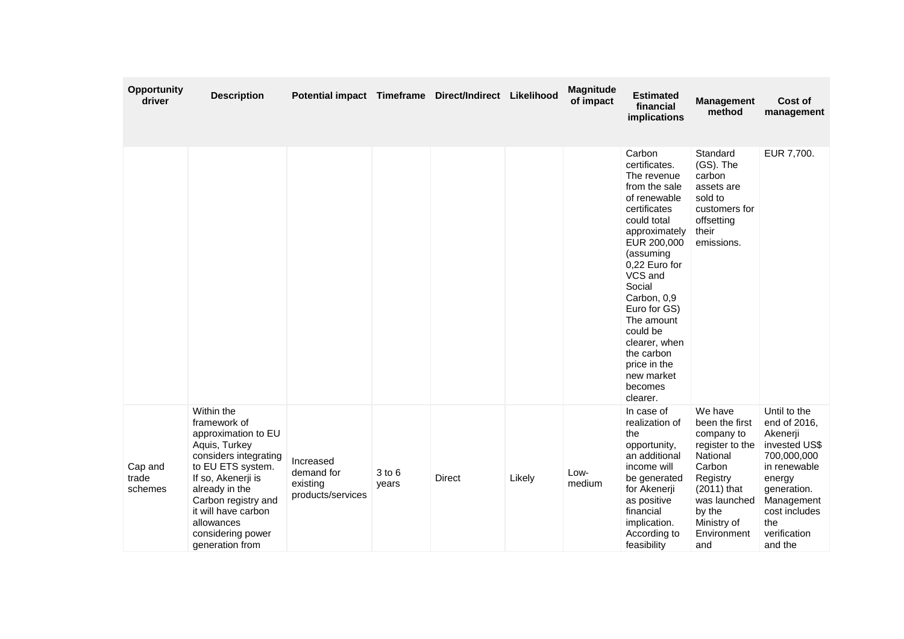| Opportunity driver | Description | Potential impact | Timeframe | Direct/Indirect | Likelihood | Magnitude of impact | Estimated financial implications | Management method | Cost of management |
|---|---|---|---|---|---|---|---|---|---|
| | | | | | | | Carbon certificates. The revenue from the sale of renewable certificates could total approximately EUR 200,000 (assuming 0,22 Euro for VCS and Social Carbon, 0,9 Euro for GS) The amount could be clearer, when the carbon price in the new market becomes clearer. | Standard (GS). The carbon assets are sold to customers for offsetting their emissions. | EUR 7,700. |
| Cap and trade schemes | Within the framework of approximation to EU Aquis, Turkey considers integrating to EU ETS system. If so, Akenerji is already in the Carbon registry and it will have carbon allowances considering power generation from | Increased demand for existing products/services | 3 to 6 years | Direct | Likely | Low-medium | In case of realization of the opportunity, an additional income will be generated for Akenerji as positive financial implication. According to feasibility | We have been the first company to register to the National Carbon Registry (2011) that was launched by the Ministry of Environment and | Until to the end of 2016, Akenerji invested US$ 700,000,000 in renewable energy generation. Management cost includes the verification and the |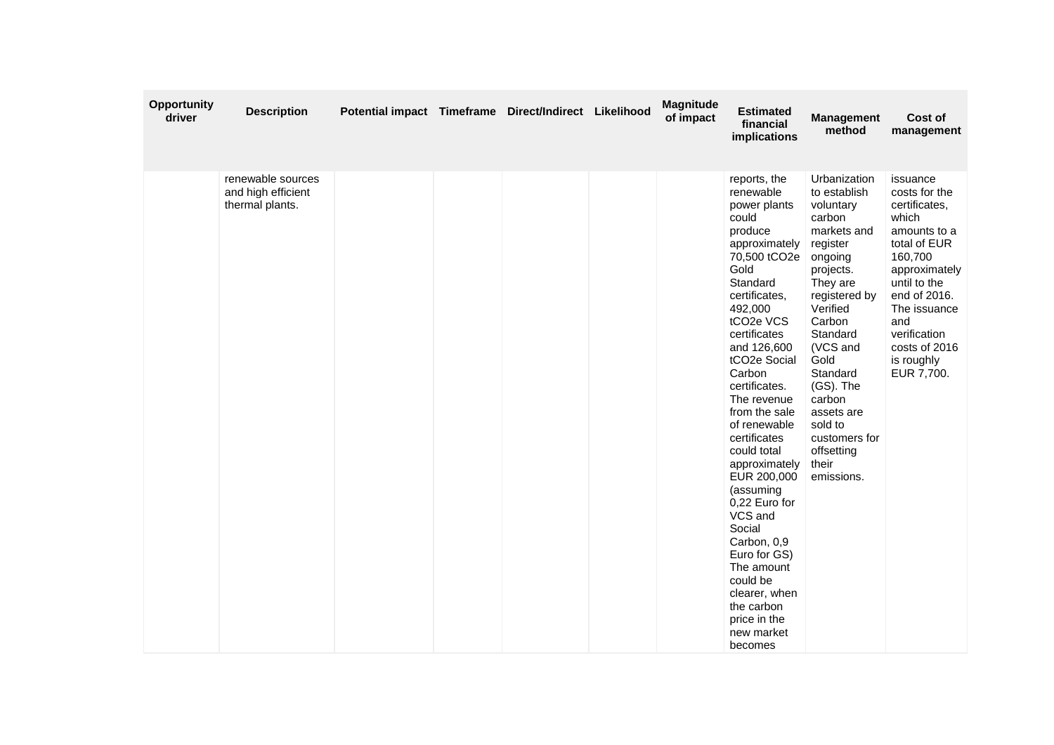| Opportunity driver | Description | Potential impact | Timeframe | Direct/Indirect | Likelihood | Magnitude of impact | Estimated financial implications | Management method | Cost of management |
|---|---|---|---|---|---|---|---|---|---|
| | renewable sources and high efficient thermal plants. | | | | | | reports, the renewable power plants could produce approximately 70,500 tCO2e Gold Standard certificates, 492,000 tCO2e VCS certificates and 126,600 tCO2e Social Carbon certificates. The revenue from the sale of renewable certificates could total approximately EUR 200,000 (assuming 0,22 Euro for VCS and Social Carbon, 0,9 Euro for GS) The amount could be clearer, when the carbon price in the new market becomes | Urbanization to establish voluntary carbon markets and register ongoing projects. They are registered by Verified Carbon Standard (VCS and Gold Standard (GS). The carbon assets are sold to customers for offsetting their emissions. | issuance costs for the certificates, which amounts to a total of EUR 160,700 approximately until to the end of 2016. The issuance and verification costs of 2016 is roughly EUR 7,700. |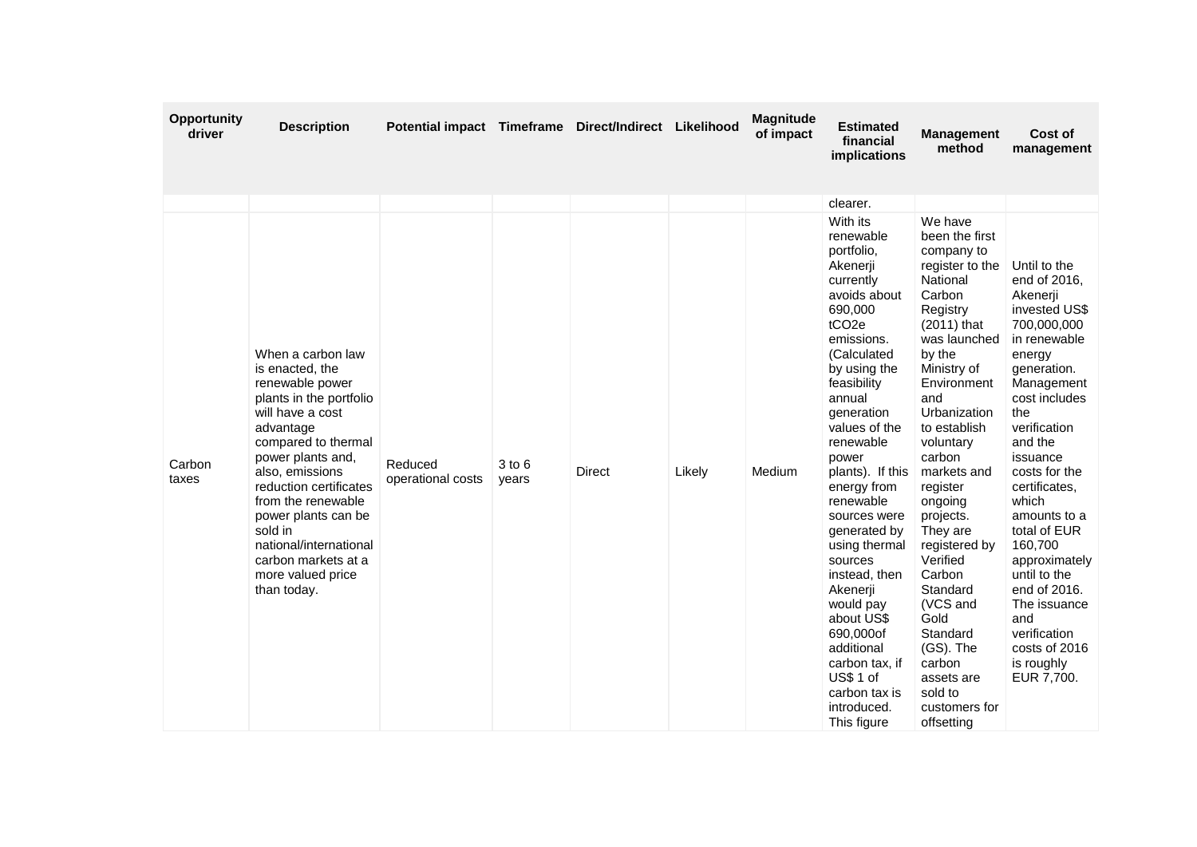| Opportunity driver | Description | Potential impact | Timeframe | Direct/Indirect | Likelihood | Magnitude of impact | Estimated financial implications | Management method | Cost of management |
|---|---|---|---|---|---|---|---|---|---|
| | | | | | | | clearer. | | |
| Carbon taxes | When a carbon law is enacted, the renewable power plants in the portfolio will have a cost advantage compared to thermal power plants and, also, emissions reduction certificates from the renewable power plants can be sold in national/international carbon markets at a more valued price than today. | Reduced operational costs | 3 to 6 years | Direct | Likely | Medium | With its renewable portfolio, Akenerji currently avoids about 690,000 tCO2e emissions. (Calculated by using the feasibility annual generation values of the renewable power plants). If this energy from renewable sources were generated by using thermal sources instead, then Akenerji would pay about US$ 690,000of additional carbon tax, if US$ 1 of carbon tax is introduced. This figure | We have been the first company to register to the National Carbon Registry (2011) that was launched by the Ministry of Environment and Urbanization to establish voluntary carbon markets and register ongoing projects. They are registered by Verified Carbon Standard (VCS and Gold Standard (GS). The carbon assets are sold to customers for offsetting | Until to the end of 2016, Akenerji invested US$ 700,000,000 in renewable energy generation. Management cost includes the verification and the issuance costs for the certificates, which amounts to a total of EUR 160,700 approximately until to the end of 2016. The issuance and verification costs of 2016 is roughly EUR 7,700. |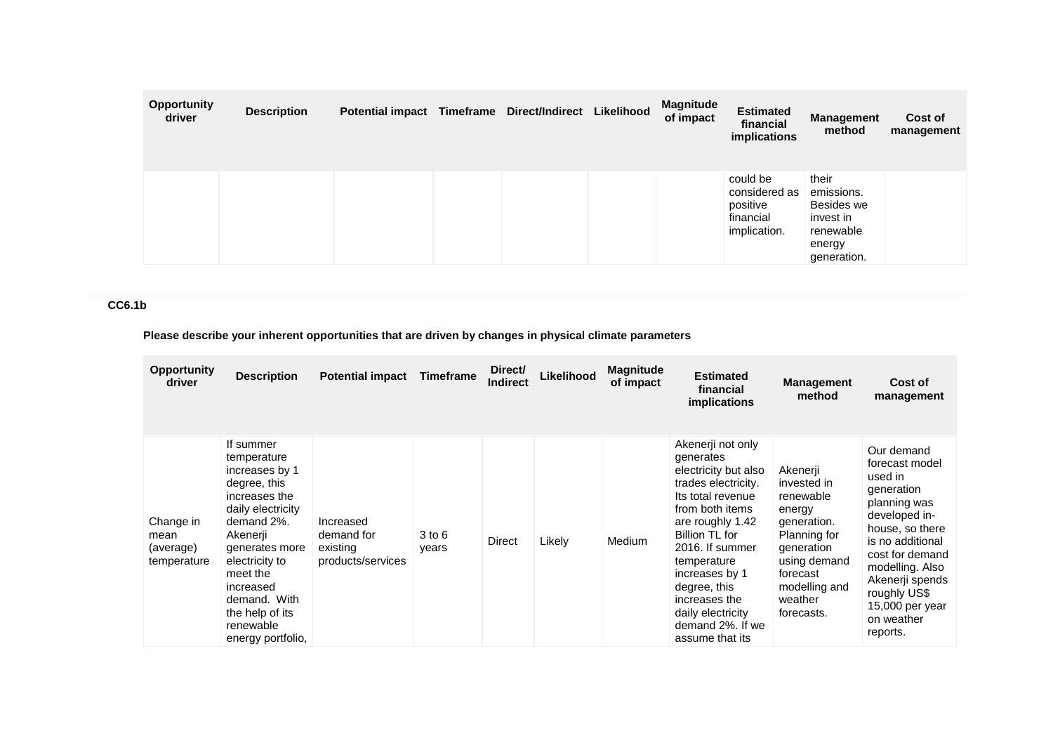| Opportunity driver | Description | Potential impact | Timeframe | Direct/Indirect | Likelihood | Magnitude of impact | Estimated financial implications | Management method | Cost of management |
|---|---|---|---|---|---|---|---|---|---|
| | | | | | | | could be considered as positive financial implication. | their emissions. Besides we invest in renewable energy generation. | |

### CC6.1b

**Please describe your inherent opportunities that are driven by changes in physical climate parameters**

| Opportunity driver | Description | Potential impact | Timeframe | Direct/ Indirect | Likelihood | Magnitude of impact | Estimated financial implications | Management method | Cost of management |
|---|---|---|---|---|---|---|---|---|---|
| Change in mean (average) temperature | If summer temperature increases by 1 degree, this increases the daily electricity demand 2%. Akenerji generates more electricity to meet the increased demand. With the help of its renewable energy portfolio, | Increased demand for existing products/services | 3 to 6 years | Direct | Likely | Medium | Akenerji not only generates electricity but also trades electricity. Its total revenue from both items are roughly 1.42 Billion TL for 2016. If summer temperature increases by 1 degree, this increases the daily electricity demand 2%. If we assume that its | Akenerji invested in renewable energy generation. Planning for generation using demand forecast modelling and weather forecasts. | Our demand forecast model used in generation planning was developed in-house, so there is no additional cost for demand modelling. Also Akenerji spends roughly US$ 15,000 per year on weather reports. |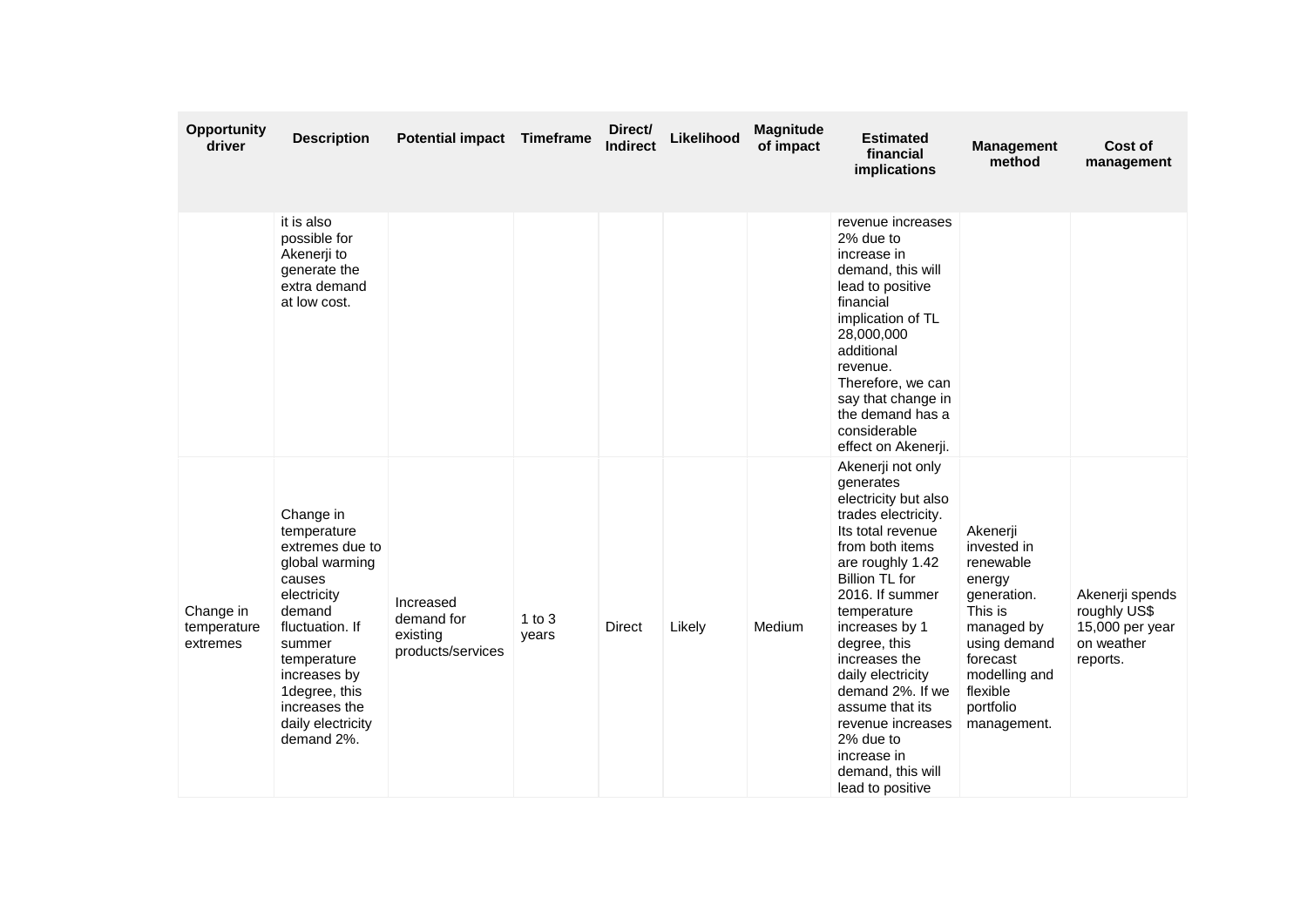| Opportunity driver | Description | Potential impact | Timeframe | Direct/ Indirect | Likelihood | Magnitude of impact | Estimated financial implications | Management method | Cost of management |
|---|---|---|---|---|---|---|---|---|---|
| | it is also possible for Akenerji to generate the extra demand at low cost. | | | | | | revenue increases 2% due to increase in demand, this will lead to positive financial implication of TL 28,000,000 additional revenue. Therefore, we can say that change in the demand has a considerable effect on Akenerji. | | |
| Change in temperature extremes | Change in temperature extremes due to global warming causes electricity demand fluctuation. If summer temperature increases by 1degree, this increases the daily electricity demand 2%. | Increased demand for existing products/services | 1 to 3 years | Direct | Likely | Medium | Akenerji not only generates electricity but also trades electricity. Its total revenue from both items are roughly 1.42 Billion TL for 2016. If summer temperature increases by 1 degree, this increases the daily electricity demand 2%. If we assume that its revenue increases 2% due to increase in demand, this will lead to positive | Akenerji invested in renewable energy generation. This is managed by using demand forecast modelling and flexible portfolio management. | Akenerji spends roughly US$ 15,000 per year on weather reports. |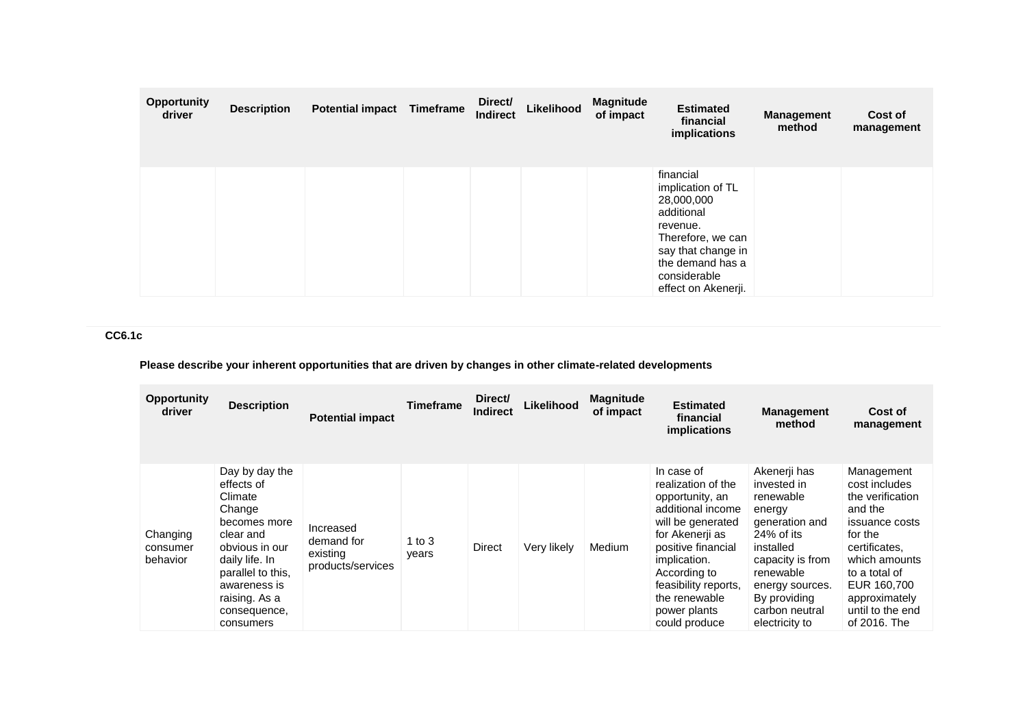| Opportunity driver | Description | Potential impact | Timeframe | Direct/ Indirect | Likelihood | Magnitude of impact | Estimated financial implications | Management method | Cost of management |
|---|---|---|---|---|---|---|---|---|---|
| | | | | | | | financial implication of TL 28,000,000 additional revenue. Therefore, we can say that change in the demand has a considerable effect on Akenerji. | | |

**CC6.1c**

**Please describe your inherent opportunities that are driven by changes in other climate-related developments**

| Opportunity driver | Description | Potential impact | Timeframe | Direct/ Indirect | Likelihood | Magnitude of impact | Estimated financial implications | Management method | Cost of management |
|---|---|---|---|---|---|---|---|---|---|
| Changing consumer behavior | Day by day the effects of Climate Change becomes more clear and obvious in our daily life. In parallel to this, awareness is raising. As a consequence, consumers | Increased demand for existing products/services | 1 to 3 years | Direct | Very likely | Medium | In case of realization of the opportunity, an additional income will be generated for Akenerji as positive financial implication. According to feasibility reports, the renewable power plants could produce | Akenerji has invested in renewable energy generation and 24% of its installed capacity is from renewable energy sources. By providing carbon neutral electricity to | Management cost includes the verification and the issuance costs for the certificates, which amounts to a total of EUR 160,700 approximately until to the end of 2016. The |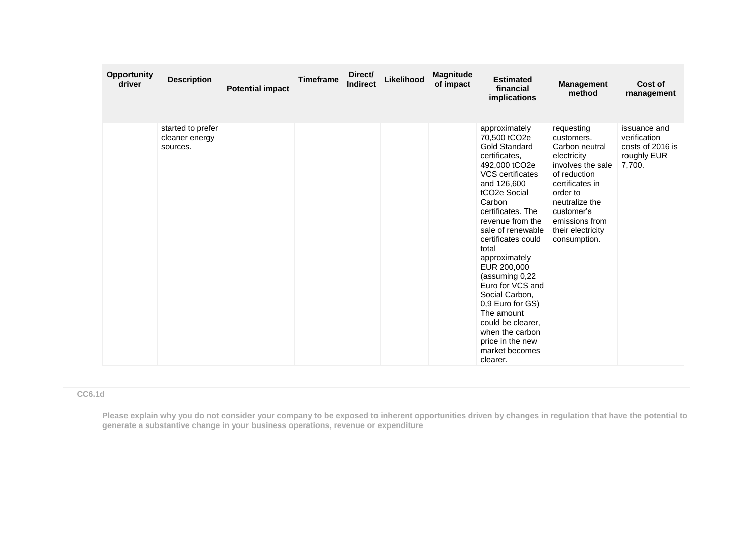| Opportunity driver | Description | Potential impact | Timeframe | Direct/ Indirect | Likelihood | Magnitude of impact | Estimated financial implications | Management method | Cost of management |
|---|---|---|---|---|---|---|---|---|---|
| | started to prefer cleaner energy sources. | | | | | | approximately 70,500 tCO2e Gold Standard certificates, 492,000 tCO2e VCS certificates and 126,600 tCO2e Social Carbon certificates. The revenue from the sale of renewable certificates could total approximately EUR 200,000 (assuming 0,22 Euro for VCS and Social Carbon, 0,9 Euro for GS) The amount could be clearer, when the carbon price in the new market becomes clearer. | requesting customers. Carbon neutral electricity involves the sale of reduction certificates in order to neutralize the customer's emissions from their electricity consumption. | issuance and verification costs of 2016 is roughly EUR 7,700. |

**CC6.1d**

**Please explain why you do not consider your company to be exposed to inherent opportunities driven by changes in regulation that have the potential to generate a substantive change in your business operations, revenue or expenditure**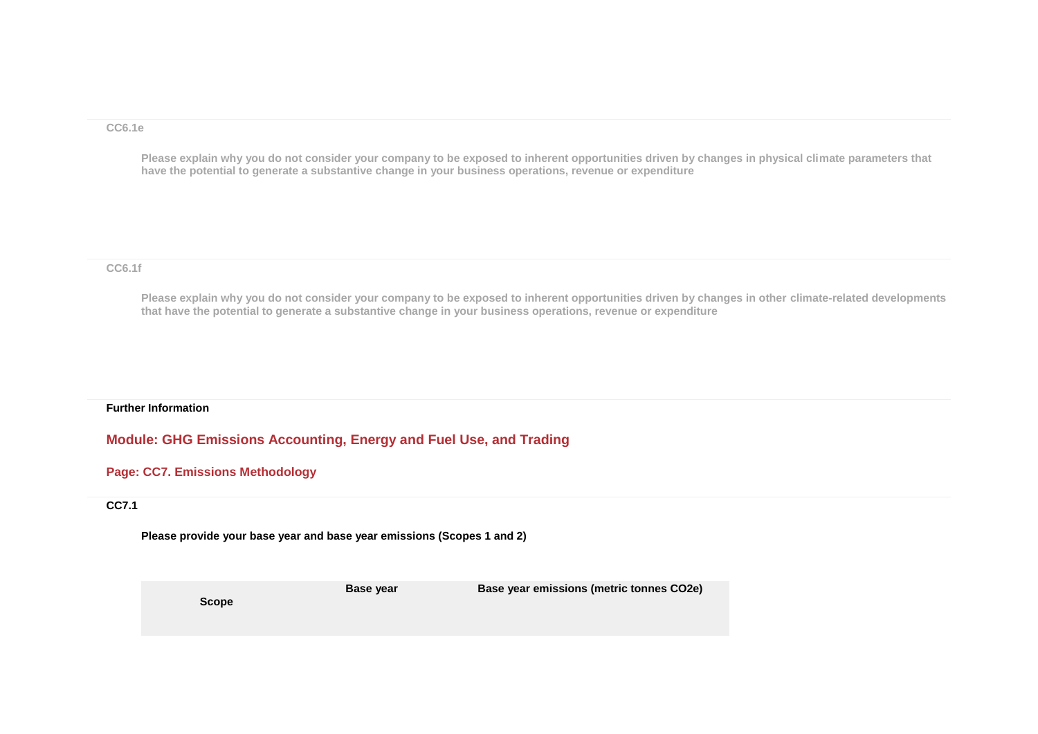CC6.1e

Please explain why you do not consider your company to be exposed to inherent opportunities driven by changes in physical climate parameters that have the potential to generate a substantive change in your business operations, revenue or expenditure

CC6.1f

Please explain why you do not consider your company to be exposed to inherent opportunities driven by changes in other climate-related developments that have the potential to generate a substantive change in your business operations, revenue or expenditure

**Further Information**

## Module: GHG Emissions Accounting, Energy and Fuel Use, and Trading

### Page: CC7. Emissions Methodology

**CC7.1**

**Please provide your base year and base year emissions (Scopes 1 and 2)**

| Scope | Base year | Base year emissions (metric tonnes CO2e) |
| --- | --- | --- |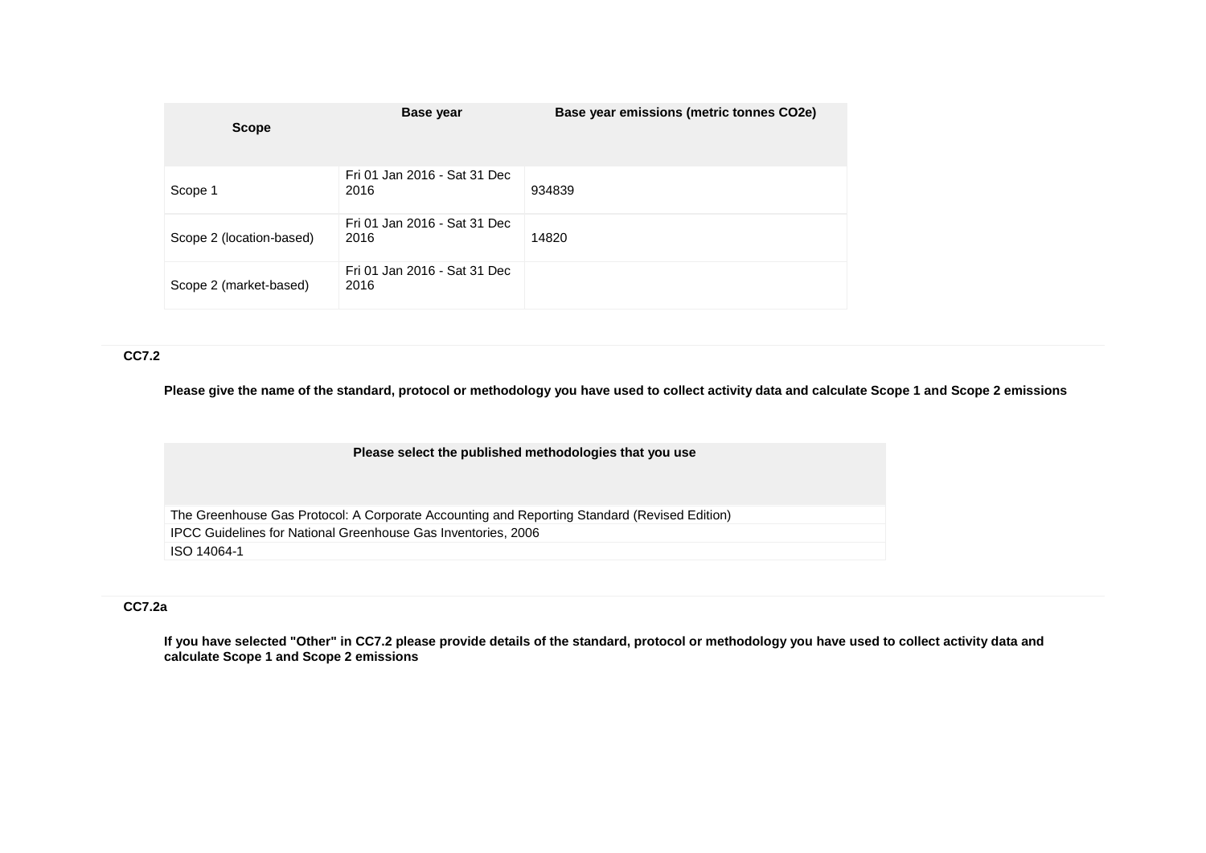| Scope | Base year | Base year emissions (metric tonnes CO2e) |
|---|---|---|
| Scope 1 | Fri 01 Jan 2016 - Sat 31 Dec 2016 | 934839 |
| Scope 2 (location-based) | Fri 01 Jan 2016 - Sat 31 Dec 2016 | 14820 |
| Scope 2 (market-based) | Fri 01 Jan 2016 - Sat 31 Dec 2016 | |

**CC7.2**

**Please give the name of the standard, protocol or methodology you have used to collect activity data and calculate Scope 1 and Scope 2 emissions**

| Please select the published methodologies that you use |
|---|
| The Greenhouse Gas Protocol: A Corporate Accounting and Reporting Standard (Revised Edition) |
| IPCC Guidelines for National Greenhouse Gas Inventories, 2006 |
| ISO 14064-1 |

**CC7.2a**

**If you have selected "Other" in CC7.2 please provide details of the standard, protocol or methodology you have used to collect activity data and calculate Scope 1 and Scope 2 emissions**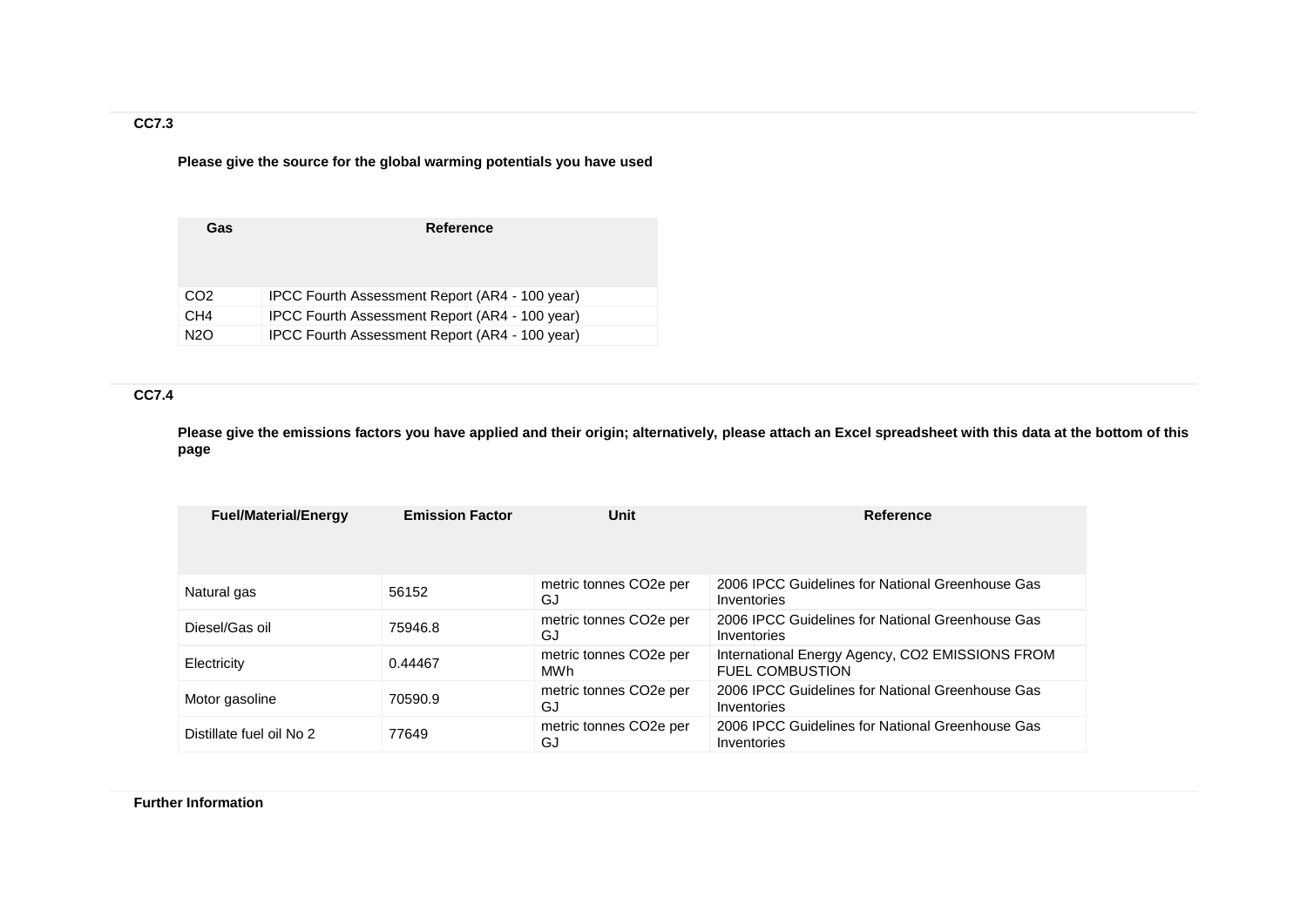### CC7.3

**Please give the source for the global warming potentials you have used**

| Gas | Reference |
|---|---|
| $CO_2$ | IPCC Fourth Assessment Report (AR4 - 100 year) |
| $CH_4$ | IPCC Fourth Assessment Report (AR4 - 100 year) |
| $N_2O$ | IPCC Fourth Assessment Report (AR4 - 100 year) |

### CC7.4

**Please give the emissions factors you have applied and their origin; alternatively, please attach an Excel spreadsheet with this data at the bottom of this page**

| Fuel/Material/Energy | Emission Factor | Unit | Reference |
|---|---|---|---|
| Natural gas | 56152 | metric tonnes CO2e per GJ | 2006 IPCC Guidelines for National Greenhouse Gas Inventories |
| Diesel/Gas oil | 75946.8 | metric tonnes CO2e per GJ | 2006 IPCC Guidelines for National Greenhouse Gas Inventories |
| Electricity | 0.44467 | metric tonnes CO2e per MWh | International Energy Agency, CO2 EMISSIONS FROM FUEL COMBUSTION |
| Motor gasoline | 70590.9 | metric tonnes CO2e per GJ | 2006 IPCC Guidelines for National Greenhouse Gas Inventories |
| Distillate fuel oil No 2 | 77649 | metric tonnes CO2e per GJ | 2006 IPCC Guidelines for National Greenhouse Gas Inventories |

**Further Information**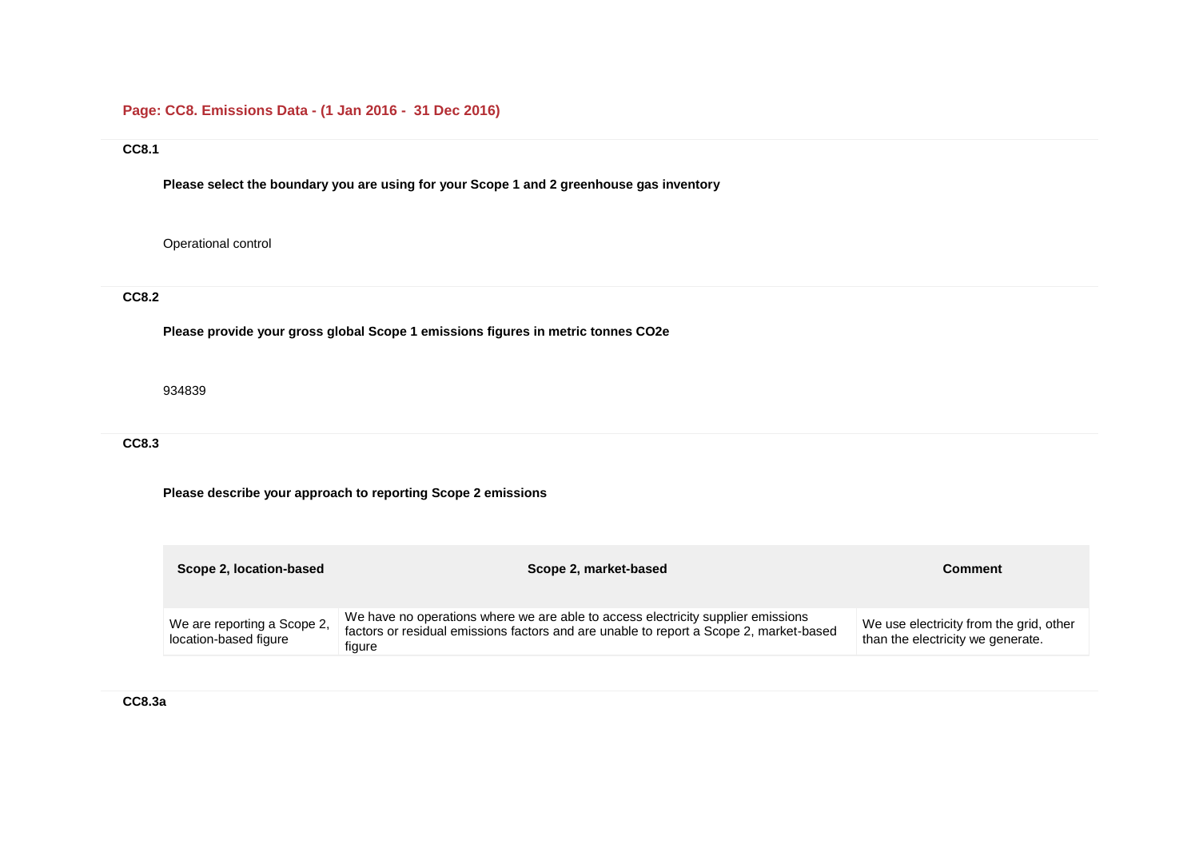## Page: CC8. Emissions Data - (1 Jan 2016 - 31 Dec 2016)

### CC8.1

**Please select the boundary you are using for your Scope 1 and 2 greenhouse gas inventory**

Operational control

### CC8.2

**Please provide your gross global Scope 1 emissions figures in metric tonnes CO2e**

934839

### CC8.3

**Please describe your approach to reporting Scope 2 emissions**

| Scope 2, location-based | Scope 2, market-based | Comment |
|---|---|---|
| We are reporting a Scope 2, location-based figure | We have no operations where we are able to access electricity supplier emissions factors or residual emissions factors and are unable to report a Scope 2, market-based figure | We use electricity from the grid, other than the electricity we generate. |

### CC8.3a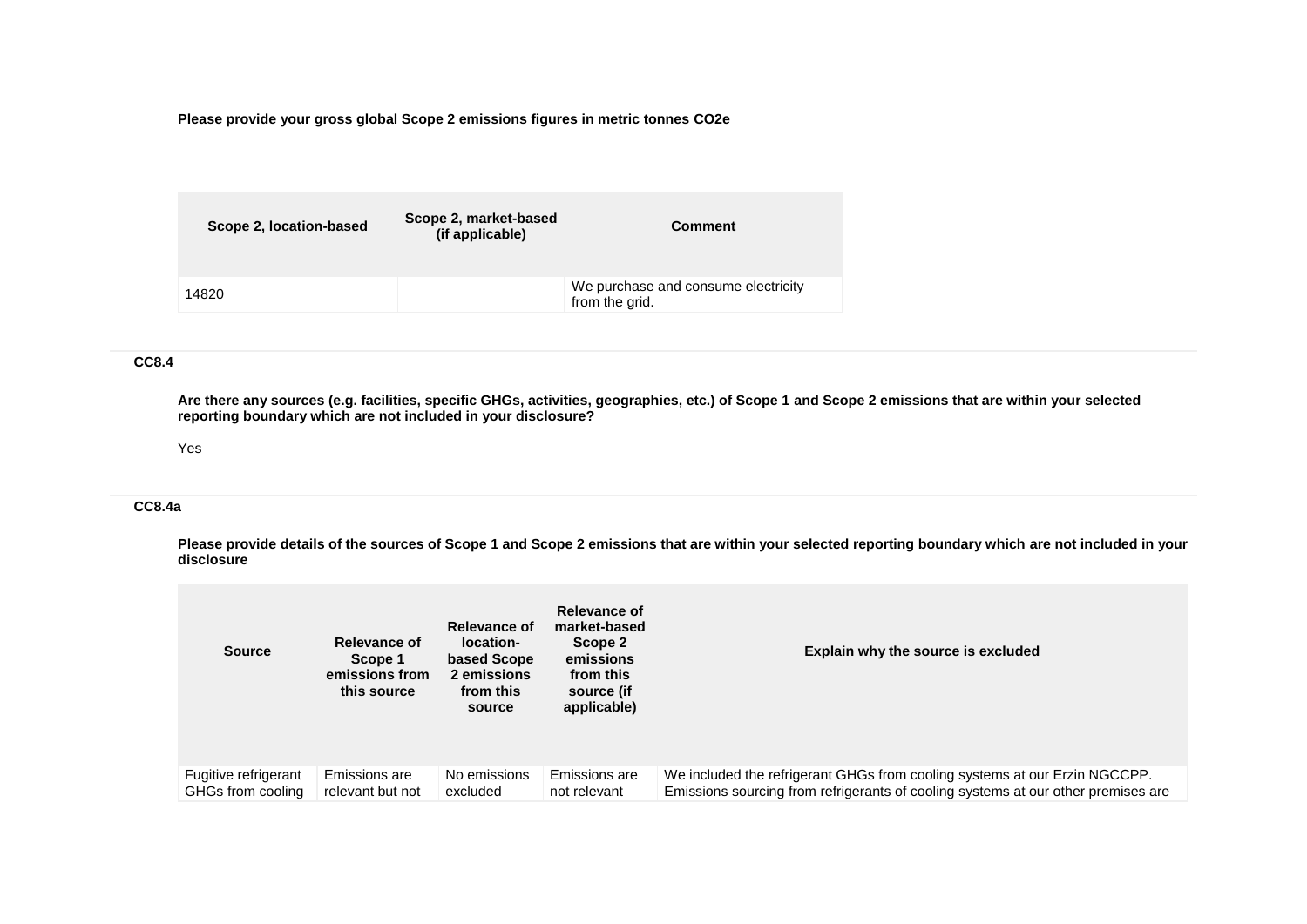**Please provide your gross global Scope 2 emissions figures in metric tonnes CO2e**

| Scope 2, location-based | Scope 2, market-based (if applicable) | Comment |
|---|---|---|
| 14820 | | We purchase and consume electricity from the grid. |

### CC8.4

**Are there any sources (e.g. facilities, specific GHGs, activities, geographies, etc.) of Scope 1 and Scope 2 emissions that are within your selected reporting boundary which are not included in your disclosure?**

Yes

### CC8.4a

**Please provide details of the sources of Scope 1 and Scope 2 emissions that are within your selected reporting boundary which are not included in your disclosure**

| Source | Relevance of Scope 1 emissions from this source | Relevance of location-based Scope 2 emissions from this source | Relevance of market-based Scope 2 emissions from this source (if applicable) | Explain why the source is excluded |
|---|---|---|---|---|
| Fugitive refrigerant GHGs from cooling | Emissions are relevant but not | No emissions excluded | Emissions are not relevant | We included the refrigerant GHGs from cooling systems at our Erzin NGCCPP. Emissions sourcing from refrigerants of cooling systems at our other premises are |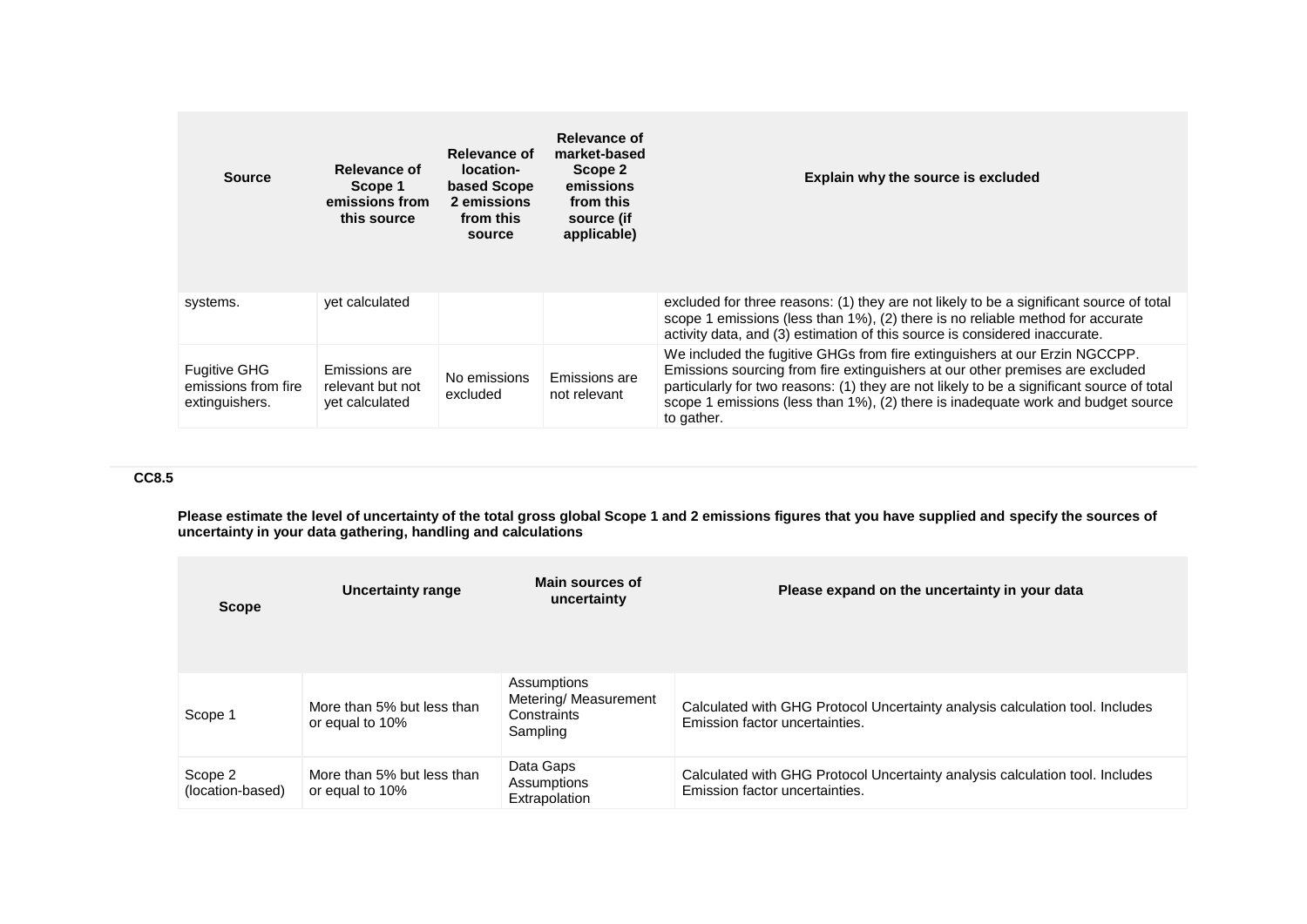| Source | Relevance of Scope 1 emissions from this source | Relevance of location-based Scope 2 emissions from this source | Relevance of market-based Scope 2 emissions from this source (if applicable) | Explain why the source is excluded |
|---|---|---|---|---|
| systems. | yet calculated | | | excluded for three reasons: (1) they are not likely to be a significant source of total scope 1 emissions (less than 1%), (2) there is no reliable method for accurate activity data, and (3) estimation of this source is considered inaccurate. |
| Fugitive GHG emissions from fire extinguishers. | Emissions are relevant but not yet calculated | No emissions excluded | Emissions are not relevant | We included the fugitive GHGs from fire extinguishers at our Erzin NGCCPP. Emissions sourcing from fire extinguishers at our other premises are excluded particularly for two reasons: (1) they are not likely to be a significant source of total scope 1 emissions (less than 1%), (2) there is inadequate work and budget source to gather. |

**CC8.5**

**Please estimate the level of uncertainty of the total gross global Scope 1 and 2 emissions figures that you have supplied and specify the sources of uncertainty in your data gathering, handling and calculations**

| Scope | Uncertainty range | Main sources of uncertainty | Please expand on the uncertainty in your data |
|---|---|---|---|
| Scope 1 | More than 5% but less than or equal to 10% | Assumptions<br>Metering/ Measurement Constraints<br>Sampling | Calculated with GHG Protocol Uncertainty analysis calculation tool. Includes Emission factor uncertainties. |
| Scope 2 (location-based) | More than 5% but less than or equal to 10% | Data Gaps<br>Assumptions<br>Extrapolation | Calculated with GHG Protocol Uncertainty analysis calculation tool. Includes Emission factor uncertainties. |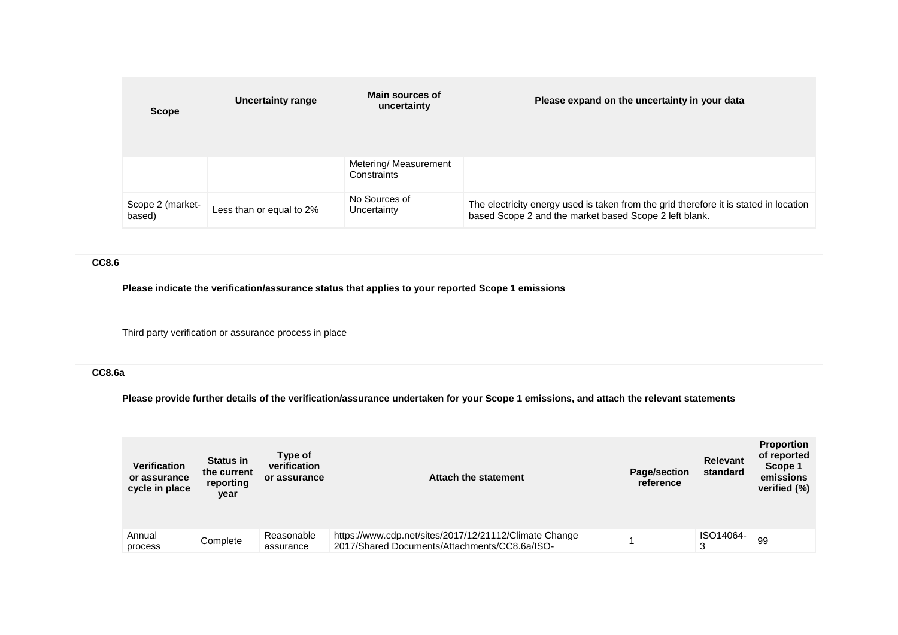| Scope | Uncertainty range | Main sources of uncertainty | Please expand on the uncertainty in your data |
|---|---|---|---|
| | | Metering/ Measurement Constraints | |
| Scope 2 (market-based) | Less than or equal to 2% | No Sources of Uncertainty | The electricity energy used is taken from the grid therefore it is stated in location based Scope 2 and the market based Scope 2 left blank. |

**CC8.6**

**Please indicate the verification/assurance status that applies to your reported Scope 1 emissions**

Third party verification or assurance process in place

**CC8.6a**

**Please provide further details of the verification/assurance undertaken for your Scope 1 emissions, and attach the relevant statements**

| Verification or assurance cycle in place | Status in the current reporting year | Type of verification or assurance | Attach the statement | Page/section reference | Relevant standard | Proportion of reported Scope 1 emissions verified (%) |
|---|---|---|---|---|---|---|
| Annual process | Complete | Reasonable assurance | https://www.cdp.net/sites/2017/12/21112/Climate Change 2017/Shared Documents/Attachments/CC8.6a/ISO- | 1 | ISO14064-3 | 99 |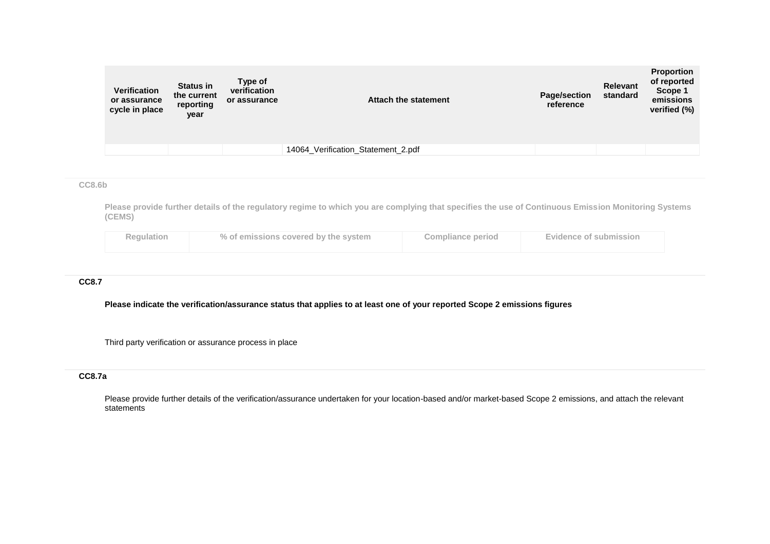| Verification or assurance cycle in place | Status in the current reporting year | Type of verification or assurance | Attach the statement | Page/section reference | Relevant standard | Proportion of reported Scope 1 emissions verified (%) |
|---|---|---|---|---|---|---|
| | | | 14064_Verification_Statement_2.pdf | | | |

### CC8.6b

**Please provide further details of the regulatory regime to which you are complying that specifies the use of Continuous Emission Monitoring Systems (CEMS)**

| Regulation | % of emissions covered by the system | Compliance period | Evidence of submission |
|---|---|---|---|

### CC8.7

**Please indicate the verification/assurance status that applies to at least one of your reported Scope 2 emissions figures**

Third party verification or assurance process in place

### CC8.7a

Please provide further details of the verification/assurance undertaken for your location-based and/or market-based Scope 2 emissions, and attach the relevant statements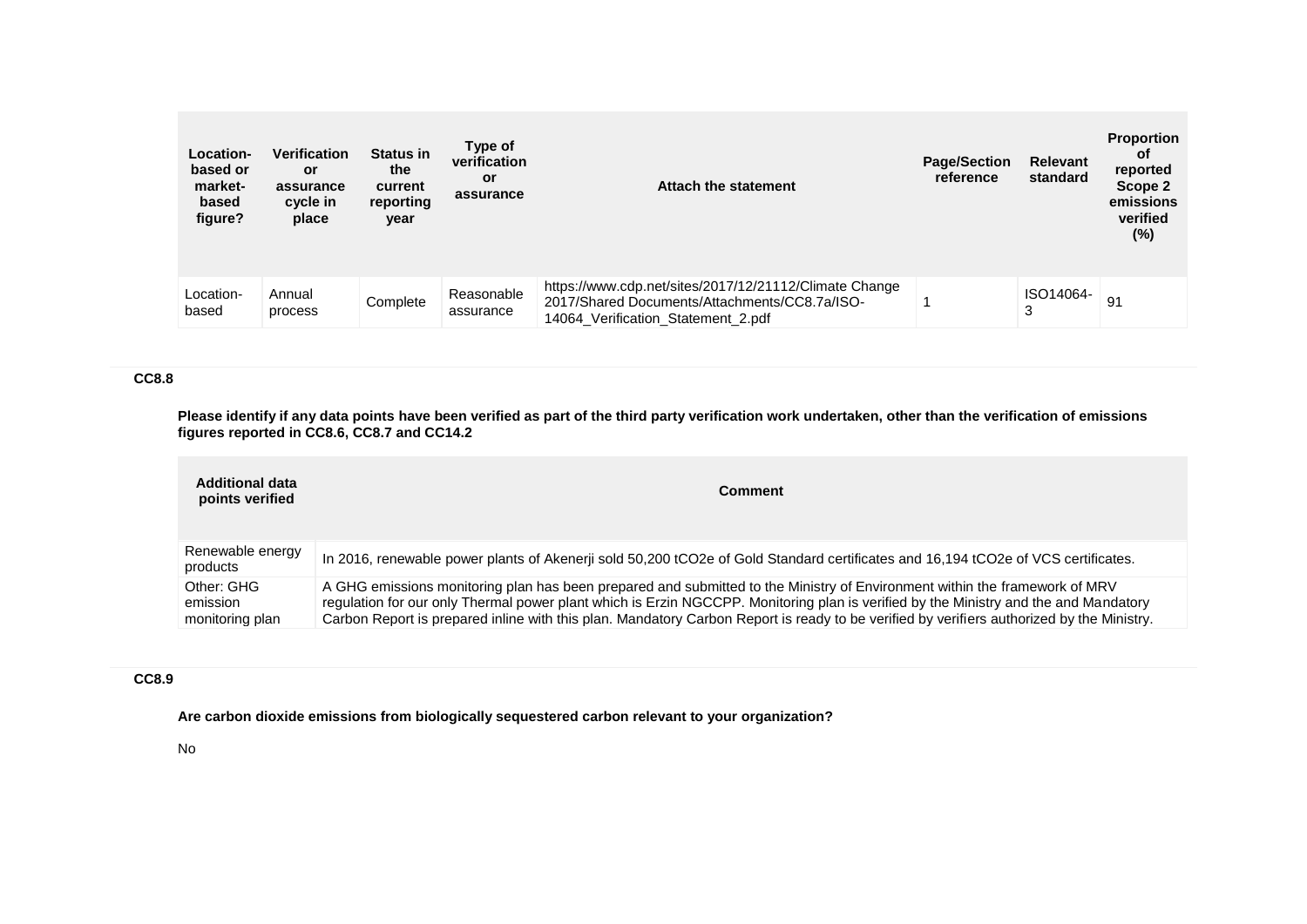| Location-based or market-based figure? | Verification or assurance cycle in place | Status in the current reporting year | Type of verification or assurance | Attach the statement | Page/Section reference | Relevant standard | Proportion of reported Scope 2 emissions verified (%) |
|---|---|---|---|---|---|---|---|
| Location-based | Annual process | Complete | Reasonable assurance | https://www.cdp.net/sites/2017/12/21112/Climate Change 2017/Shared Documents/Attachments/CC8.7a/ISO-14064_Verification_Statement_2.pdf | 1 | ISO14064-3 | 91 |

### CC8.8

**Please identify if any data points have been verified as part of the third party verification work undertaken, other than the verification of emissions figures reported in CC8.6, CC8.7 and CC14.2**

| Additional data points verified | Comment |
|---|---|
| Renewable energy products | In 2016, renewable power plants of Akenerji sold 50,200 tCO2e of Gold Standard certificates and 16,194 tCO2e of VCS certificates. |
| Other: GHG emission monitoring plan | A GHG emissions monitoring plan has been prepared and submitted to the Ministry of Environment within the framework of MRV regulation for our only Thermal power plant which is Erzin NGCCPP. Monitoring plan is verified by the Ministry and the and Mandatory Carbon Report is prepared inline with this plan. Mandatory Carbon Report is ready to be verified by verifiers authorized by the Ministry. |

### CC8.9

**Are carbon dioxide emissions from biologically sequestered carbon relevant to your organization?**

No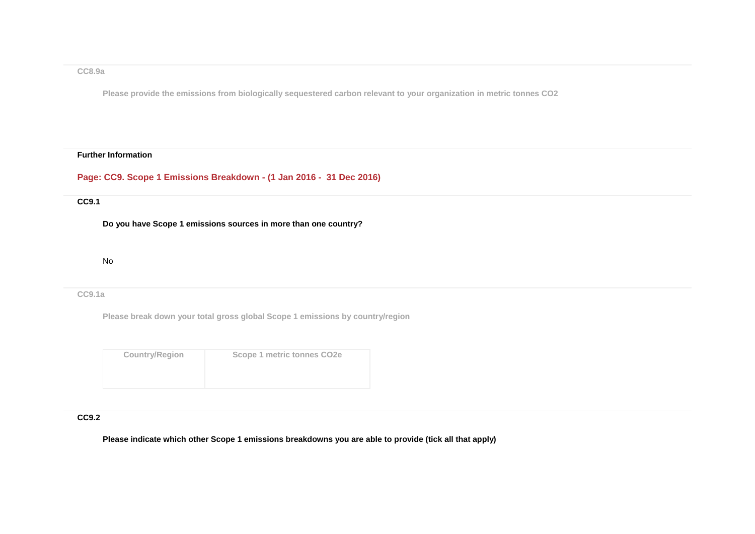**CC8.9a**

**Please provide the emissions from biologically sequestered carbon relevant to your organization in metric tonnes CO2**

**Further Information**

## Page: CC9. Scope 1 Emissions Breakdown - (1 Jan 2016 - 31 Dec 2016)

**CC9.1**

**Do you have Scope 1 emissions sources in more than one country?**

No

**CC9.1a**

**Please break down your total gross global Scope 1 emissions by country/region**

| Country/Region | Scope 1 metric tonnes CO2e |
|---|---|
| | |

**CC9.2**

**Please indicate which other Scope 1 emissions breakdowns you are able to provide (tick all that apply)**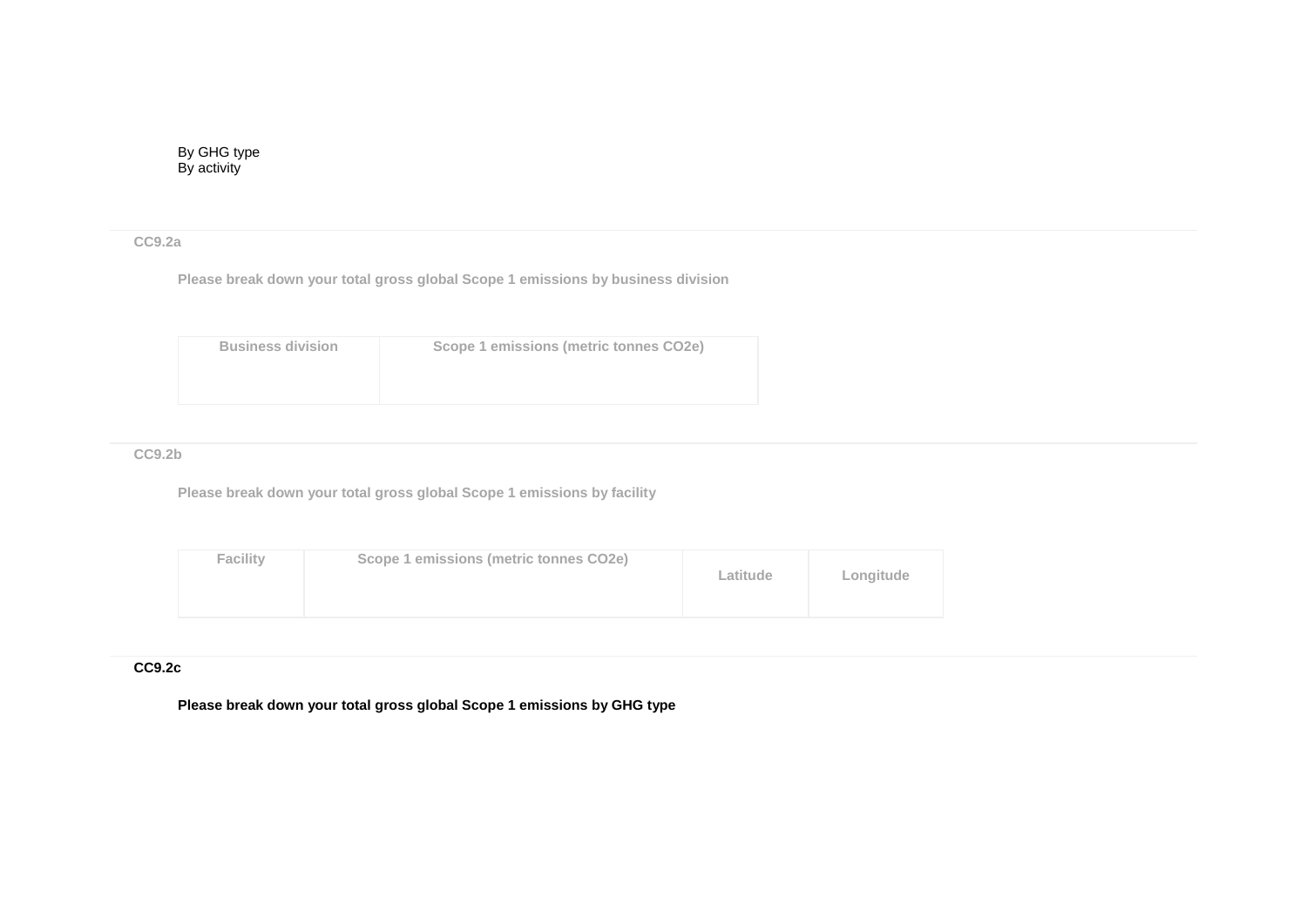By GHG type
By activity

### CC9.2a

**Please break down your total gross global Scope 1 emissions by business division**

| Business division | Scope 1 emissions (metric tonnes CO2e) |
|---|---|
| | |

### CC9.2b

**Please break down your total gross global Scope 1 emissions by facility**

| Facility | Scope 1 emissions (metric tonnes CO2e) | Latitude | Longitude |
|---|---|---|---|
| | | | |

### CC9.2c

**Please break down your total gross global Scope 1 emissions by GHG type**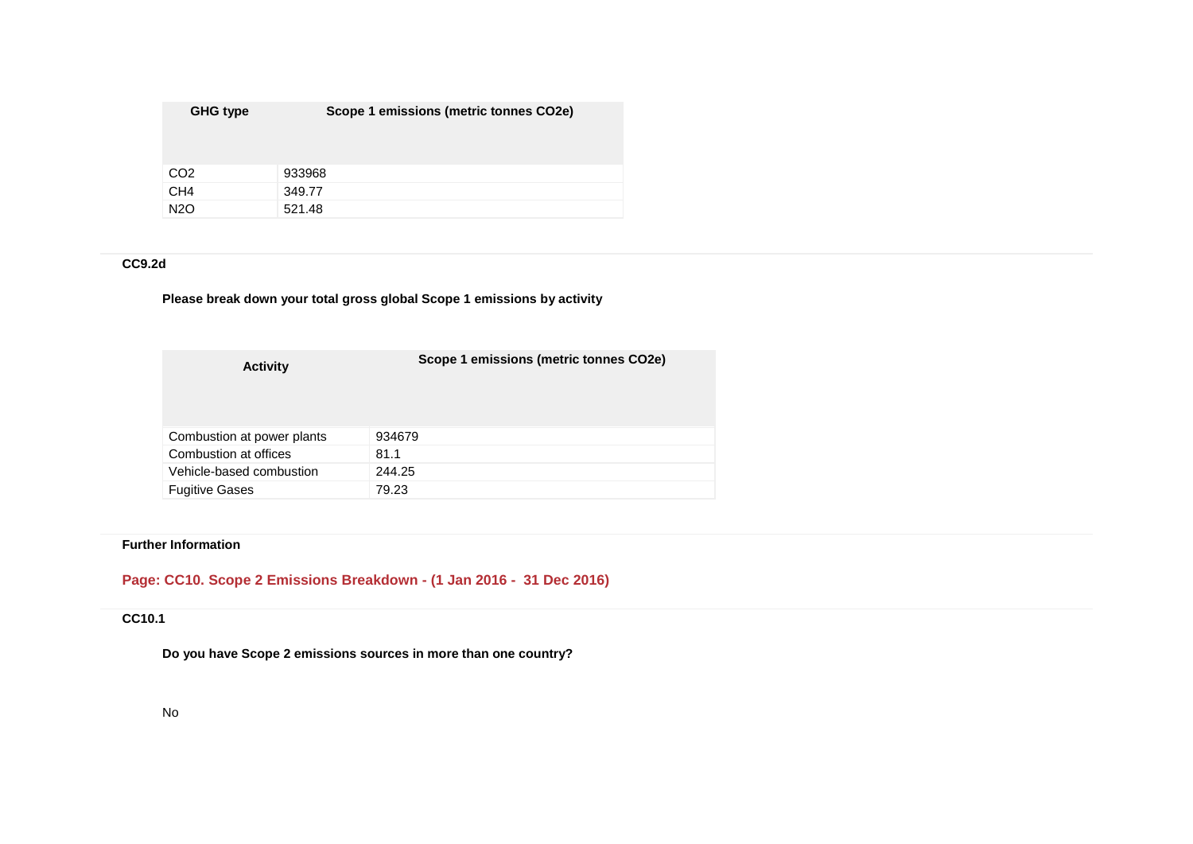| GHG type | Scope 1 emissions (metric tonnes CO2e) |
|---|---|
| CO2 | 933968 |
| CH4 | 349.77 |
| N2O | 521.48 |

**CC9.2d**

**Please break down your total gross global Scope 1 emissions by activity**

| Activity | Scope 1 emissions (metric tonnes CO2e) |
|---|---|
| Combustion at power plants | 934679 |
| Combustion at offices | 81.1 |
| Vehicle-based combustion | 244.25 |
| Fugitive Gases | 79.23 |

**Further Information**

## Page: CC10. Scope 2 Emissions Breakdown - (1 Jan 2016 - 31 Dec 2016)

**CC10.1**

**Do you have Scope 2 emissions sources in more than one country?**

No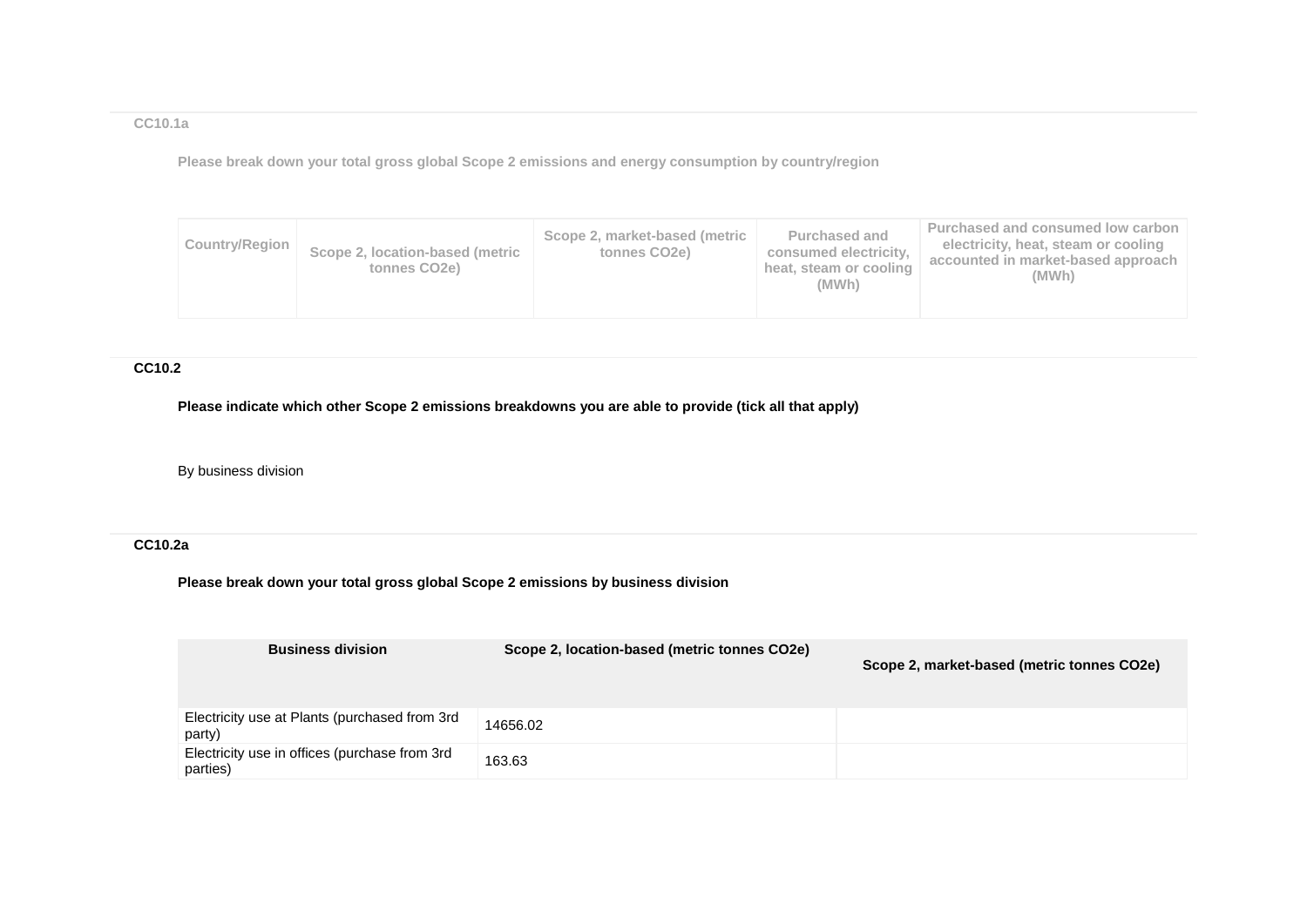## CC10.1a

**Please break down your total gross global Scope 2 emissions and energy consumption by country/region**

| Country/Region | Scope 2, location-based (metric tonnes CO2e) | Scope 2, market-based (metric tonnes CO2e) | Purchased and consumed electricity, heat, steam or cooling (MWh) | Purchased and consumed low carbon electricity, heat, steam or cooling accounted in market-based approach (MWh) |
|---|---|---|---|---|

## CC10.2

**Please indicate which other Scope 2 emissions breakdowns you are able to provide (tick all that apply)**

By business division

## CC10.2a

**Please break down your total gross global Scope 2 emissions by business division**

| Business division | Scope 2, location-based (metric tonnes CO2e) | Scope 2, market-based (metric tonnes CO2e) |
|---|---|---|
| Electricity use at Plants (purchased from 3rd party) | 14656.02 | |
| Electricity use in offices (purchase from 3rd parties) | 163.63 | |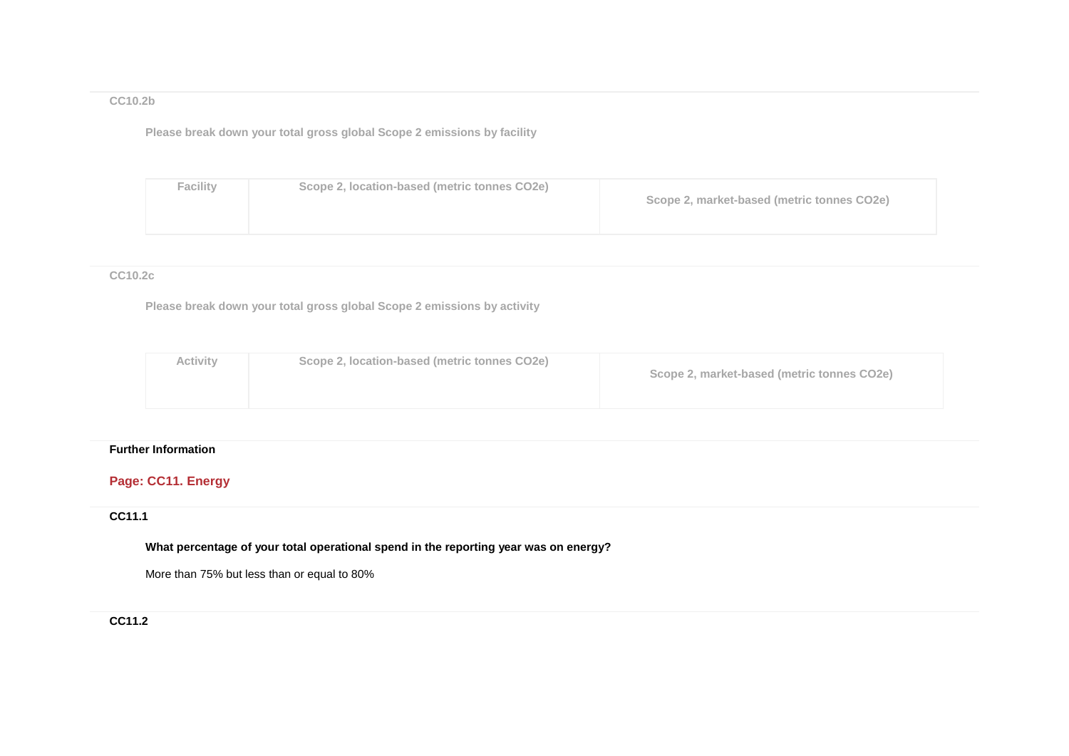### CC10.2b

**Please break down your total gross global Scope 2 emissions by facility**

| Facility | Scope 2, location-based (metric tonnes CO2e) | Scope 2, market-based (metric tonnes CO2e) |
|---|---|---|

### CC10.2c

**Please break down your total gross global Scope 2 emissions by activity**

| Activity | Scope 2, location-based (metric tonnes CO2e) | Scope 2, market-based (metric tonnes CO2e) |
|---|---|---|

**Further Information**

## Page: CC11. Energy

### CC11.1

**What percentage of your total operational spend in the reporting year was on energy?**

More than 75% but less than or equal to 80%

### CC11.2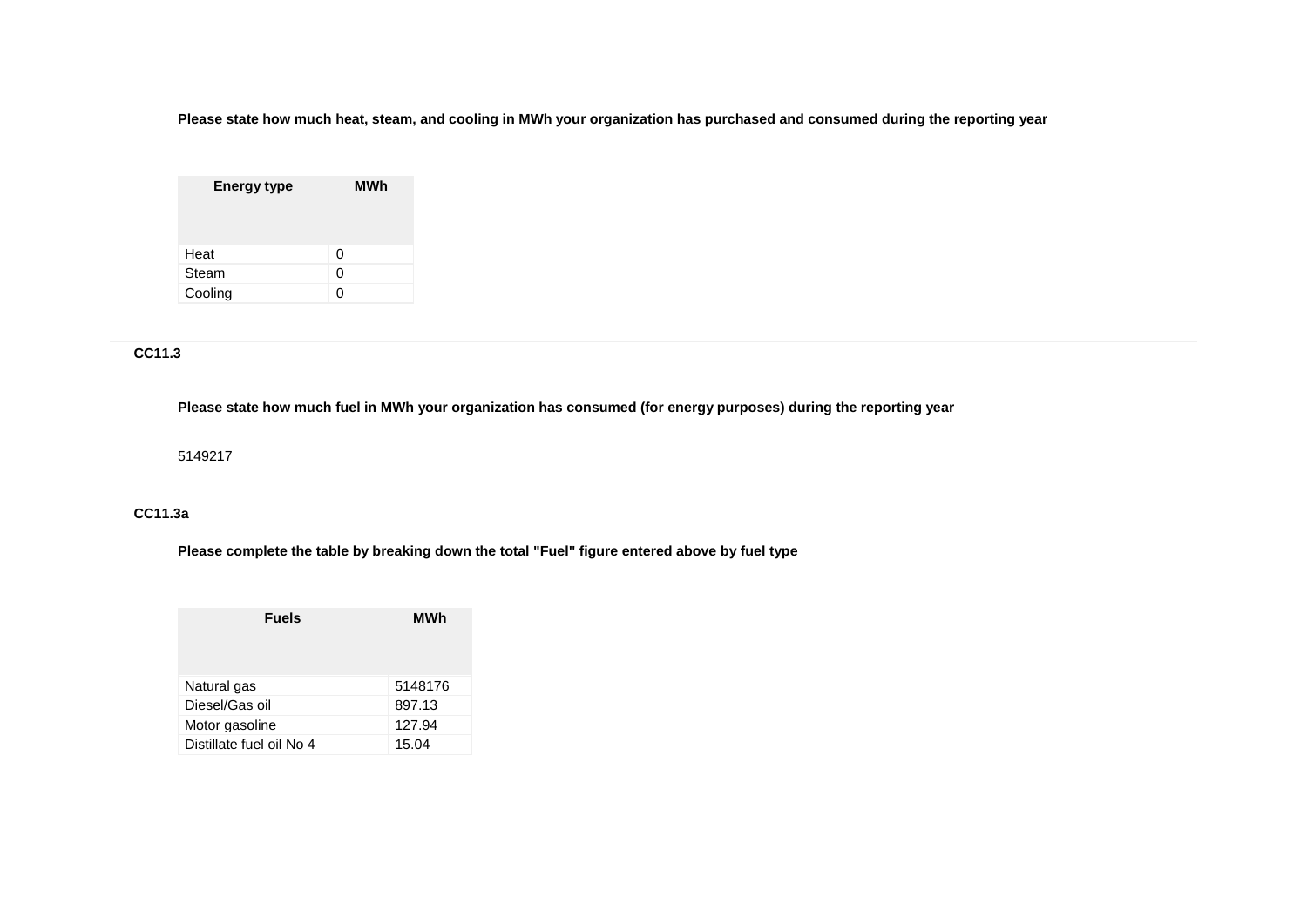**Please state how much heat, steam, and cooling in MWh your organization has purchased and consumed during the reporting year**

| Energy type | MWh |
|---|---|
| Heat | 0 |
| Steam | 0 |
| Cooling | 0 |

### CC11.3

**Please state how much fuel in MWh your organization has consumed (for energy purposes) during the reporting year**

5149217

### CC11.3a

**Please complete the table by breaking down the total "Fuel" figure entered above by fuel type**

| Fuels | MWh |
|---|---|
| Natural gas | 5148176 |
| Diesel/Gas oil | 897.13 |
| Motor gasoline | 127.94 |
| Distillate fuel oil No 4 | 15.04 |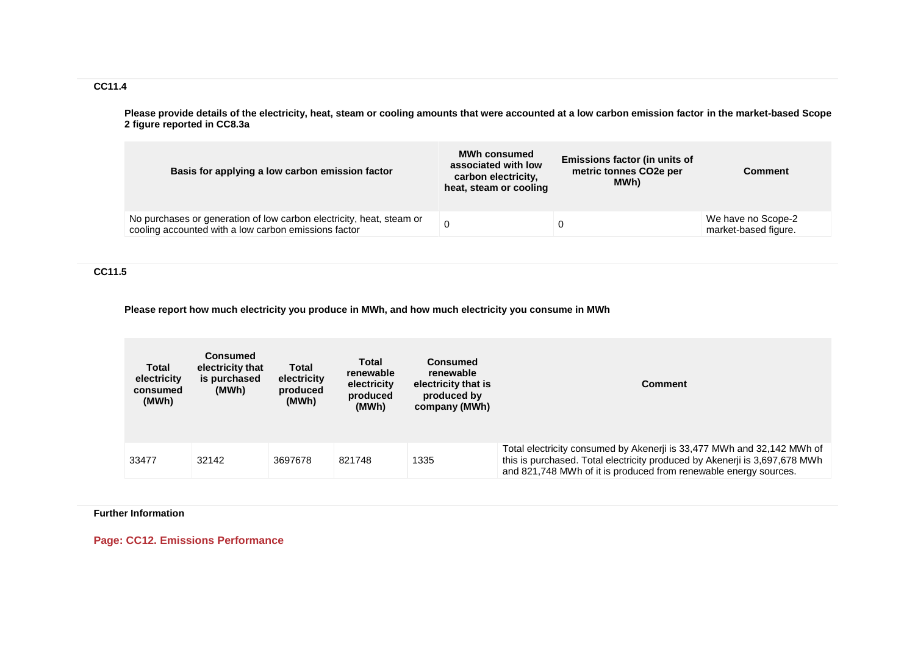### CC11.4

**Please provide details of the electricity, heat, steam or cooling amounts that were accounted at a low carbon emission factor in the market-based Scope 2 figure reported in CC8.3a**

| Basis for applying a low carbon emission factor | MWh consumed associated with low carbon electricity, heat, steam or cooling | Emissions factor (in units of metric tonnes CO2e per MWh) | Comment |
|---|---|---|---|
| No purchases or generation of low carbon electricity, heat, steam or cooling accounted with a low carbon emissions factor | 0 | 0 | We have no Scope-2 market-based figure. |

### CC11.5

**Please report how much electricity you produce in MWh, and how much electricity you consume in MWh**

| Total electricity consumed (MWh) | Consumed electricity that is purchased (MWh) | Total electricity produced (MWh) | Total renewable electricity produced (MWh) | Consumed renewable electricity that is produced by company (MWh) | Comment |
|---|---|---|---|---|---|
| 33477 | 32142 | 3697678 | 821748 | 1335 | Total electricity consumed by Akenerji is 33,477 MWh and 32,142 MWh of this is purchased. Total electricity produced by Akenerji is 3,697,678 MWh and 821,748 MWh of it is produced from renewable energy sources. |

**Further Information**

## Page: CC12. Emissions Performance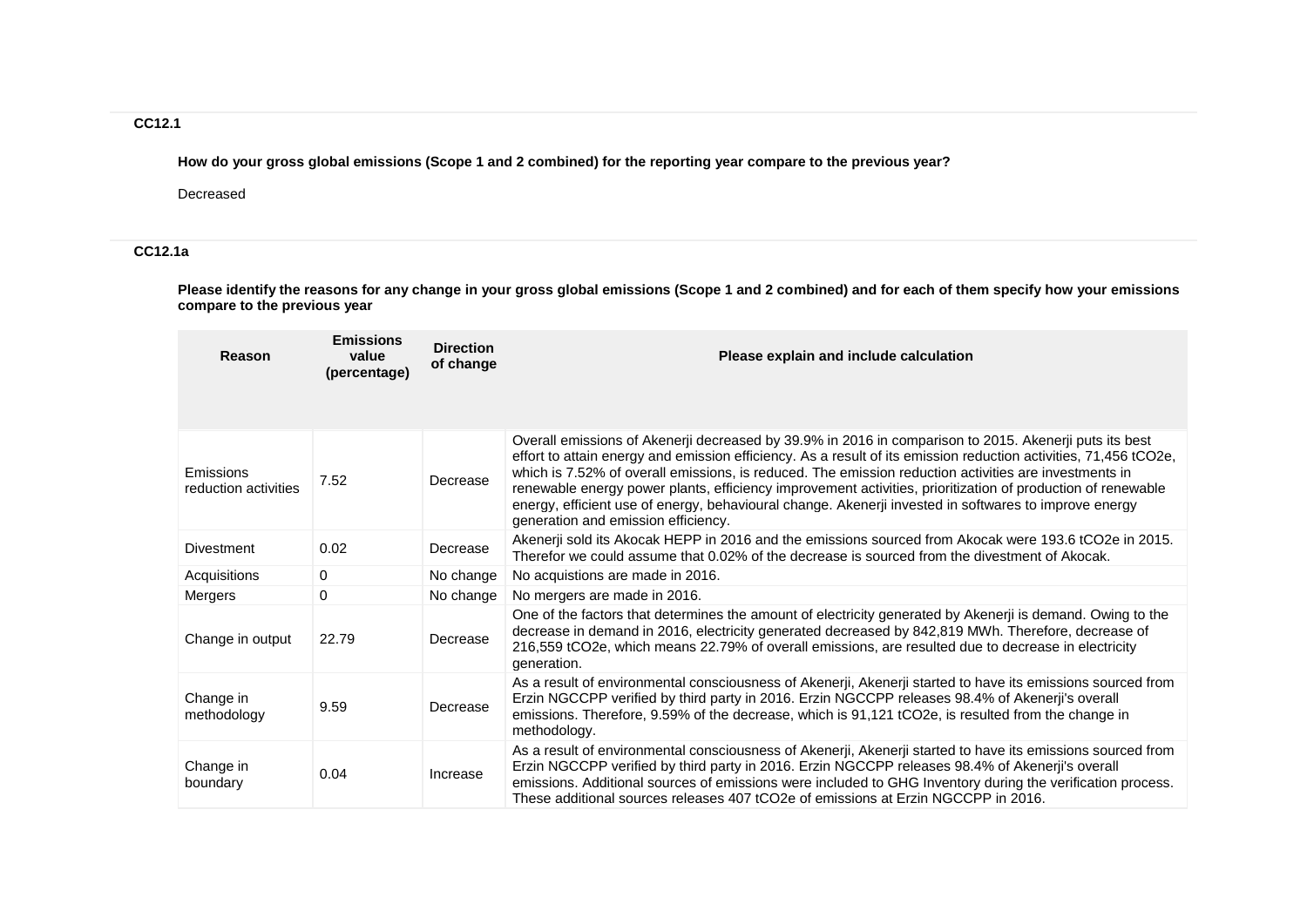### CC12.1

**How do your gross global emissions (Scope 1 and 2 combined) for the reporting year compare to the previous year?**

Decreased

### CC12.1a

**Please identify the reasons for any change in your gross global emissions (Scope 1 and 2 combined) and for each of them specify how your emissions compare to the previous year**

| Reason | Emissions value (percentage) | Direction of change | Please explain and include calculation |
|---|---|---|---|
| Emissions reduction activities | 7.52 | Decrease | Overall emissions of Akenerji decreased by 39.9% in 2016 in comparison to 2015. Akenerji puts its best effort to attain energy and emission efficiency. As a result of its emission reduction activities, 71,456 tCO2e, which is 7.52% of overall emissions, is reduced. The emission reduction activities are investments in renewable energy power plants, efficiency improvement activities, prioritization of production of renewable energy, efficient use of energy, behavioural change. Akenerji invested in softwares to improve energy generation and emission efficiency. |
| Divestment | 0.02 | Decrease | Akenerji sold its Akocak HEPP in 2016 and the emissions sourced from Akocak were 193.6 tCO2e in 2015. Therefor we could assume that 0.02% of the decrease is sourced from the divestment of Akocak. |
| Acquisitions | 0 | No change | No acquistions are made in 2016. |
| Mergers | 0 | No change | No mergers are made in 2016. |
| Change in output | 22.79 | Decrease | One of the factors that determines the amount of electricity generated by Akenerji is demand. Owing to the decrease in demand in 2016, electricity generated decreased by 842,819 MWh. Therefore, decrease of 216,559 tCO2e, which means 22.79% of overall emissions, are resulted due to decrease in electricity generation. |
| Change in methodology | 9.59 | Decrease | As a result of environmental consciousness of Akenerji, Akenerji started to have its emissions sourced from Erzin NGCCPP verified by third party in 2016. Erzin NGCCPP releases 98.4% of Akenerji's overall emissions. Therefore, 9.59% of the decrease, which is 91,121 tCO2e, is resulted from the change in methodology. |
| Change in boundary | 0.04 | Increase | As a result of environmental consciousness of Akenerji, Akenerji started to have its emissions sourced from Erzin NGCCPP verified by third party in 2016. Erzin NGCCPP releases 98.4% of Akenerji's overall emissions. Additional sources of emissions were included to GHG Inventory during the verification process. These additional sources releases 407 tCO2e of emissions at Erzin NGCCPP in 2016. |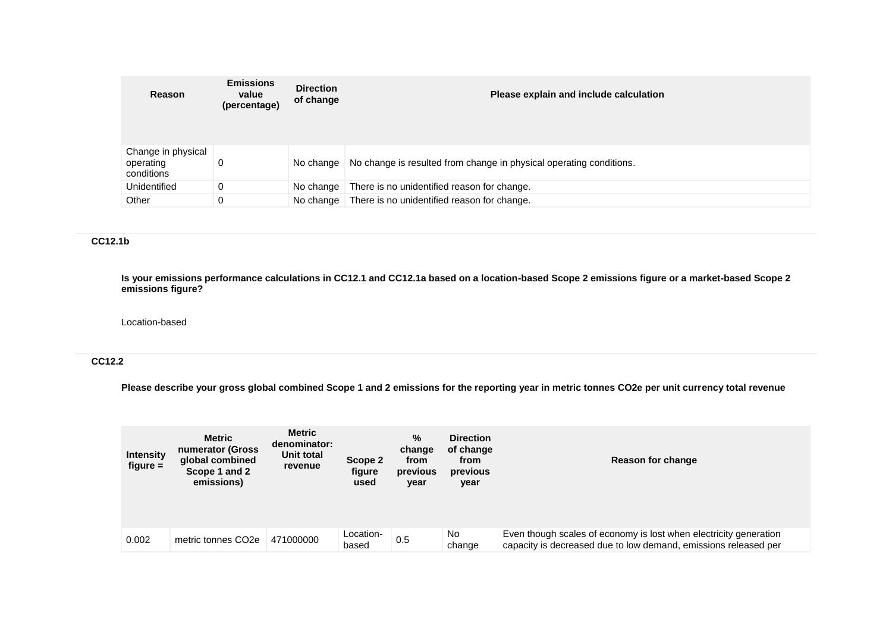| Reason | Emissions value (percentage) | Direction of change | Please explain and include calculation |
|---|---|---|---|
| Change in physical operating conditions | 0 | No change | No change is resulted from change in physical operating conditions. |
| Unidentified | 0 | No change | There is no unidentified reason for change. |
| Other | 0 | No change | There is no unidentified reason for change. |

### CC12.1b

**Is your emissions performance calculations in CC12.1 and CC12.1a based on a location-based Scope 2 emissions figure or a market-based Scope 2 emissions figure?**

Location-based

### CC12.2

**Please describe your gross global combined Scope 1 and 2 emissions for the reporting year in metric tonnes CO2e per unit currency total revenue**

| Intensity figure = | Metric numerator (Gross global combined Scope 1 and 2 emissions) | Metric denominator: Unit total revenue | Scope 2 figure used | % change from previous year | Direction of change from previous year | Reason for change |
|---|---|---|---|---|---|---|
| 0.002 | metric tonnes CO2e | 471000000 | Location-based | 0.5 | No change | Even though scales of economy is lost when electricity generation capacity is decreased due to low demand, emissions released per |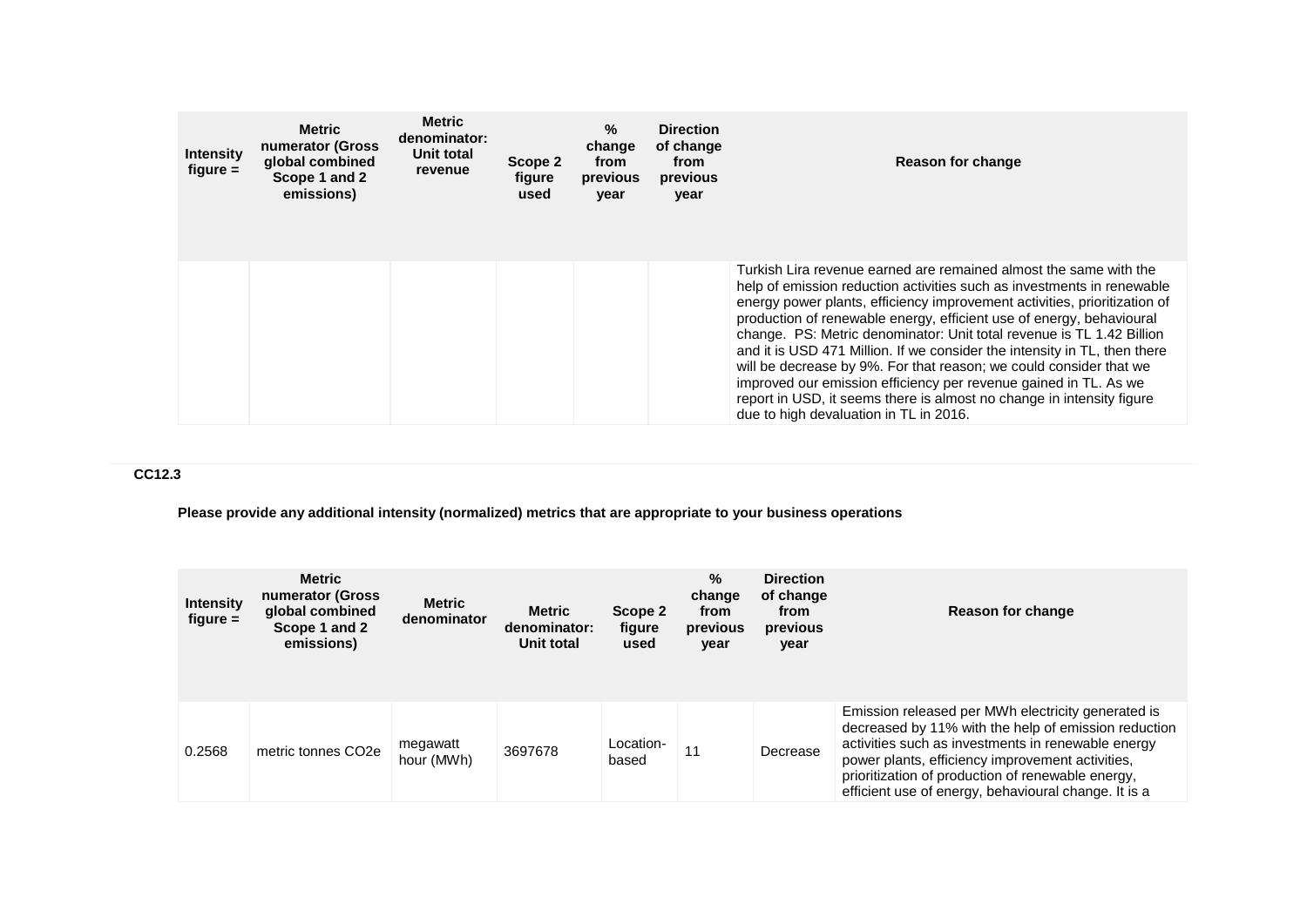| Intensity figure = | Metric numerator (Gross global combined Scope 1 and 2 emissions) | Metric denominator: Unit total revenue | Scope 2 figure used | % change from previous year | Direction of change from previous year | Reason for change |
|---|---|---|---|---|---|---|
| | | | | | | Turkish Lira revenue earned are remained almost the same with the help of emission reduction activities such as investments in renewable energy power plants, efficiency improvement activities, prioritization of production of renewable energy, efficient use of energy, behavioural change. PS: Metric denominator: Unit total revenue is TL 1.42 Billion and it is USD 471 Million. If we consider the intensity in TL, then there will be decrease by 9%. For that reason; we could consider that we improved our emission efficiency per revenue gained in TL. As we report in USD, it seems there is almost no change in intensity figure due to high devaluation in TL in 2016. |

**CC12.3**

**Please provide any additional intensity (normalized) metrics that are appropriate to your business operations**

| Intensity figure = | Metric numerator (Gross global combined Scope 1 and 2 emissions) | Metric denominator | Metric denominator: Unit total | Scope 2 figure used | % change from previous year | Direction of change from previous year | Reason for change |
|---|---|---|---|---|---|---|---|
| 0.2568 | metric tonnes CO2e | megawatt hour (MWh) | 3697678 | Location-based | 11 | Decrease | Emission released per MWh electricity generated is decreased by 11% with the help of emission reduction activities such as investments in renewable energy power plants, efficiency improvement activities, prioritization of production of renewable energy, efficient use of energy, behavioural change. It is a |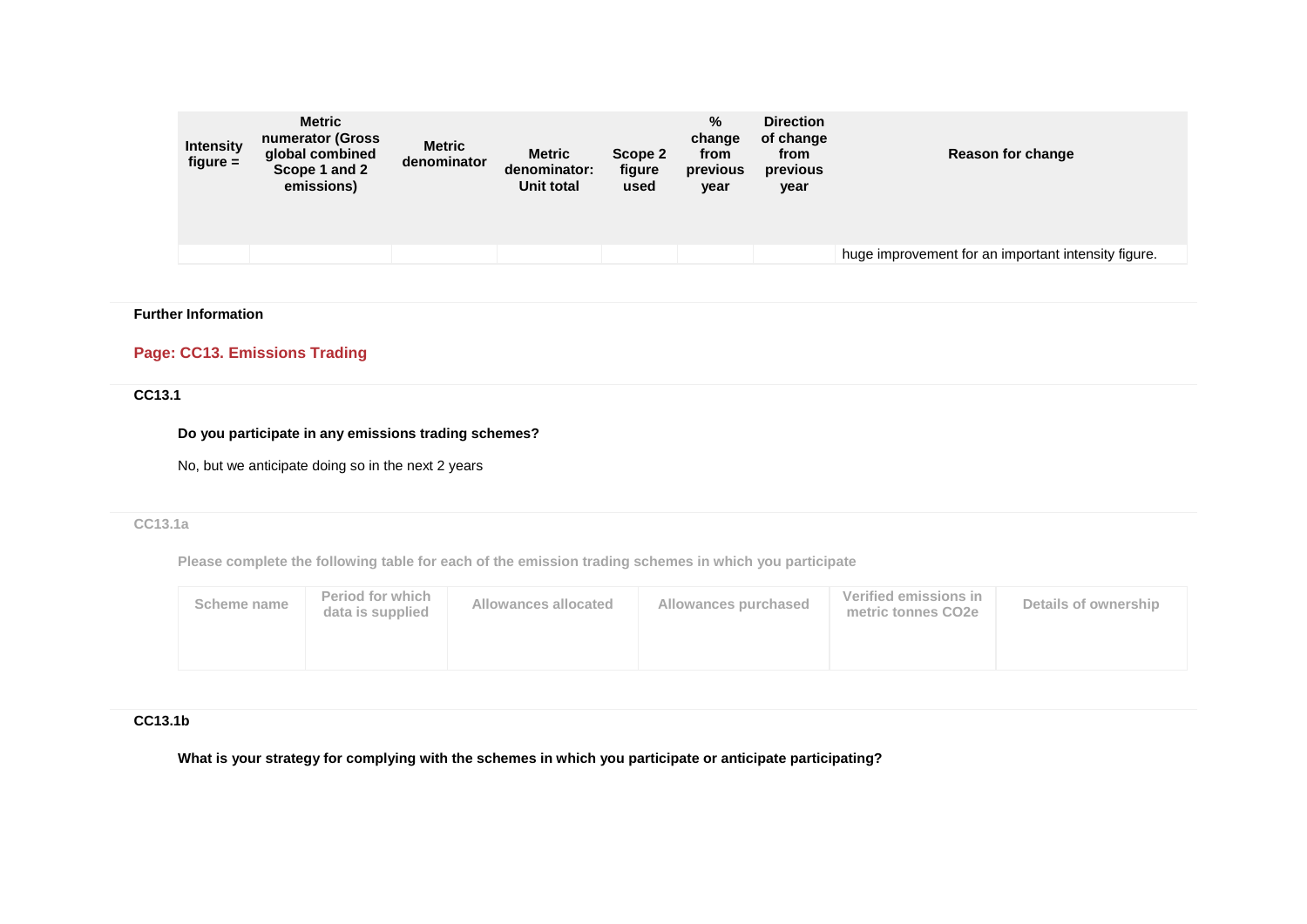| Intensity figure = | Metric numerator (Gross global combined Scope 1 and 2 emissions) | Metric denominator | Metric denominator: Unit total | Scope 2 figure used | % change from previous year | Direction of change from previous year | Reason for change |
|---|---|---|---|---|---|---|---|
| | | | | | | | huge improvement for an important intensity figure. |

**Further Information**

## Page: CC13. Emissions Trading

### CC13.1

**Do you participate in any emissions trading schemes?**

No, but we anticipate doing so in the next 2 years

### CC13.1a

**Please complete the following table for each of the emission trading schemes in which you participate**

| Scheme name | Period for which data is supplied | Allowances allocated | Allowances purchased | Verified emissions in metric tonnes CO2e | Details of ownership |
|---|---|---|---|---|---|
| | | | | | |

### CC13.1b

**What is your strategy for complying with the schemes in which you participate or anticipate participating?**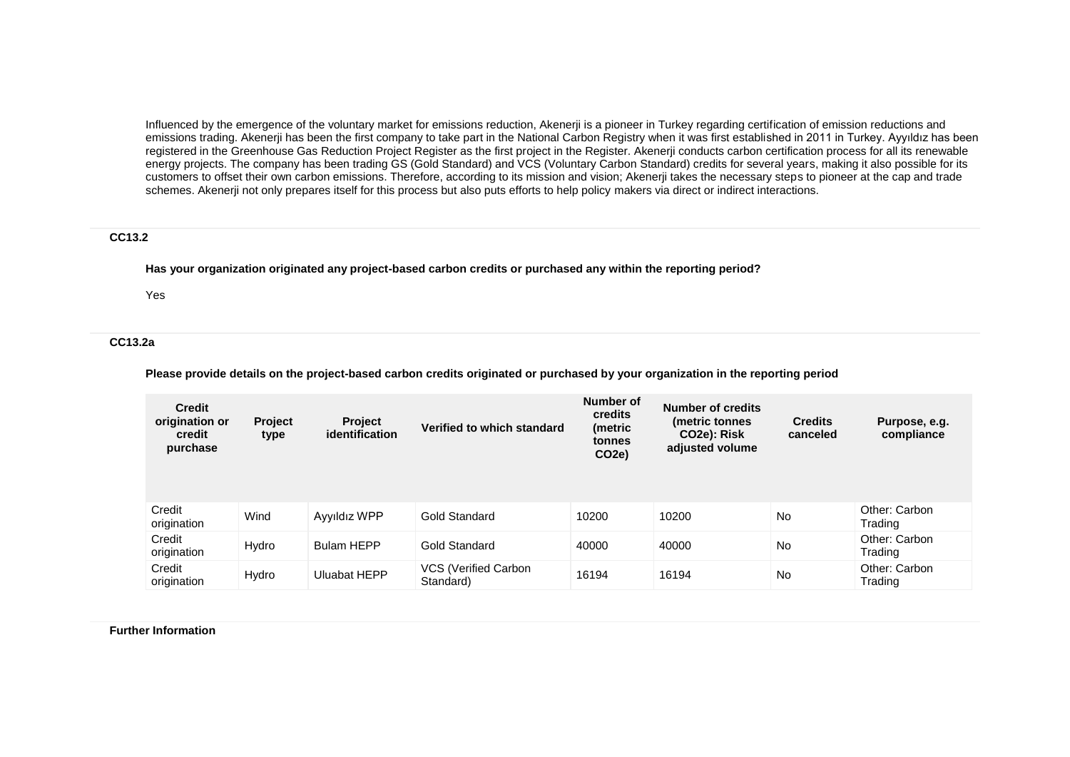Influenced by the emergence of the voluntary market for emissions reduction, Akenerji is a pioneer in Turkey regarding certification of emission reductions and emissions trading. Akenerji has been the first company to take part in the National Carbon Registry when it was first established in 2011 in Turkey. Ayyıldız has been registered in the Greenhouse Gas Reduction Project Register as the first project in the Register. Akenerji conducts carbon certification process for all its renewable energy projects. The company has been trading GS (Gold Standard) and VCS (Voluntary Carbon Standard) credits for several years, making it also possible for its customers to offset their own carbon emissions. Therefore, according to its mission and vision; Akenerji takes the necessary steps to pioneer at the cap and trade schemes. Akenerji not only prepares itself for this process but also puts efforts to help policy makers via direct or indirect interactions.

### CC13.2

**Has your organization originated any project-based carbon credits or purchased any within the reporting period?**

Yes

### CC13.2a

**Please provide details on the project-based carbon credits originated or purchased by your organization in the reporting period**

| Credit origination or credit purchase | Project type | Project identification | Verified to which standard | Number of credits (metric tonnes CO2e) | Number of credits (metric tonnes CO2e): Risk adjusted volume | Credits canceled | Purpose, e.g. compliance |
|---|---|---|---|---|---|---|---|
| Credit origination | Wind | Ayyıldız WPP | Gold Standard | 10200 | 10200 | No | Other: Carbon Trading |
| Credit origination | Hydro | Bulam HEPP | Gold Standard | 40000 | 40000 | No | Other: Carbon Trading |
| Credit origination | Hydro | Uluabat HEPP | VCS (Verified Carbon Standard) | 16194 | 16194 | No | Other: Carbon Trading |

**Further Information**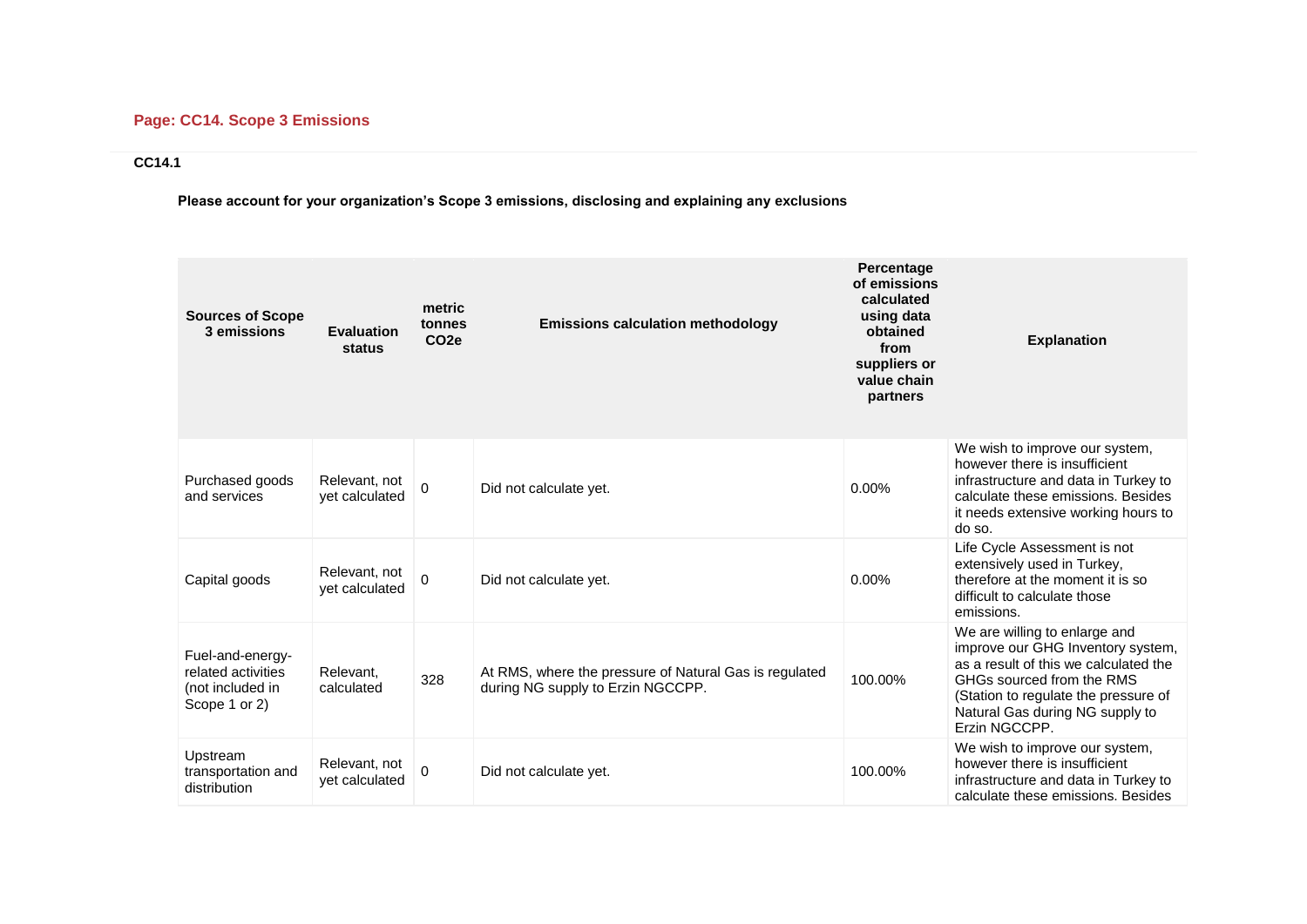## Page: CC14. Scope 3 Emissions

**CC14.1**

**Please account for your organization's Scope 3 emissions, disclosing and explaining any exclusions**

| Sources of Scope 3 emissions | Evaluation status | metric tonnes $CO_2e$ | Emissions calculation methodology | Percentage of emissions calculated using data obtained from suppliers or value chain partners | Explanation |
|---|---|---|---|---|---|
| Purchased goods and services | Relevant, not yet calculated | 0 | Did not calculate yet. | 0.00% | We wish to improve our system, however there is insufficient infrastructure and data in Turkey to calculate these emissions. Besides it needs extensive working hours to do so. |
| Capital goods | Relevant, not yet calculated | 0 | Did not calculate yet. | 0.00% | Life Cycle Assessment is not extensively used in Turkey, therefore at the moment it is so difficult to calculate those emissions. |
| Fuel-and-energy-related activities (not included in Scope 1 or 2) | Relevant, calculated | 328 | At RMS, where the pressure of Natural Gas is regulated during NG supply to Erzin NGCCPP. | 100.00% | We are willing to enlarge and improve our GHG Inventory system, as a result of this we calculated the GHGs sourced from the RMS (Station to regulate the pressure of Natural Gas during NG supply to Erzin NGCCPP. |
| Upstream transportation and distribution | Relevant, not yet calculated | 0 | Did not calculate yet. | 100.00% | We wish to improve our system, however there is insufficient infrastructure and data in Turkey to calculate these emissions. Besides |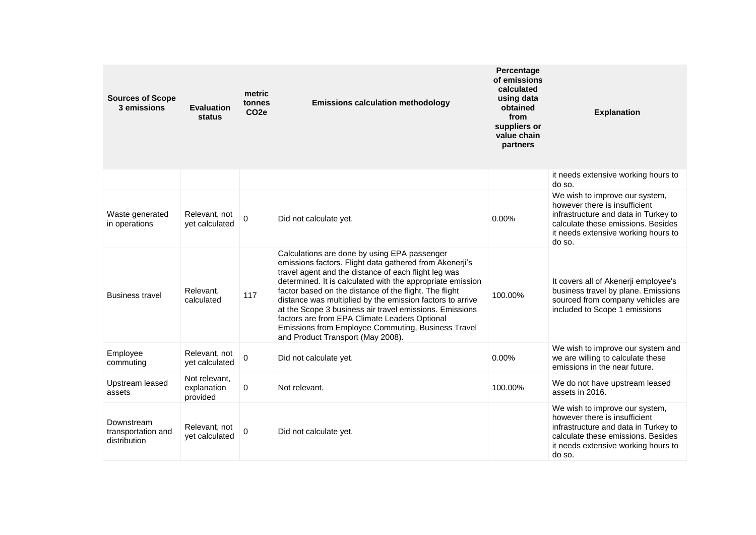| Sources of Scope 3 emissions | Evaluation status | metric tonnes $CO_2e$ | Emissions calculation methodology | Percentage of emissions calculated using data obtained from suppliers or value chain partners | Explanation |
|---|---|---|---|---|---|
| | | | | | it needs extensive working hours to do so. |
| Waste generated in operations | Relevant, not yet calculated | 0 | Did not calculate yet. | 0.00% | We wish to improve our system, however there is insufficient infrastructure and data in Turkey to calculate these emissions. Besides it needs extensive working hours to do so. |
| Business travel | Relevant, calculated | 117 | Calculations are done by using EPA passenger emissions factors. Flight data gathered from Akenerji's travel agent and the distance of each flight leg was determined. It is calculated with the appropriate emission factor based on the distance of the flight. The flight distance was multiplied by the emission factors to arrive at the Scope 3 business air travel emissions. Emissions factors are from EPA Climate Leaders Optional Emissions from Employee Commuting, Business Travel and Product Transport (May 2008). | 100.00% | It covers all of Akenerji employee's business travel by plane. Emissions sourced from company vehicles are included to Scope 1 emissions |
| Employee commuting | Relevant, not yet calculated | 0 | Did not calculate yet. | 0.00% | We wish to improve our system and we are willing to calculate these emissions in the near future. |
| Upstream leased assets | Not relevant, explanation provided | 0 | Not relevant. | 100.00% | We do not have upstream leased assets in 2016. |
| Downstream transportation and distribution | Relevant, not yet calculated | 0 | Did not calculate yet. | | We wish to improve our system, however there is insufficient infrastructure and data in Turkey to calculate these emissions. Besides it needs extensive working hours to do so. |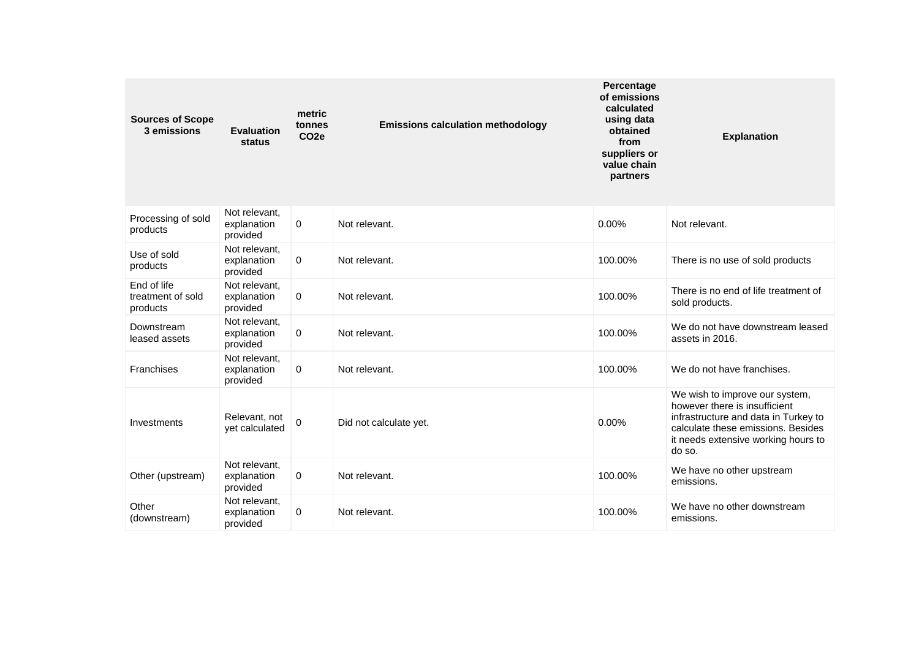| Sources of Scope 3 emissions | Evaluation status | metric tonnes $CO_2e$ | Emissions calculation methodology | Percentage of emissions calculated using data obtained from suppliers or value chain partners | Explanation |
|---|---|---|---|---|---|
| Processing of sold products | Not relevant, explanation provided | 0 | Not relevant. | 0.00% | Not relevant. |
| Use of sold products | Not relevant, explanation provided | 0 | Not relevant. | 100.00% | There is no use of sold products |
| End of life treatment of sold products | Not relevant, explanation provided | 0 | Not relevant. | 100.00% | There is no end of life treatment of sold products. |
| Downstream leased assets | Not relevant, explanation provided | 0 | Not relevant. | 100.00% | We do not have downstream leased assets in 2016. |
| Franchises | Not relevant, explanation provided | 0 | Not relevant. | 100.00% | We do not have franchises. |
| Investments | Relevant, not yet calculated | 0 | Did not calculate yet. | 0.00% | We wish to improve our system, however there is insufficient infrastructure and data in Turkey to calculate these emissions. Besides it needs extensive working hours to do so. |
| Other (upstream) | Not relevant, explanation provided | 0 | Not relevant. | 100.00% | We have no other upstream emissions. |
| Other (downstream) | Not relevant, explanation provided | 0 | Not relevant. | 100.00% | We have no other downstream emissions. |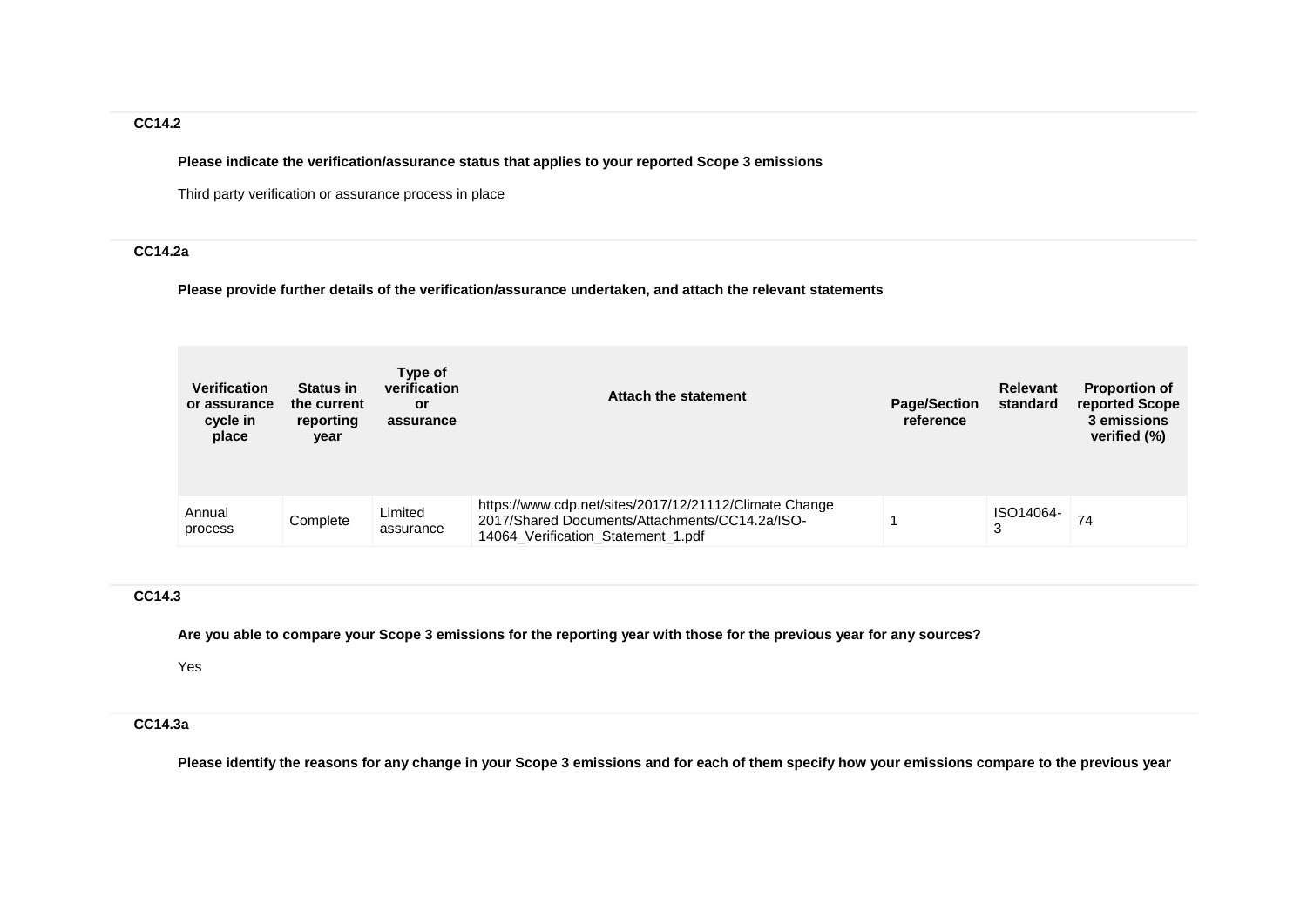### CC14.2

**Please indicate the verification/assurance status that applies to your reported Scope 3 emissions**

Third party verification or assurance process in place

### CC14.2a

**Please provide further details of the verification/assurance undertaken, and attach the relevant statements**

| Verification or assurance cycle in place | Status in the current reporting year | Type of verification or assurance | Attach the statement | Page/Section reference | Relevant standard | Proportion of reported Scope 3 emissions verified (%) |
|---|---|---|---|---|---|---|
| Annual process | Complete | Limited assurance | https://www.cdp.net/sites/2017/12/21112/Climate Change 2017/Shared Documents/Attachments/CC14.2a/ISO-14064_Verification_Statement_1.pdf | 1 | ISO14064-3 | 74 |

### CC14.3

**Are you able to compare your Scope 3 emissions for the reporting year with those for the previous year for any sources?**

Yes

### CC14.3a

**Please identify the reasons for any change in your Scope 3 emissions and for each of them specify how your emissions compare to the previous year**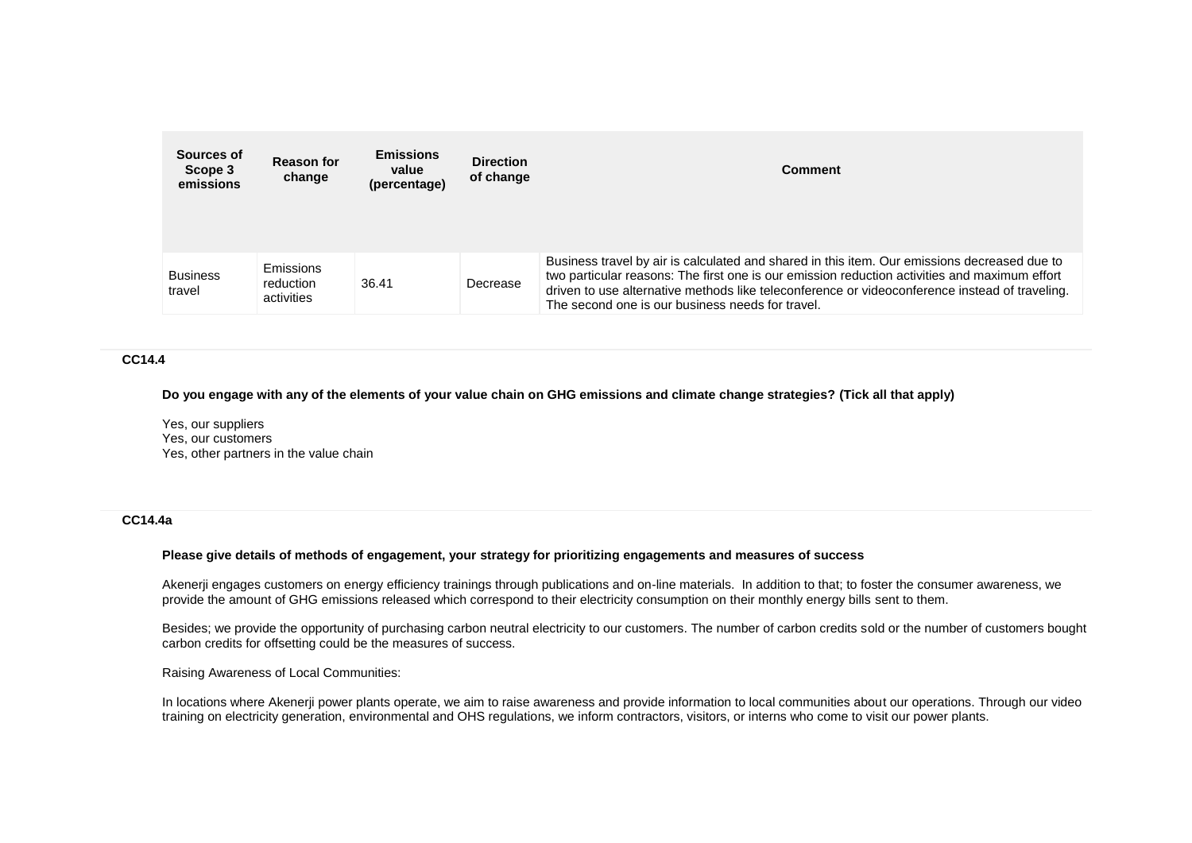| Sources of Scope 3 emissions | Reason for change | Emissions value (percentage) | Direction of change | Comment |
|---|---|---|---|---|
| Business travel | Emissions reduction activities | 36.41 | Decrease | Business travel by air is calculated and shared in this item. Our emissions decreased due to two particular reasons: The first one is our emission reduction activities and maximum effort driven to use alternative methods like teleconference or videoconference instead of traveling. The second one is our business needs for travel. |

**CC14.4**

**Do you engage with any of the elements of your value chain on GHG emissions and climate change strategies? (Tick all that apply)**

Yes, our suppliers
Yes, our customers
Yes, other partners in the value chain

**CC14.4a**

**Please give details of methods of engagement, your strategy for prioritizing engagements and measures of success**

Akenerji engages customers on energy efficiency trainings through publications and on-line materials. In addition to that; to foster the consumer awareness, we provide the amount of GHG emissions released which correspond to their electricity consumption on their monthly energy bills sent to them.

Besides; we provide the opportunity of purchasing carbon neutral electricity to our customers. The number of carbon credits sold or the number of customers bought carbon credits for offsetting could be the measures of success.

Raising Awareness of Local Communities:

In locations where Akenerji power plants operate, we aim to raise awareness and provide information to local communities about our operations. Through our video training on electricity generation, environmental and OHS regulations, we inform contractors, visitors, or interns who come to visit our power plants.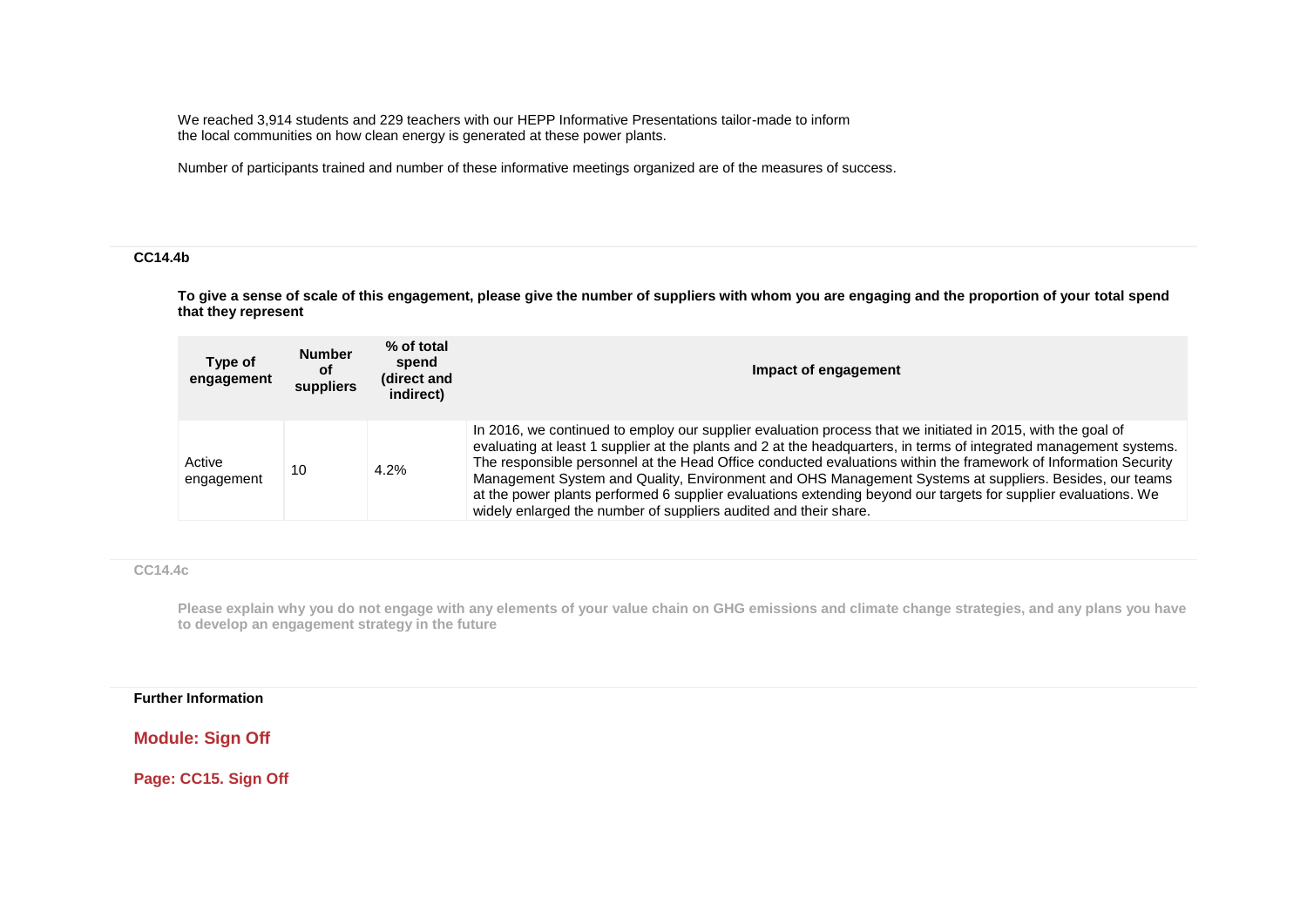We reached 3,914 students and 229 teachers with our HEPP Informative Presentations tailor-made to inform the local communities on how clean energy is generated at these power plants.

Number of participants trained and number of these informative meetings organized are of the measures of success.

### CC14.4b

**To give a sense of scale of this engagement, please give the number of suppliers with whom you are engaging and the proportion of your total spend that they represent**

| Type of engagement | Number of suppliers | % of total spend (direct and indirect) | Impact of engagement |
|---|---|---|---|
| Active engagement | 10 | 4.2% | In 2016, we continued to employ our supplier evaluation process that we initiated in 2015, with the goal of evaluating at least 1 supplier at the plants and 2 at the headquarters, in terms of integrated management systems. The responsible personnel at the Head Office conducted evaluations within the framework of Information Security Management System and Quality, Environment and OHS Management Systems at suppliers. Besides, our teams at the power plants performed 6 supplier evaluations extending beyond our targets for supplier evaluations. We widely enlarged the number of suppliers audited and their share. |

### CC14.4c

**Please explain why you do not engage with any elements of your value chain on GHG emissions and climate change strategies, and any plans you have to develop an engagement strategy in the future**

**Further Information**

## Module: Sign Off

## Page: CC15. Sign Off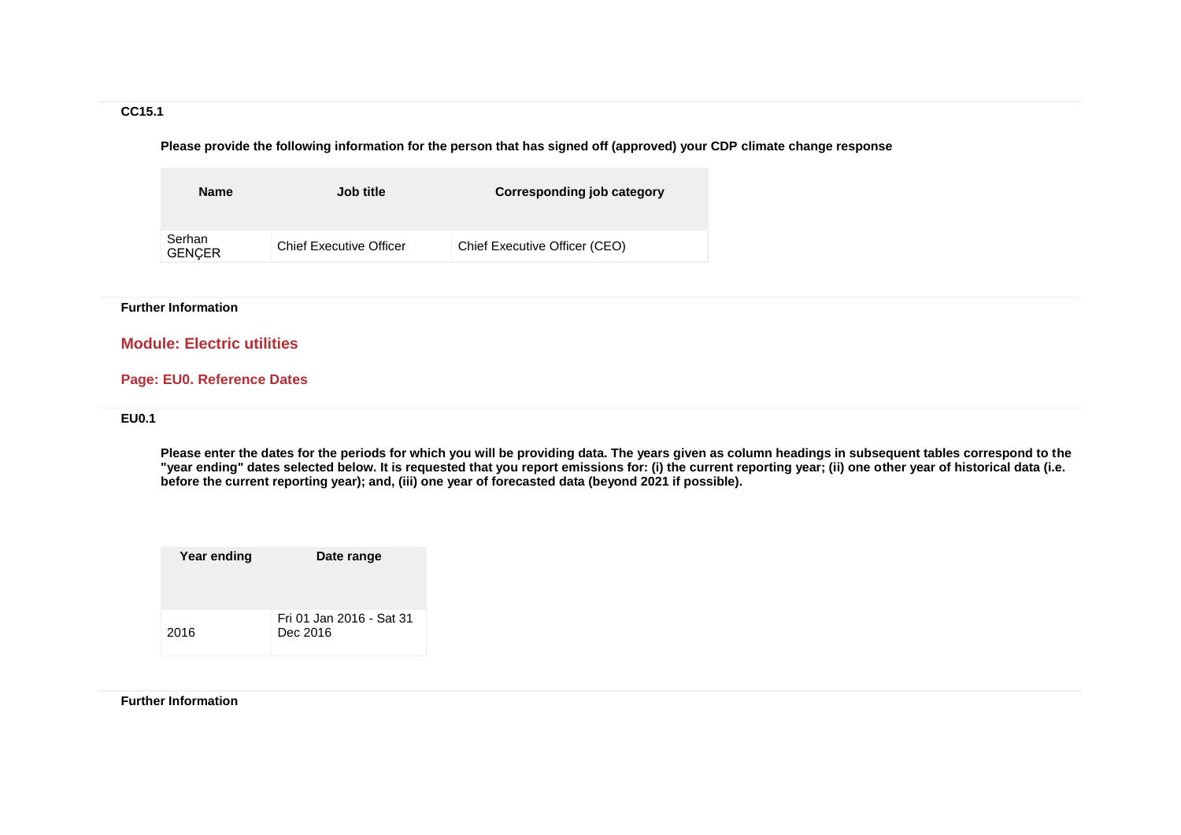**CC15.1**

**Please provide the following information for the person that has signed off (approved) your CDP climate change response**

| Name | Job title | Corresponding job category |
| --- | --- | --- |
| Serhan GENÇER | Chief Executive Officer | Chief Executive Officer (CEO) |

**Further Information**

## Module: Electric utilities

### Page: EU0. Reference Dates

**EU0.1**

**Please enter the dates for the periods for which you will be providing data. The years given as column headings in subsequent tables correspond to the "year ending" dates selected below. It is requested that you report emissions for: (i) the current reporting year; (ii) one other year of historical data (i.e. before the current reporting year); and, (iii) one year of forecasted data (beyond 2021 if possible).**

| Year ending | Date range |
| --- | --- |
| 2016 | Fri 01 Jan 2016 - Sat 31 Dec 2016 |

**Further Information**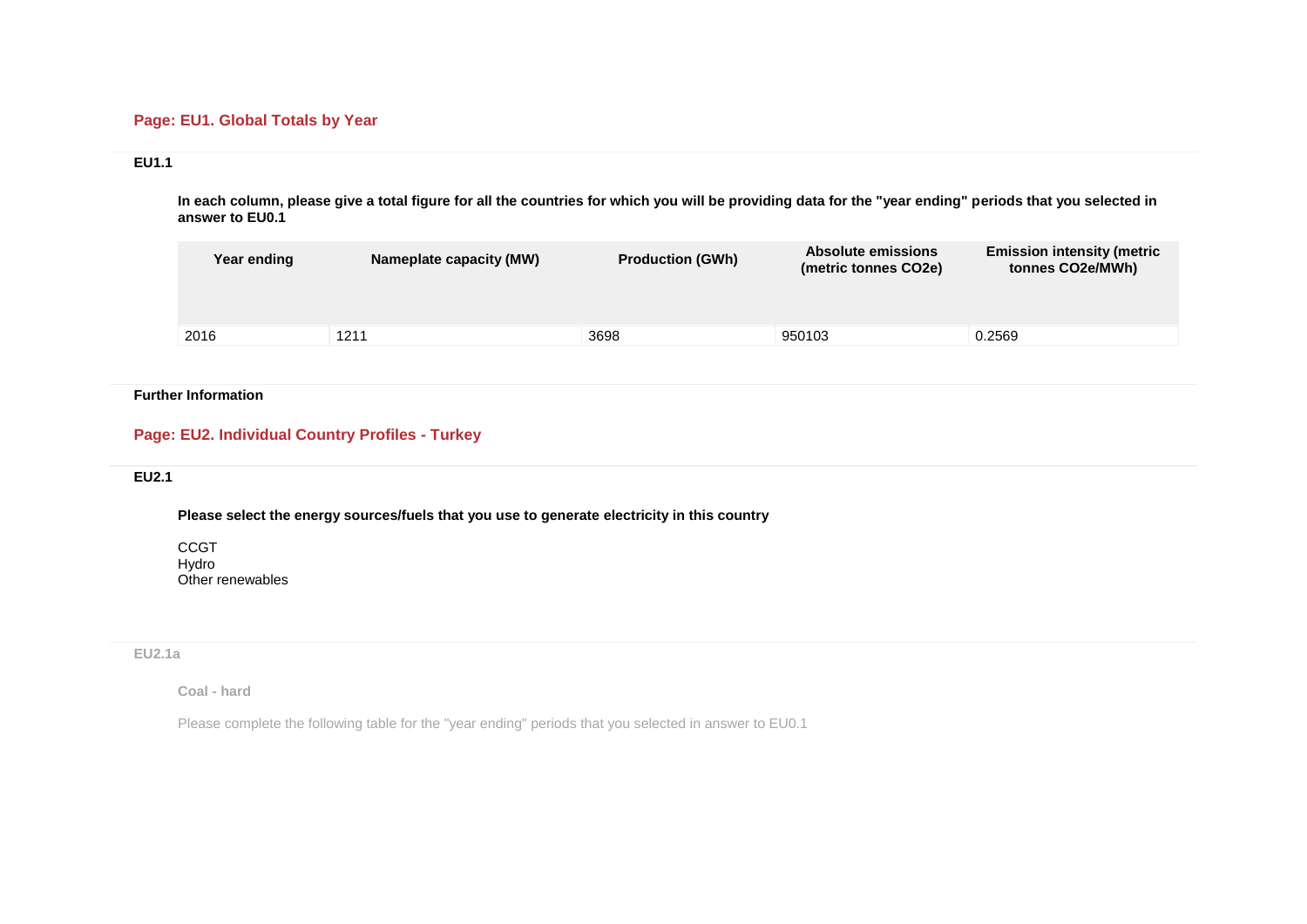## Page: EU1. Global Totals by Year

### EU1.1

**In each column, please give a total figure for all the countries for which you will be providing data for the "year ending" periods that you selected in answer to EU0.1**

| Year ending | Nameplate capacity (MW) | Production (GWh) | Absolute emissions (metric tonnes CO2e) | Emission intensity (metric tonnes CO2e/MWh) |
|---|---|---|---|---|
| 2016 | 1211 | 3698 | 950103 | 0.2569 |

### Further Information

## Page: EU2. Individual Country Profiles - Turkey

### EU2.1

**Please select the energy sources/fuels that you use to generate electricity in this country**

CCGT
Hydro
Other renewables

### EU2.1a

**Coal - hard**

Please complete the following table for the "year ending" periods that you selected in answer to EU0.1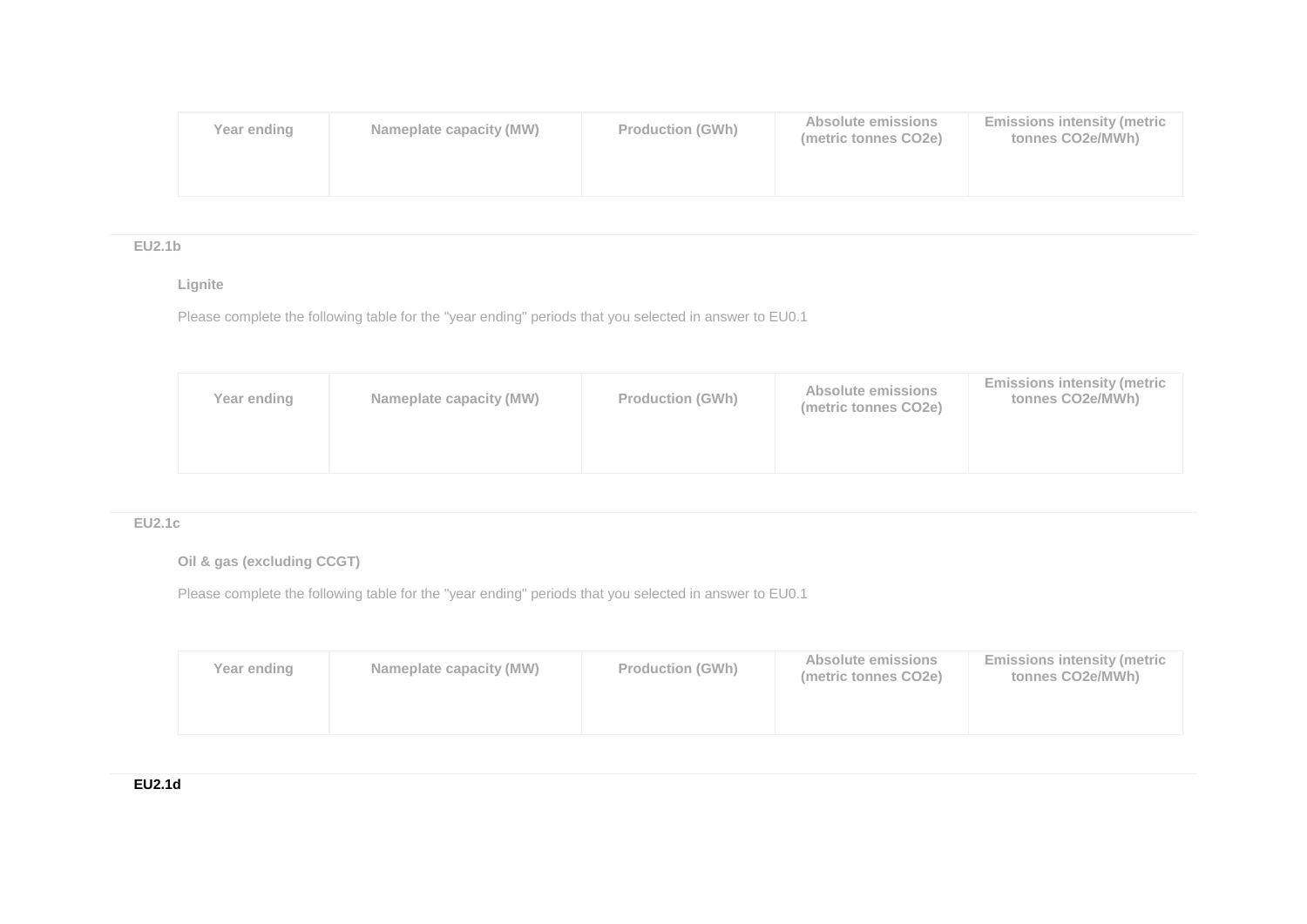| Year ending | Nameplate capacity (MW) | Production (GWh) | Absolute emissions (metric tonnes CO2e) | Emissions intensity (metric tonnes CO2e/MWh) |
| --- | --- | --- | --- | --- |
| | | | | |

**EU2.1b**

**Lignite**

Please complete the following table for the "year ending" periods that you selected in answer to EU0.1

| Year ending | Nameplate capacity (MW) | Production (GWh) | Absolute emissions (metric tonnes CO2e) | Emissions intensity (metric tonnes CO2e/MWh) |
| --- | --- | --- | --- | --- |
| | | | | |

**EU2.1c**

**Oil & gas (excluding CCGT)**

Please complete the following table for the "year ending" periods that you selected in answer to EU0.1

| Year ending | Nameplate capacity (MW) | Production (GWh) | Absolute emissions (metric tonnes CO2e) | Emissions intensity (metric tonnes CO2e/MWh) |
| --- | --- | --- | --- | --- |
| | | | | |

**EU2.1d**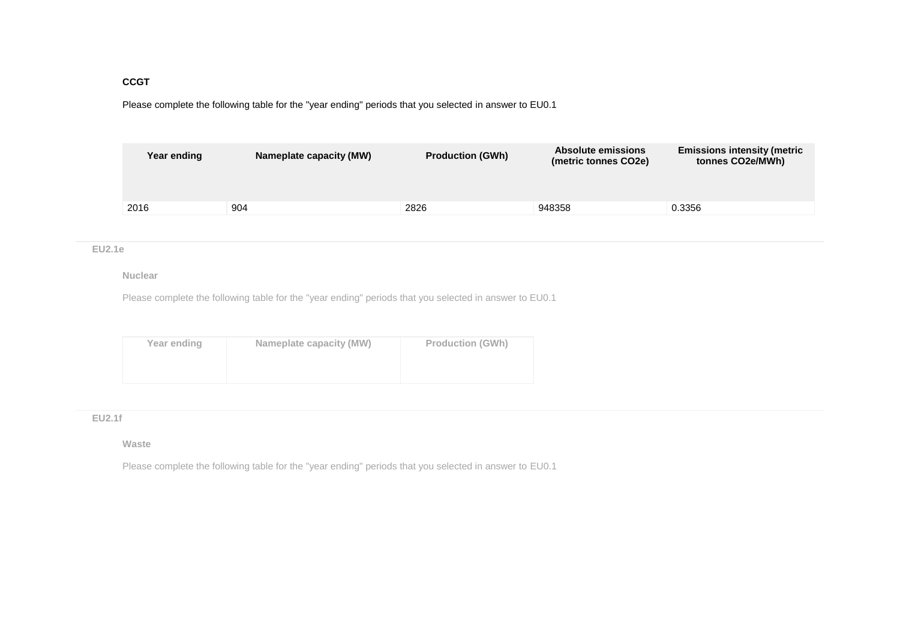**CCGT**

Please complete the following table for the "year ending" periods that you selected in answer to EU0.1

| Year ending | Nameplate capacity (MW) | Production (GWh) | Absolute emissions (metric tonnes CO2e) | Emissions intensity (metric tonnes CO2e/MWh) |
|---|---|---|---|---|
| 2016 | 904 | 2826 | 948358 | 0.3356 |

**EU2.1e**

**Nuclear**

Please complete the following table for the "year ending" periods that you selected in answer to EU0.1

| Year ending | Nameplate capacity (MW) | Production (GWh) |
|---|---|---|
| | | |

**EU2.1f**

**Waste**

Please complete the following table for the "year ending" periods that you selected in answer to EU0.1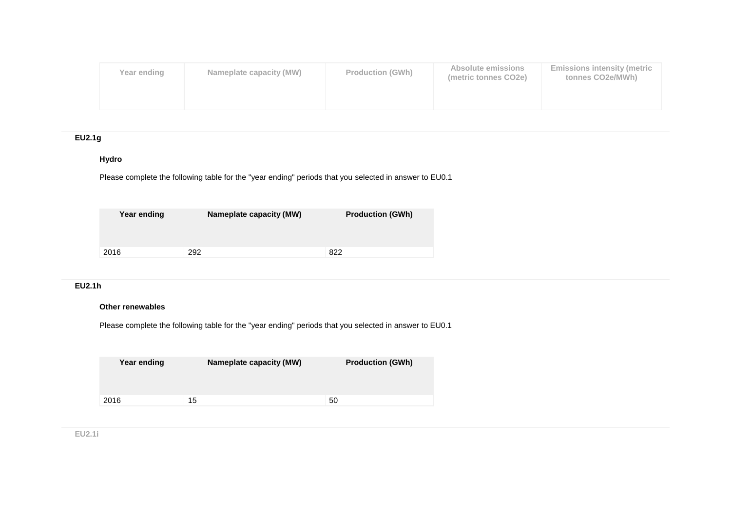| Year ending | Nameplate capacity (MW) | Production (GWh) | Absolute emissions (metric tonnes CO2e) | Emissions intensity (metric tonnes CO2e/MWh) |
|---|---|---|---|---|

**EU2.1g**

**Hydro**

Please complete the following table for the "year ending" periods that you selected in answer to EU0.1

| Year ending | Nameplate capacity (MW) | Production (GWh) |
|---|---|---|
| 2016 | 292 | 822 |

**EU2.1h**

**Other renewables**

Please complete the following table for the "year ending" periods that you selected in answer to EU0.1

| Year ending | Nameplate capacity (MW) | Production (GWh) |
|---|---|---|
| 2016 | 15 | 50 |

**EU2.1i**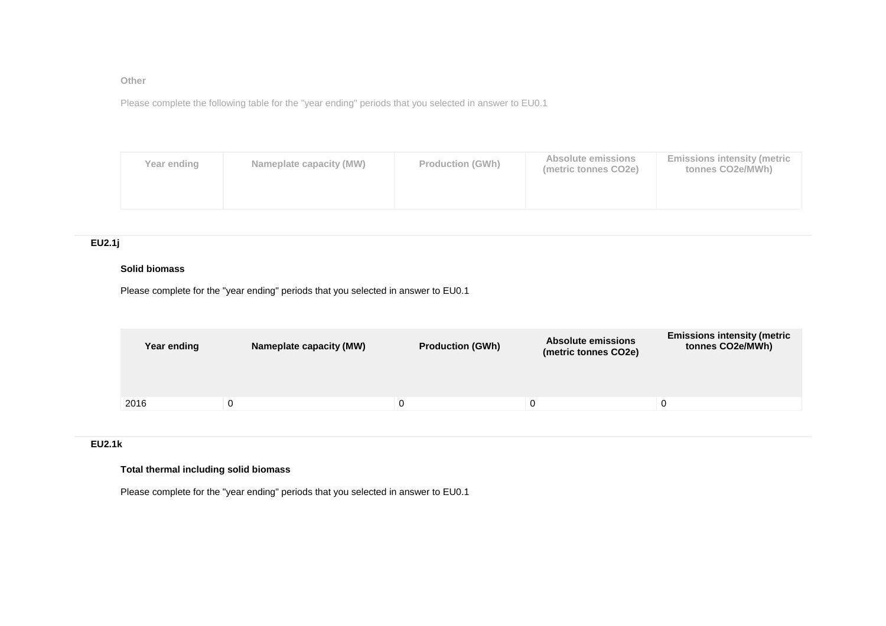Other

Please complete the following table for the "year ending" periods that you selected in answer to EU0.1

| Year ending | Nameplate capacity (MW) | Production (GWh) | Absolute emissions (metric tonnes CO2e) | Emissions intensity (metric tonnes CO2e/MWh) |
|---|---|---|---|---|

### EU2.1j

**Solid biomass**

Please complete for the "year ending" periods that you selected in answer to EU0.1

| Year ending | Nameplate capacity (MW) | Production (GWh) | Absolute emissions (metric tonnes CO2e) | Emissions intensity (metric tonnes CO2e/MWh) |
|---|---|---|---|---|
| 2016 | 0 | 0 | 0 | 0 |

### EU2.1k

**Total thermal including solid biomass**

Please complete for the "year ending" periods that you selected in answer to EU0.1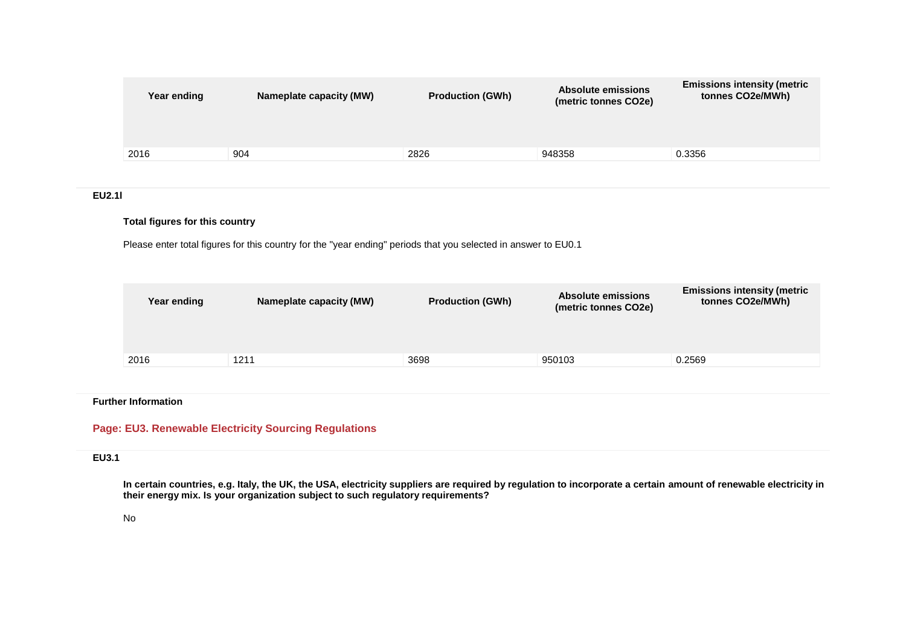| Year ending | Nameplate capacity (MW) | Production (GWh) | Absolute emissions (metric tonnes CO2e) | Emissions intensity (metric tonnes CO2e/MWh) |
|---|---|---|---|---|
| 2016 | 904 | 2826 | 948358 | 0.3356 |

**EU2.1l**

**Total figures for this country**

Please enter total figures for this country for the "year ending" periods that you selected in answer to EU0.1

| Year ending | Nameplate capacity (MW) | Production (GWh) | Absolute emissions (metric tonnes CO2e) | Emissions intensity (metric tonnes CO2e/MWh) |
|---|---|---|---|---|
| 2016 | 1211 | 3698 | 950103 | 0.2569 |

**Further Information**

## Page: EU3. Renewable Electricity Sourcing Regulations

**EU3.1**

**In certain countries, e.g. Italy, the UK, the USA, electricity suppliers are required by regulation to incorporate a certain amount of renewable electricity in their energy mix. Is your organization subject to such regulatory requirements?**

No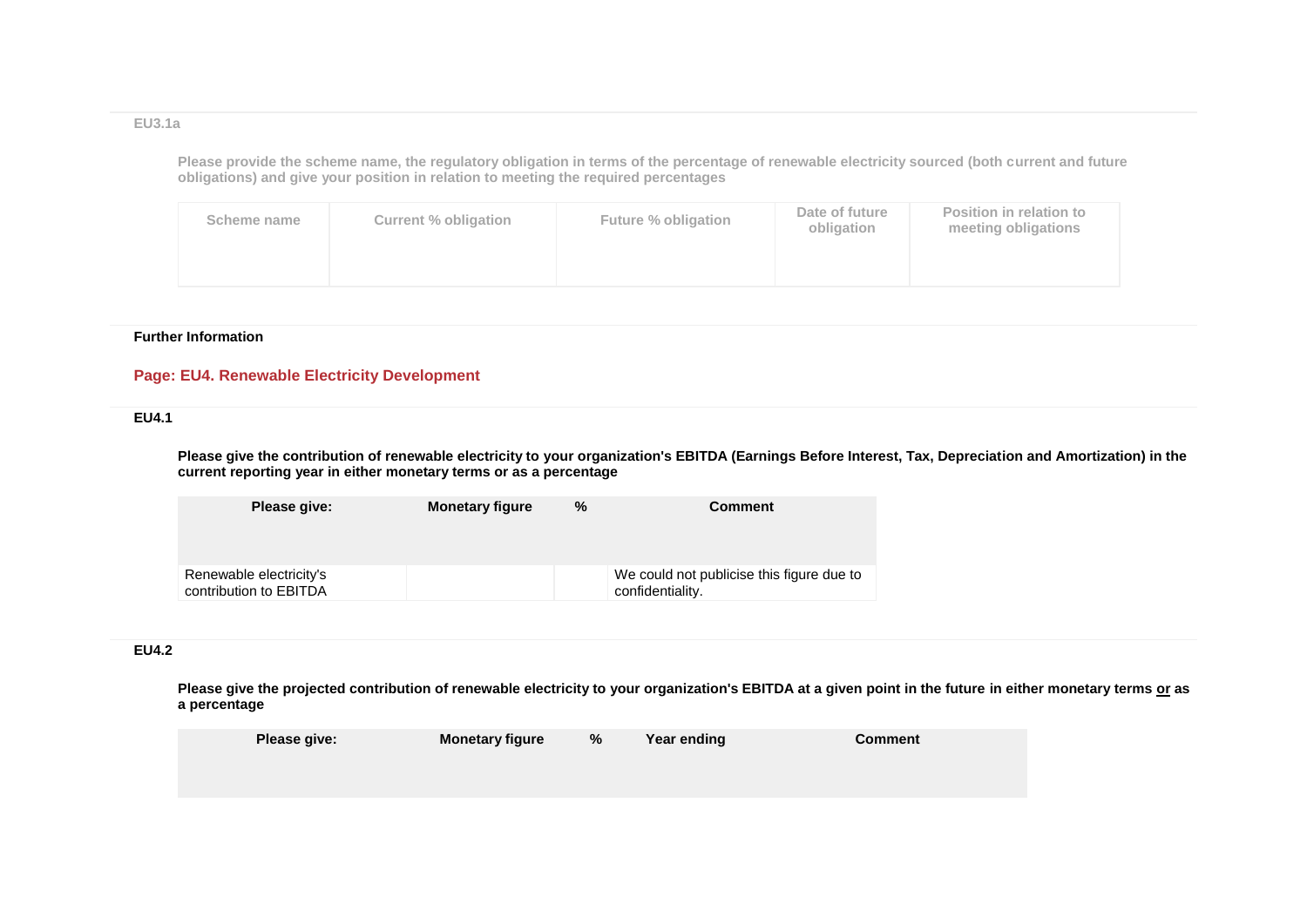EU3.1a

Please provide the scheme name, the regulatory obligation in terms of the percentage of renewable electricity sourced (both current and future obligations) and give your position in relation to meeting the required percentages

| Scheme name | Current % obligation | Future % obligation | Date of future obligation | Position in relation to meeting obligations |
|---|---|---|---|---|
| | | | | |

**Further Information**

## Page: EU4. Renewable Electricity Development

**EU4.1**

**Please give the contribution of renewable electricity to your organization's EBITDA (Earnings Before Interest, Tax, Depreciation and Amortization) in the current reporting year in either monetary terms or as a percentage**

| Please give: | Monetary figure | % | Comment |
|---|---|---|---|
| Renewable electricity's contribution to EBITDA | | | We could not publicise this figure due to confidentiality. |

**EU4.2**

**Please give the projected contribution of renewable electricity to your organization's EBITDA at a given point in the future in either monetary terms <u>or</u> as a percentage**

| Please give: | Monetary figure | % | Year ending | Comment |
|---|---|---|---|---|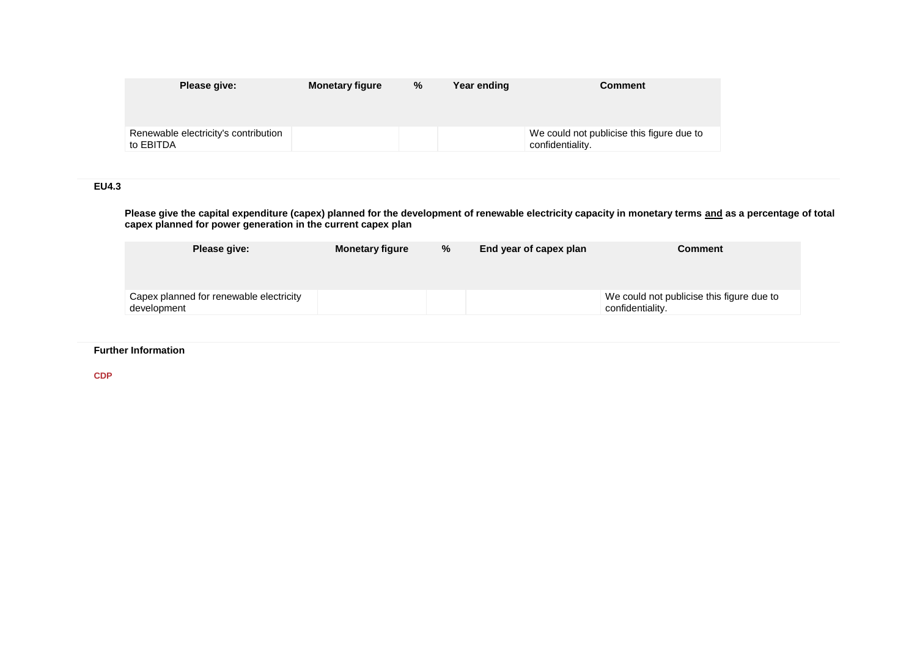| Please give: | Monetary figure | % | Year ending | Comment |
|---|---|---|---|---|
| Renewable electricity's contribution to EBITDA | | | | We could not publicise this figure due to confidentiality. |

### EU4.3

**Please give the capital expenditure (capex) planned for the development of renewable electricity capacity in monetary terms and as a percentage of total capex planned for power generation in the current capex plan**

| Please give: | Monetary figure | % | End year of capex plan | Comment |
|---|---|---|---|---|
| Capex planned for renewable electricity development | | | | We could not publicise this figure due to confidentiality. |

### Further Information

CDP